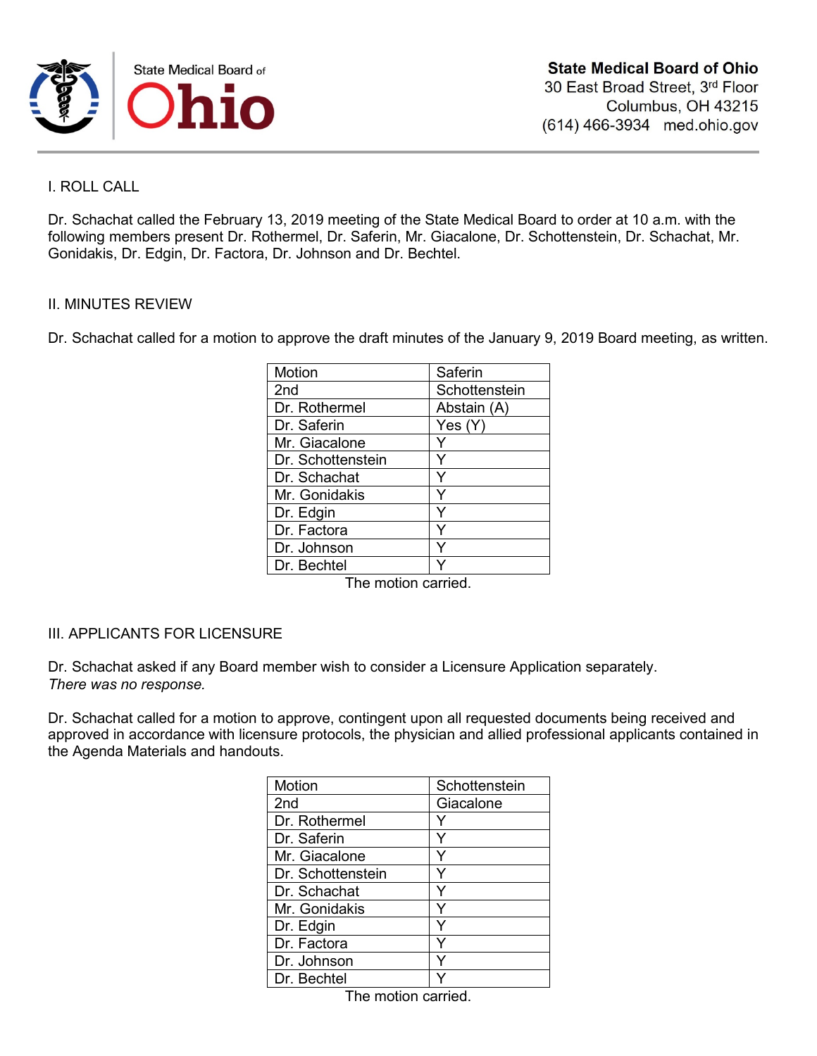State Medical Board of Ohio

**State Medical Board of Ohio**
30 East Broad Street, 3rd Floor
Columbus, OH 43215
(614) 466-3934 med.ohio.gov

## I. ROLL CALL

Dr. Schachat called the February 13, 2019 meeting of the State Medical Board to order at 10 a.m. with the following members present Dr. Rothermel, Dr. Saferin, Mr. Giacalone, Dr. Schottenstein, Dr. Schachat, Mr. Gonidakis, Dr. Edgin, Dr. Factora, Dr. Johnson and Dr. Bechtel.

## II. MINUTES REVIEW

Dr. Schachat called for a motion to approve the draft minutes of the January 9, 2019 Board meeting, as written.

| Motion | Saferin |
|---|---|
| 2nd | Schottenstein |
| Dr. Rothermel | Abstain (A) |
| Dr. Saferin | Yes (Y) |
| Mr. Giacalone | Y |
| Dr. Schottenstein | Y |
| Dr. Schachat | Y |
| Mr. Gonidakis | Y |
| Dr. Edgin | Y |
| Dr. Factora | Y |
| Dr. Johnson | Y |
| Dr. Bechtel | Y |

The motion carried.

## III. APPLICANTS FOR LICENSURE

Dr. Schachat asked if any Board member wish to consider a Licensure Application separately.
*There was no response.*

Dr. Schachat called for a motion to approve, contingent upon all requested documents being received and approved in accordance with licensure protocols, the physician and allied professional applicants contained in the Agenda Materials and handouts.

| Motion | Schottenstein |
|---|---|
| 2nd | Giacalone |
| Dr. Rothermel | Y |
| Dr. Saferin | Y |
| Mr. Giacalone | Y |
| Dr. Schottenstein | Y |
| Dr. Schachat | Y |
| Mr. Gonidakis | Y |
| Dr. Edgin | Y |
| Dr. Factora | Y |
| Dr. Johnson | Y |
| Dr. Bechtel | Y |

The motion carried.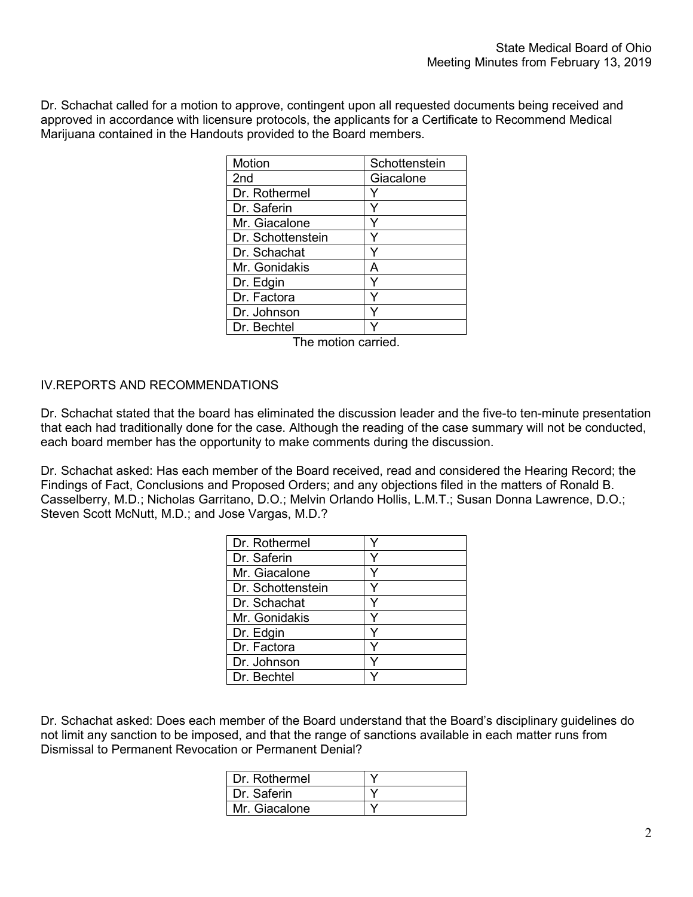Dr. Schachat called for a motion to approve, contingent upon all requested documents being received and approved in accordance with licensure protocols, the applicants for a Certificate to Recommend Medical Marijuana contained in the Handouts provided to the Board members.

| Motion | Schottenstein |
|---|---|
| 2nd | Giacalone |
| Dr. Rothermel | Y |
| Dr. Saferin | Y |
| Mr. Giacalone | Y |
| Dr. Schottenstein | Y |
| Dr. Schachat | Y |
| Mr. Gonidakis | A |
| Dr. Edgin | Y |
| Dr. Factora | Y |
| Dr. Johnson | Y |
| Dr. Bechtel | Y |

The motion carried.

## IV.REPORTS AND RECOMMENDATIONS

Dr. Schachat stated that the board has eliminated the discussion leader and the five-to ten-minute presentation that each had traditionally done for the case. Although the reading of the case summary will not be conducted, each board member has the opportunity to make comments during the discussion.

Dr. Schachat asked: Has each member of the Board received, read and considered the Hearing Record; the Findings of Fact, Conclusions and Proposed Orders; and any objections filed in the matters of Ronald B. Casselberry, M.D.; Nicholas Garritano, D.O.; Melvin Orlando Hollis, L.M.T.; Susan Donna Lawrence, D.O.; Steven Scott McNutt, M.D.; and Jose Vargas, M.D.?

| | |
|---|---|
| Dr. Rothermel | Y |
| Dr. Saferin | Y |
| Mr. Giacalone | Y |
| Dr. Schottenstein | Y |
| Dr. Schachat | Y |
| Mr. Gonidakis | Y |
| Dr. Edgin | Y |
| Dr. Factora | Y |
| Dr. Johnson | Y |
| Dr. Bechtel | Y |

Dr. Schachat asked: Does each member of the Board understand that the Board's disciplinary guidelines do not limit any sanction to be imposed, and that the range of sanctions available in each matter runs from Dismissal to Permanent Revocation or Permanent Denial?

| | |
|---|---|
| Dr. Rothermel | Y |
| Dr. Saferin | Y |
| Mr. Giacalone | Y |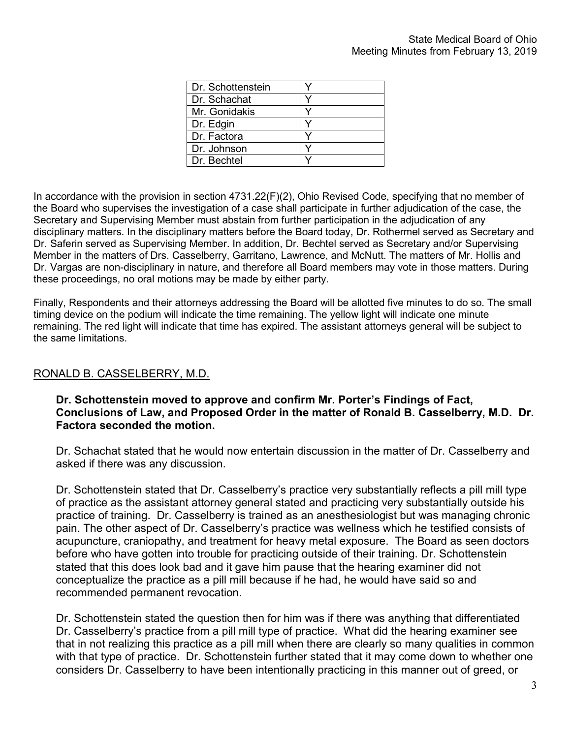| Dr. Schottenstein | Y |
|---|---|
| Dr. Schachat | Y |
| Mr. Gonidakis | Y |
| Dr. Edgin | Y |
| Dr. Factora | Y |
| Dr. Johnson | Y |
| Dr. Bechtel | Y |

In accordance with the provision in section 4731.22(F)(2), Ohio Revised Code, specifying that no member of the Board who supervises the investigation of a case shall participate in further adjudication of the case, the Secretary and Supervising Member must abstain from further participation in the adjudication of any disciplinary matters. In the disciplinary matters before the Board today, Dr. Rothermel served as Secretary and Dr. Saferin served as Supervising Member. In addition, Dr. Bechtel served as Secretary and/or Supervising Member in the matters of Drs. Casselberry, Garritano, Lawrence, and McNutt. The matters of Mr. Hollis and Dr. Vargas are non-disciplinary in nature, and therefore all Board members may vote in those matters. During these proceedings, no oral motions may be made by either party.

Finally, Respondents and their attorneys addressing the Board will be allotted five minutes to do so. The small timing device on the podium will indicate the time remaining. The yellow light will indicate one minute remaining. The red light will indicate that time has expired. The assistant attorneys general will be subject to the same limitations.

## RONALD B. CASSELBERRY, M.D.

**Dr. Schottenstein moved to approve and confirm Mr. Porter's Findings of Fact, Conclusions of Law, and Proposed Order in the matter of Ronald B. Casselberry, M.D. Dr. Factora seconded the motion.**

Dr. Schachat stated that he would now entertain discussion in the matter of Dr. Casselberry and asked if there was any discussion.

Dr. Schottenstein stated that Dr. Casselberry's practice very substantially reflects a pill mill type of practice as the assistant attorney general stated and practicing very substantially outside his practice of training. Dr. Casselberry is trained as an anesthesiologist but was managing chronic pain. The other aspect of Dr. Casselberry's practice was wellness which he testified consists of acupuncture, craniopathy, and treatment for heavy metal exposure. The Board as seen doctors before who have gotten into trouble for practicing outside of their training. Dr. Schottenstein stated that this does look bad and it gave him pause that the hearing examiner did not conceptualize the practice as a pill mill because if he had, he would have said so and recommended permanent revocation.

Dr. Schottenstein stated the question then for him was if there was anything that differentiated Dr. Casselberry's practice from a pill mill type of practice. What did the hearing examiner see that in not realizing this practice as a pill mill when there are clearly so many qualities in common with that type of practice. Dr. Schottenstein further stated that it may come down to whether one considers Dr. Casselberry to have been intentionally practicing in this manner out of greed, or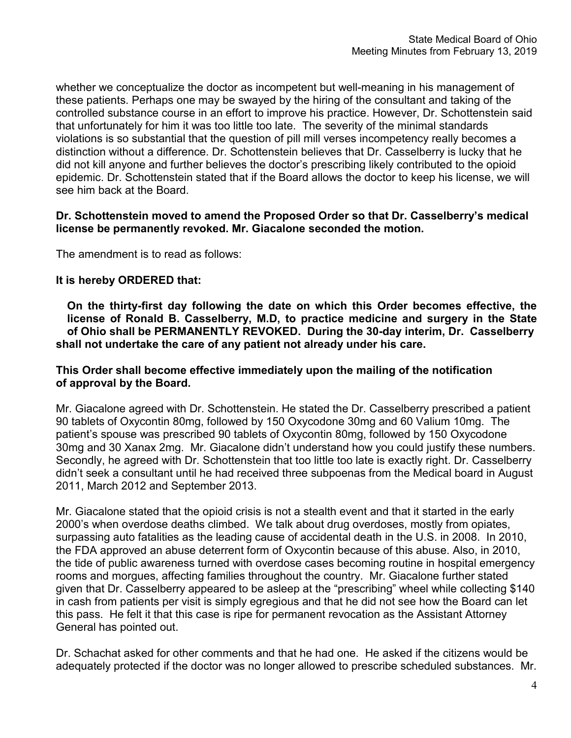whether we conceptualize the doctor as incompetent but well-meaning in his management of these patients. Perhaps one may be swayed by the hiring of the consultant and taking of the controlled substance course in an effort to improve his practice. However, Dr. Schottenstein said that unfortunately for him it was too little too late. The severity of the minimal standards violations is so substantial that the question of pill mill verses incompetency really becomes a distinction without a difference. Dr. Schottenstein believes that Dr. Casselberry is lucky that he did not kill anyone and further believes the doctor's prescribing likely contributed to the opioid epidemic. Dr. Schottenstein stated that if the Board allows the doctor to keep his license, we will see him back at the Board.

**Dr. Schottenstein moved to amend the Proposed Order so that Dr. Casselberry's medical license be permanently revoked. Mr. Giacalone seconded the motion.**

The amendment is to read as follows:

**It is hereby ORDERED that:**

**On the thirty-first day following the date on which this Order becomes effective, the license of Ronald B. Casselberry, M.D, to practice medicine and surgery in the State of Ohio shall be PERMANENTLY REVOKED. During the 30-day interim, Dr. Casselberry shall not undertake the care of any patient not already under his care.**

**This Order shall become effective immediately upon the mailing of the notification of approval by the Board.**

Mr. Giacalone agreed with Dr. Schottenstein. He stated the Dr. Casselberry prescribed a patient 90 tablets of Oxycontin 80mg, followed by 150 Oxycodone 30mg and 60 Valium 10mg. The patient's spouse was prescribed 90 tablets of Oxycontin 80mg, followed by 150 Oxycodone 30mg and 30 Xanax 2mg. Mr. Giacalone didn't understand how you could justify these numbers. Secondly, he agreed with Dr. Schottenstein that too little too late is exactly right. Dr. Casselberry didn't seek a consultant until he had received three subpoenas from the Medical board in August 2011, March 2012 and September 2013.

Mr. Giacalone stated that the opioid crisis is not a stealth event and that it started in the early 2000's when overdose deaths climbed. We talk about drug overdoses, mostly from opiates, surpassing auto fatalities as the leading cause of accidental death in the U.S. in 2008. In 2010, the FDA approved an abuse deterrent form of Oxycontin because of this abuse. Also, in 2010, the tide of public awareness turned with overdose cases becoming routine in hospital emergency rooms and morgues, affecting families throughout the country. Mr. Giacalone further stated given that Dr. Casselberry appeared to be asleep at the "prescribing" wheel while collecting $140 in cash from patients per visit is simply egregious and that he did not see how the Board can let this pass. He felt it that this case is ripe for permanent revocation as the Assistant Attorney General has pointed out.

Dr. Schachat asked for other comments and that he had one. He asked if the citizens would be adequately protected if the doctor was no longer allowed to prescribe scheduled substances. Mr.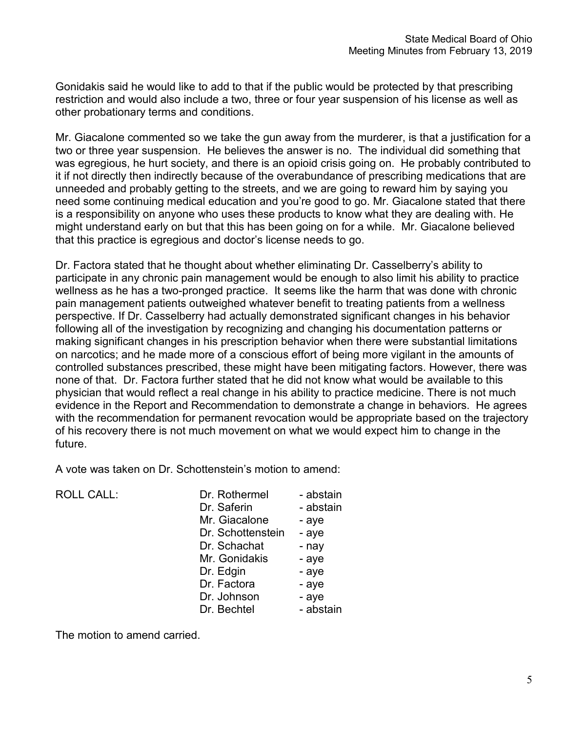Gonidakis said he would like to add to that if the public would be protected by that prescribing restriction and would also include a two, three or four year suspension of his license as well as other probationary terms and conditions.

Mr. Giacalone commented so we take the gun away from the murderer, is that a justification for a two or three year suspension. He believes the answer is no. The individual did something that was egregious, he hurt society, and there is an opioid crisis going on. He probably contributed to it if not directly then indirectly because of the overabundance of prescribing medications that are unneeded and probably getting to the streets, and we are going to reward him by saying you need some continuing medical education and you're good to go. Mr. Giacalone stated that there is a responsibility on anyone who uses these products to know what they are dealing with. He might understand early on but that this has been going on for a while. Mr. Giacalone believed that this practice is egregious and doctor's license needs to go.

Dr. Factora stated that he thought about whether eliminating Dr. Casselberry's ability to participate in any chronic pain management would be enough to also limit his ability to practice wellness as he has a two-pronged practice. It seems like the harm that was done with chronic pain management patients outweighed whatever benefit to treating patients from a wellness perspective. If Dr. Casselberry had actually demonstrated significant changes in his behavior following all of the investigation by recognizing and changing his documentation patterns or making significant changes in his prescription behavior when there were substantial limitations on narcotics; and he made more of a conscious effort of being more vigilant in the amounts of controlled substances prescribed, these might have been mitigating factors. However, there was none of that. Dr. Factora further stated that he did not know what would be available to this physician that would reflect a real change in his ability to practice medicine. There is not much evidence in the Report and Recommendation to demonstrate a change in behaviors. He agrees with the recommendation for permanent revocation would be appropriate based on the trajectory of his recovery there is not much movement on what we would expect him to change in the future.

A vote was taken on Dr. Schottenstein's motion to amend:

| ROLL CALL: | Dr. Rothermel | - abstain |
|---|---|---|
| | Dr. Saferin | - abstain |
| | Mr. Giacalone | - aye |
| | Dr. Schottenstein | - aye |
| | Dr. Schachat | - nay |
| | Mr. Gonidakis | - aye |
| | Dr. Edgin | - aye |
| | Dr. Factora | - aye |
| | Dr. Johnson | - aye |
| | Dr. Bechtel | - abstain |

The motion to amend carried.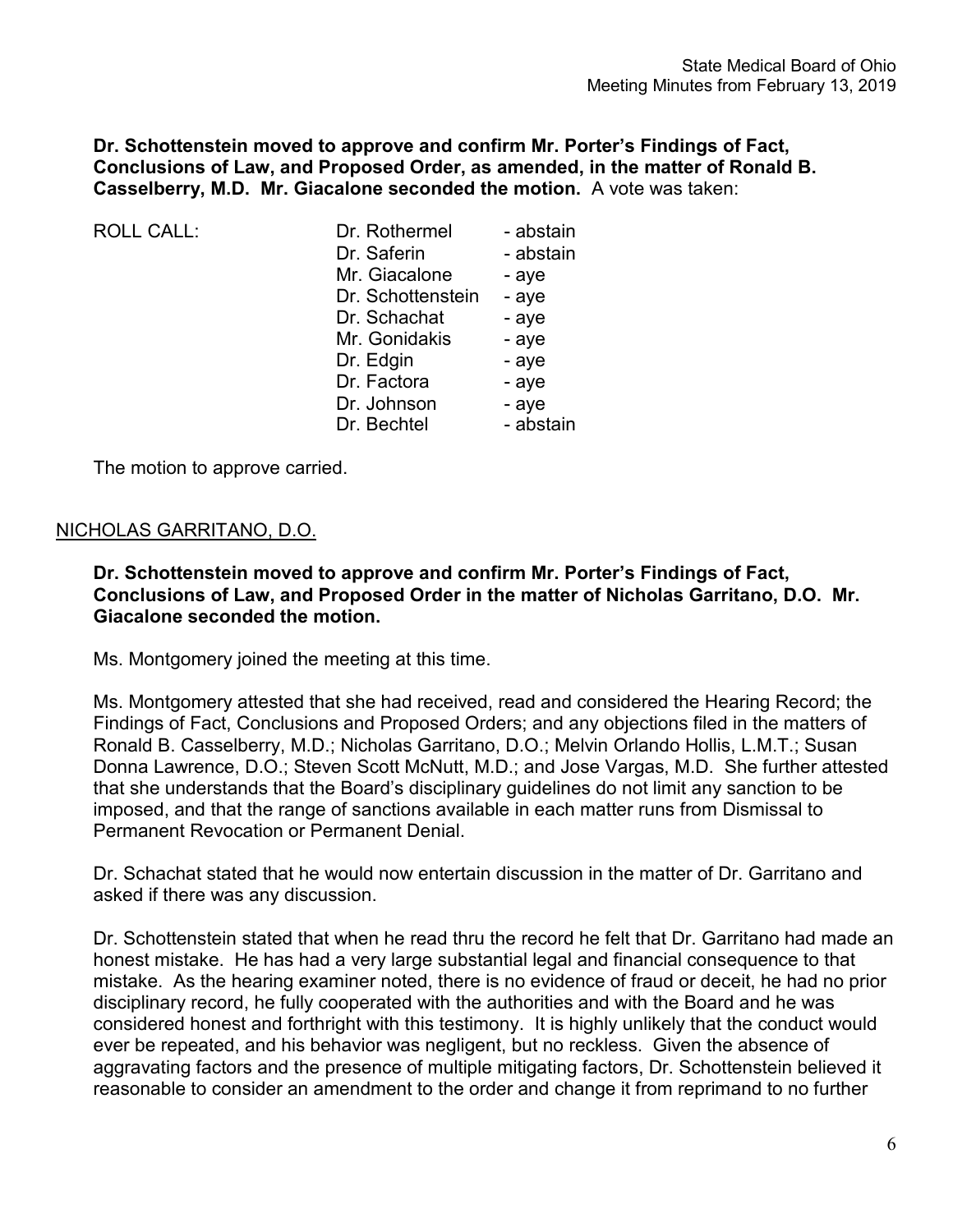**Dr. Schottenstein moved to approve and confirm Mr. Porter's Findings of Fact, Conclusions of Law, and Proposed Order, as amended, in the matter of Ronald B. Casselberry, M.D. Mr. Giacalone seconded the motion.** A vote was taken:

| ROLL CALL: | Dr. Rothermel | - abstain |
|---|---|---|
| | Dr. Saferin | - abstain |
| | Mr. Giacalone | - aye |
| | Dr. Schottenstein | - aye |
| | Dr. Schachat | - aye |
| | Mr. Gonidakis | - aye |
| | Dr. Edgin | - aye |
| | Dr. Factora | - aye |
| | Dr. Johnson | - aye |
| | Dr. Bechtel | - abstain |

The motion to approve carried.

NICHOLAS GARRITANO, D.O.

**Dr. Schottenstein moved to approve and confirm Mr. Porter's Findings of Fact, Conclusions of Law, and Proposed Order in the matter of Nicholas Garritano, D.O. Mr. Giacalone seconded the motion.**

Ms. Montgomery joined the meeting at this time.

Ms. Montgomery attested that she had received, read and considered the Hearing Record; the Findings of Fact, Conclusions and Proposed Orders; and any objections filed in the matters of Ronald B. Casselberry, M.D.; Nicholas Garritano, D.O.; Melvin Orlando Hollis, L.M.T.; Susan Donna Lawrence, D.O.; Steven Scott McNutt, M.D.; and Jose Vargas, M.D. She further attested that she understands that the Board's disciplinary guidelines do not limit any sanction to be imposed, and that the range of sanctions available in each matter runs from Dismissal to Permanent Revocation or Permanent Denial.

Dr. Schachat stated that he would now entertain discussion in the matter of Dr. Garritano and asked if there was any discussion.

Dr. Schottenstein stated that when he read thru the record he felt that Dr. Garritano had made an honest mistake. He has had a very large substantial legal and financial consequence to that mistake. As the hearing examiner noted, there is no evidence of fraud or deceit, he had no prior disciplinary record, he fully cooperated with the authorities and with the Board and he was considered honest and forthright with this testimony. It is highly unlikely that the conduct would ever be repeated, and his behavior was negligent, but no reckless. Given the absence of aggravating factors and the presence of multiple mitigating factors, Dr. Schottenstein believed it reasonable to consider an amendment to the order and change it from reprimand to no further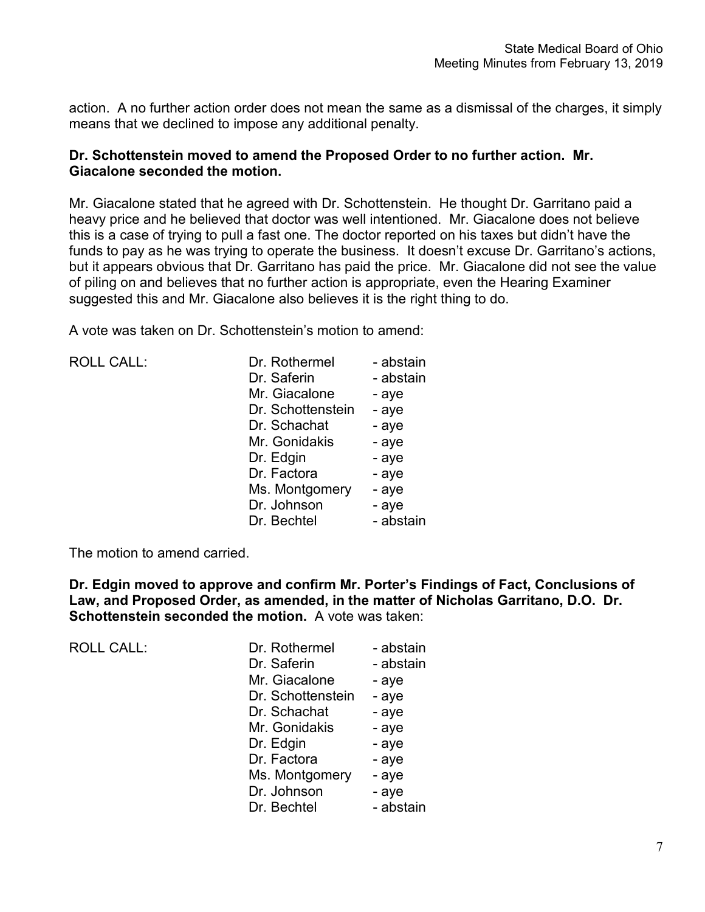action. A no further action order does not mean the same as a dismissal of the charges, it simply means that we declined to impose any additional penalty.

**Dr. Schottenstein moved to amend the Proposed Order to no further action. Mr. Giacalone seconded the motion.**

Mr. Giacalone stated that he agreed with Dr. Schottenstein. He thought Dr. Garritano paid a heavy price and he believed that doctor was well intentioned. Mr. Giacalone does not believe this is a case of trying to pull a fast one. The doctor reported on his taxes but didn't have the funds to pay as he was trying to operate the business. It doesn't excuse Dr. Garritano's actions, but it appears obvious that Dr. Garritano has paid the price. Mr. Giacalone did not see the value of piling on and believes that no further action is appropriate, even the Hearing Examiner suggested this and Mr. Giacalone also believes it is the right thing to do.

A vote was taken on Dr. Schottenstein's motion to amend:

| ROLL CALL: | | |
|---|---|---|
| | Dr. Rothermel | - abstain |
| | Dr. Saferin | - abstain |
| | Mr. Giacalone | - aye |
| | Dr. Schottenstein | - aye |
| | Dr. Schachat | - aye |
| | Mr. Gonidakis | - aye |
| | Dr. Edgin | - aye |
| | Dr. Factora | - aye |
| | Ms. Montgomery | - aye |
| | Dr. Johnson | - aye |
| | Dr. Bechtel | - abstain |

The motion to amend carried.

**Dr. Edgin moved to approve and confirm Mr. Porter's Findings of Fact, Conclusions of Law, and Proposed Order, as amended, in the matter of Nicholas Garritano, D.O. Dr. Schottenstein seconded the motion.** A vote was taken:

| ROLL CALL: | | |
|---|---|---|
| | Dr. Rothermel | - abstain |
| | Dr. Saferin | - abstain |
| | Mr. Giacalone | - aye |
| | Dr. Schottenstein | - aye |
| | Dr. Schachat | - aye |
| | Mr. Gonidakis | - aye |
| | Dr. Edgin | - aye |
| | Dr. Factora | - aye |
| | Ms. Montgomery | - aye |
| | Dr. Johnson | - aye |
| | Dr. Bechtel | - abstain |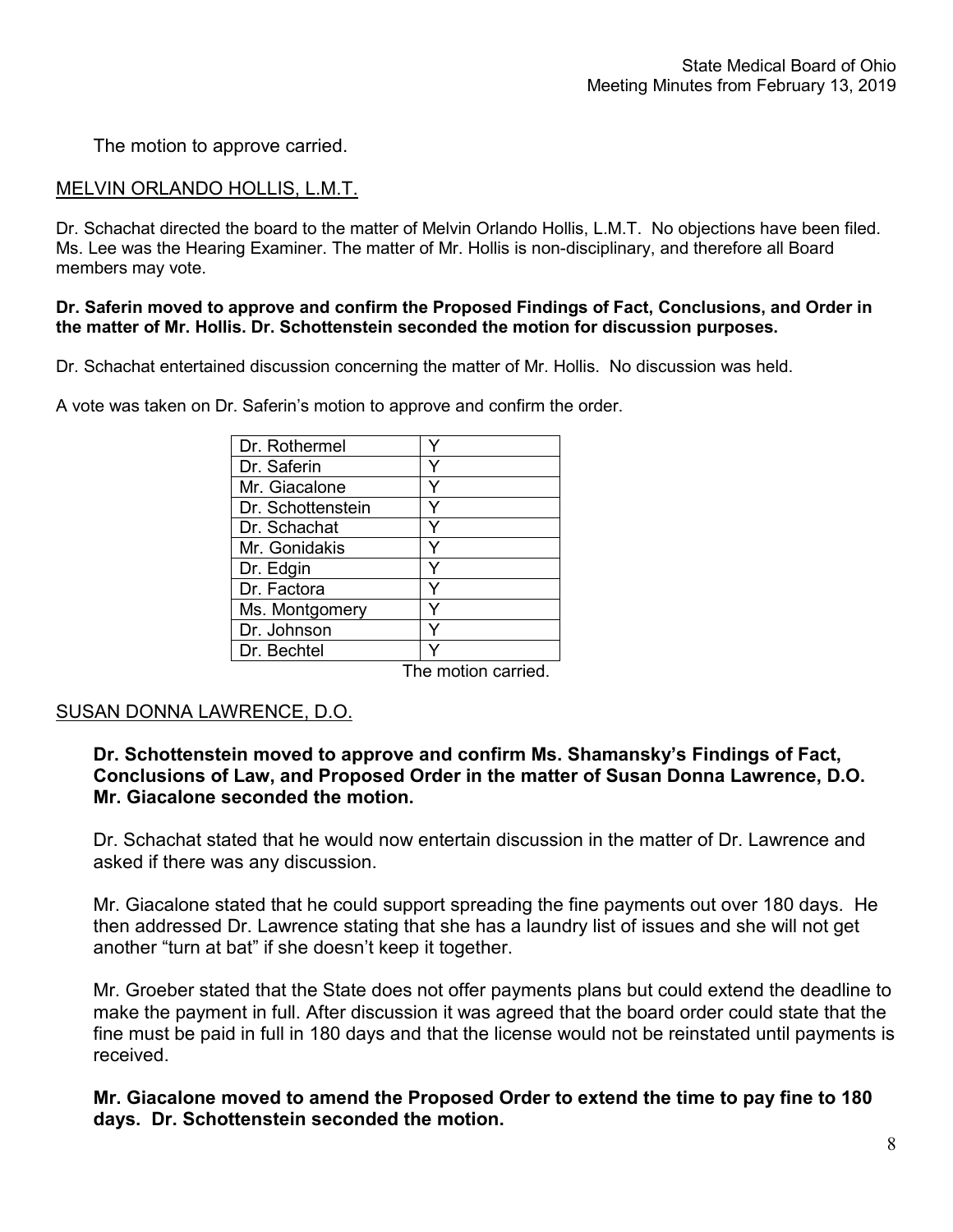The motion to approve carried.

MELVIN ORLANDO HOLLIS, L.M.T.

Dr. Schachat directed the board to the matter of Melvin Orlando Hollis, L.M.T. No objections have been filed. Ms. Lee was the Hearing Examiner. The matter of Mr. Hollis is non-disciplinary, and therefore all Board members may vote.

**Dr. Saferin moved to approve and confirm the Proposed Findings of Fact, Conclusions, and Order in the matter of Mr. Hollis. Dr. Schottenstein seconded the motion for discussion purposes.**

Dr. Schachat entertained discussion concerning the matter of Mr. Hollis. No discussion was held.

A vote was taken on Dr. Saferin's motion to approve and confirm the order.

| | |
|---|---|
| Dr. Rothermel | Y |
| Dr. Saferin | Y |
| Mr. Giacalone | Y |
| Dr. Schottenstein | Y |
| Dr. Schachat | Y |
| Mr. Gonidakis | Y |
| Dr. Edgin | Y |
| Dr. Factora | Y |
| Ms. Montgomery | Y |
| Dr. Johnson | Y |
| Dr. Bechtel | Y |

The motion carried.

SUSAN DONNA LAWRENCE, D.O.

**Dr. Schottenstein moved to approve and confirm Ms. Shamansky's Findings of Fact, Conclusions of Law, and Proposed Order in the matter of Susan Donna Lawrence, D.O. Mr. Giacalone seconded the motion.**

Dr. Schachat stated that he would now entertain discussion in the matter of Dr. Lawrence and asked if there was any discussion.

Mr. Giacalone stated that he could support spreading the fine payments out over 180 days. He then addressed Dr. Lawrence stating that she has a laundry list of issues and she will not get another "turn at bat" if she doesn't keep it together.

Mr. Groeber stated that the State does not offer payments plans but could extend the deadline to make the payment in full. After discussion it was agreed that the board order could state that the fine must be paid in full in 180 days and that the license would not be reinstated until payments is received.

**Mr. Giacalone moved to amend the Proposed Order to extend the time to pay fine to 180 days. Dr. Schottenstein seconded the motion.**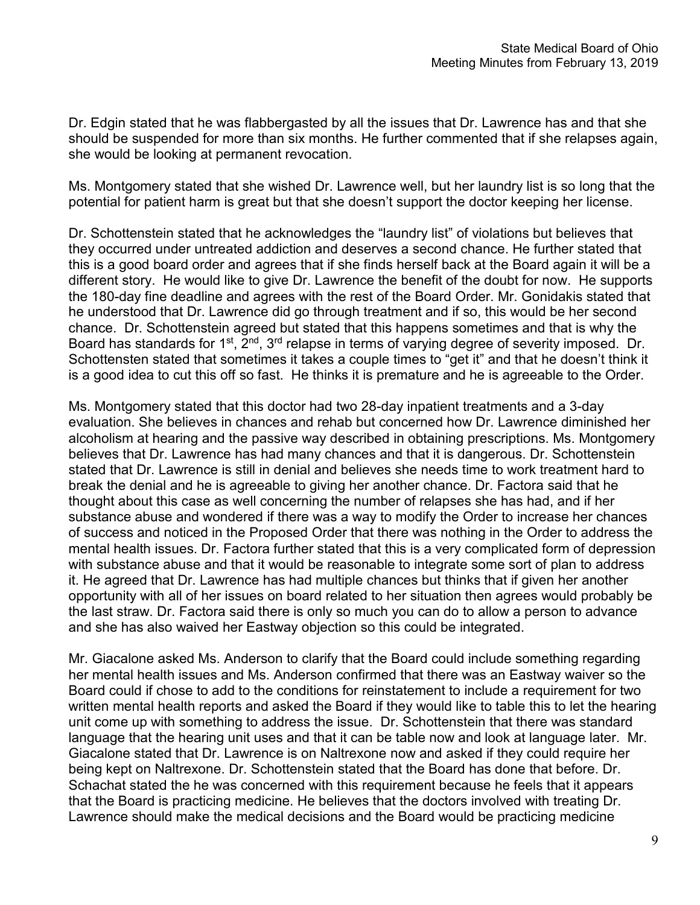Dr. Edgin stated that he was flabbergasted by all the issues that Dr. Lawrence has and that she should be suspended for more than six months. He further commented that if she relapses again, she would be looking at permanent revocation.

Ms. Montgomery stated that she wished Dr. Lawrence well, but her laundry list is so long that the potential for patient harm is great but that she doesn't support the doctor keeping her license.

Dr. Schottenstein stated that he acknowledges the "laundry list" of violations but believes that they occurred under untreated addiction and deserves a second chance. He further stated that this is a good board order and agrees that if she finds herself back at the Board again it will be a different story. He would like to give Dr. Lawrence the benefit of the doubt for now. He supports the 180-day fine deadline and agrees with the rest of the Board Order. Mr. Gonidakis stated that he understood that Dr. Lawrence did go through treatment and if so, this would be her second chance. Dr. Schottenstein agreed but stated that this happens sometimes and that is why the Board has standards for 1st, 2nd, 3rd relapse in terms of varying degree of severity imposed. Dr. Schottensten stated that sometimes it takes a couple times to "get it" and that he doesn't think it is a good idea to cut this off so fast. He thinks it is premature and he is agreeable to the Order.

Ms. Montgomery stated that this doctor had two 28-day inpatient treatments and a 3-day evaluation. She believes in chances and rehab but concerned how Dr. Lawrence diminished her alcoholism at hearing and the passive way described in obtaining prescriptions. Ms. Montgomery believes that Dr. Lawrence has had many chances and that it is dangerous. Dr. Schottenstein stated that Dr. Lawrence is still in denial and believes she needs time to work treatment hard to break the denial and he is agreeable to giving her another chance. Dr. Factora said that he thought about this case as well concerning the number of relapses she has had, and if her substance abuse and wondered if there was a way to modify the Order to increase her chances of success and noticed in the Proposed Order that there was nothing in the Order to address the mental health issues. Dr. Factora further stated that this is a very complicated form of depression with substance abuse and that it would be reasonable to integrate some sort of plan to address it. He agreed that Dr. Lawrence has had multiple chances but thinks that if given her another opportunity with all of her issues on board related to her situation then agrees would probably be the last straw. Dr. Factora said there is only so much you can do to allow a person to advance and she has also waived her Eastway objection so this could be integrated.

Mr. Giacalone asked Ms. Anderson to clarify that the Board could include something regarding her mental health issues and Ms. Anderson confirmed that there was an Eastway waiver so the Board could if chose to add to the conditions for reinstatement to include a requirement for two written mental health reports and asked the Board if they would like to table this to let the hearing unit come up with something to address the issue. Dr. Schottenstein that there was standard language that the hearing unit uses and that it can be table now and look at language later. Mr. Giacalone stated that Dr. Lawrence is on Naltrexone now and asked if they could require her being kept on Naltrexone. Dr. Schottenstein stated that the Board has done that before. Dr. Schachat stated the he was concerned with this requirement because he feels that it appears that the Board is practicing medicine. He believes that the doctors involved with treating Dr. Lawrence should make the medical decisions and the Board would be practicing medicine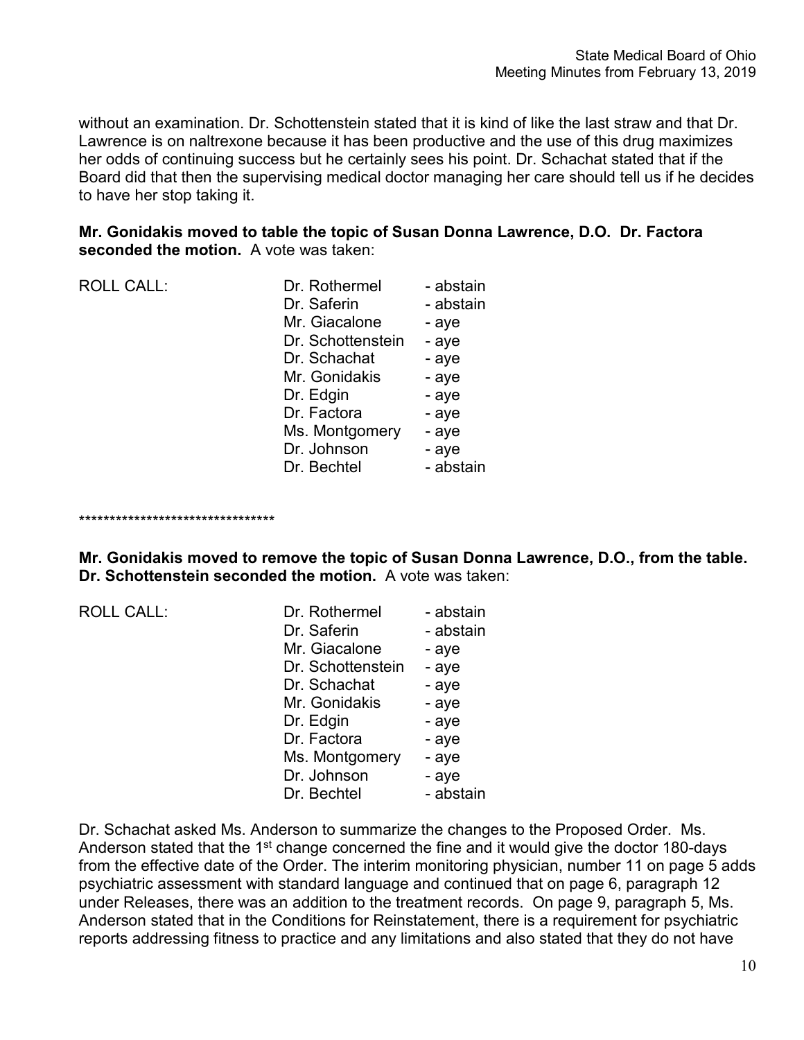without an examination. Dr. Schottenstein stated that it is kind of like the last straw and that Dr. Lawrence is on naltrexone because it has been productive and the use of this drug maximizes her odds of continuing success but he certainly sees his point. Dr. Schachat stated that if the Board did that then the supervising medical doctor managing her care should tell us if he decides to have her stop taking it.

**Mr. Gonidakis moved to table the topic of Susan Donna Lawrence, D.O. Dr. Factora seconded the motion.** A vote was taken:

| ROLL CALL: | | |
|---|---|---|
| | Dr. Rothermel | - abstain |
| | Dr. Saferin | - abstain |
| | Mr. Giacalone | - aye |
| | Dr. Schottenstein | - aye |
| | Dr. Schachat | - aye |
| | Mr. Gonidakis | - aye |
| | Dr. Edgin | - aye |
| | Dr. Factora | - aye |
| | Ms. Montgomery | - aye |
| | Dr. Johnson | - aye |
| | Dr. Bechtel | - abstain |

********************************

**Mr. Gonidakis moved to remove the topic of Susan Donna Lawrence, D.O., from the table. Dr. Schottenstein seconded the motion.** A vote was taken:

| ROLL CALL: | | |
|---|---|---|
| | Dr. Rothermel | - abstain |
| | Dr. Saferin | - abstain |
| | Mr. Giacalone | - aye |
| | Dr. Schottenstein | - aye |
| | Dr. Schachat | - aye |
| | Mr. Gonidakis | - aye |
| | Dr. Edgin | - aye |
| | Dr. Factora | - aye |
| | Ms. Montgomery | - aye |
| | Dr. Johnson | - aye |
| | Dr. Bechtel | - abstain |

Dr. Schachat asked Ms. Anderson to summarize the changes to the Proposed Order. Ms. Anderson stated that the 1st change concerned the fine and it would give the doctor 180-days from the effective date of the Order. The interim monitoring physician, number 11 on page 5 adds psychiatric assessment with standard language and continued that on page 6, paragraph 12 under Releases, there was an addition to the treatment records. On page 9, paragraph 5, Ms. Anderson stated that in the Conditions for Reinstatement, there is a requirement for psychiatric reports addressing fitness to practice and any limitations and also stated that they do not have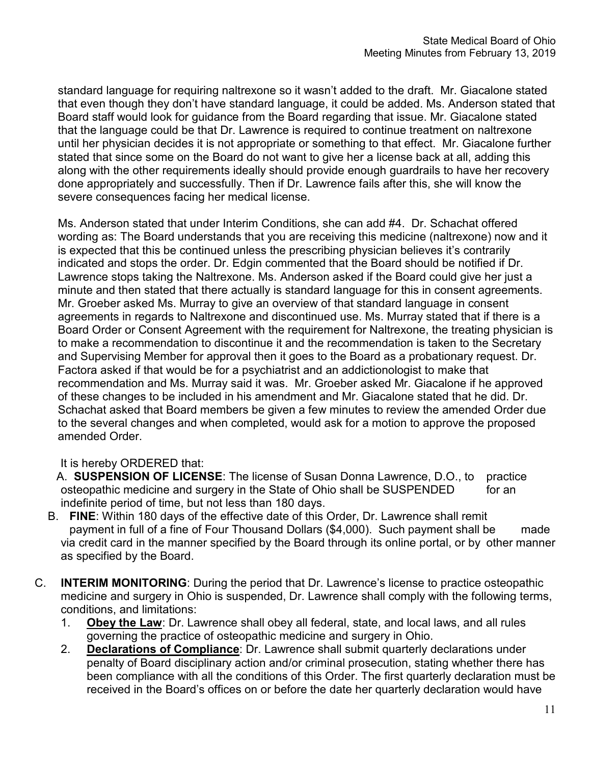standard language for requiring naltrexone so it wasn't added to the draft. Mr. Giacalone stated that even though they don't have standard language, it could be added. Ms. Anderson stated that Board staff would look for guidance from the Board regarding that issue. Mr. Giacalone stated that the language could be that Dr. Lawrence is required to continue treatment on naltrexone until her physician decides it is not appropriate or something to that effect. Mr. Giacalone further stated that since some on the Board do not want to give her a license back at all, adding this along with the other requirements ideally should provide enough guardrails to have her recovery done appropriately and successfully. Then if Dr. Lawrence fails after this, she will know the severe consequences facing her medical license.

Ms. Anderson stated that under Interim Conditions, she can add #4. Dr. Schachat offered wording as: The Board understands that you are receiving this medicine (naltrexone) now and it is expected that this be continued unless the prescribing physician believes it's contrarily indicated and stops the order. Dr. Edgin commented that the Board should be notified if Dr. Lawrence stops taking the Naltrexone. Ms. Anderson asked if the Board could give her just a minute and then stated that there actually is standard language for this in consent agreements. Mr. Groeber asked Ms. Murray to give an overview of that standard language in consent agreements in regards to Naltrexone and discontinued use. Ms. Murray stated that if there is a Board Order or Consent Agreement with the requirement for Naltrexone, the treating physician is to make a recommendation to discontinue it and the recommendation is taken to the Secretary and Supervising Member for approval then it goes to the Board as a probationary request. Dr. Factora asked if that would be for a psychiatrist and an addictionologist to make that recommendation and Ms. Murray said it was. Mr. Groeber asked Mr. Giacalone if he approved of these changes to be included in his amendment and Mr. Giacalone stated that he did. Dr. Schachat asked that Board members be given a few minutes to review the amended Order due to the several changes and when completed, would ask for a motion to approve the proposed amended Order.

It is hereby ORDERED that:

A. **SUSPENSION OF LICENSE**: The license of Susan Donna Lawrence, D.O., to practice osteopathic medicine and surgery in the State of Ohio shall be SUSPENDED for an indefinite period of time, but not less than 180 days.

B. **FINE**: Within 180 days of the effective date of this Order, Dr. Lawrence shall remit payment in full of a fine of Four Thousand Dollars ($4,000). Such payment shall be made via credit card in the manner specified by the Board through its online portal, or by other manner as specified by the Board.

C. **INTERIM MONITORING**: During the period that Dr. Lawrence's license to practice osteopathic medicine and surgery in Ohio is suspended, Dr. Lawrence shall comply with the following terms, conditions, and limitations:

1. **Obey the Law**: Dr. Lawrence shall obey all federal, state, and local laws, and all rules governing the practice of osteopathic medicine and surgery in Ohio.
2. **Declarations of Compliance**: Dr. Lawrence shall submit quarterly declarations under penalty of Board disciplinary action and/or criminal prosecution, stating whether there has been compliance with all the conditions of this Order. The first quarterly declaration must be received in the Board's offices on or before the date her quarterly declaration would have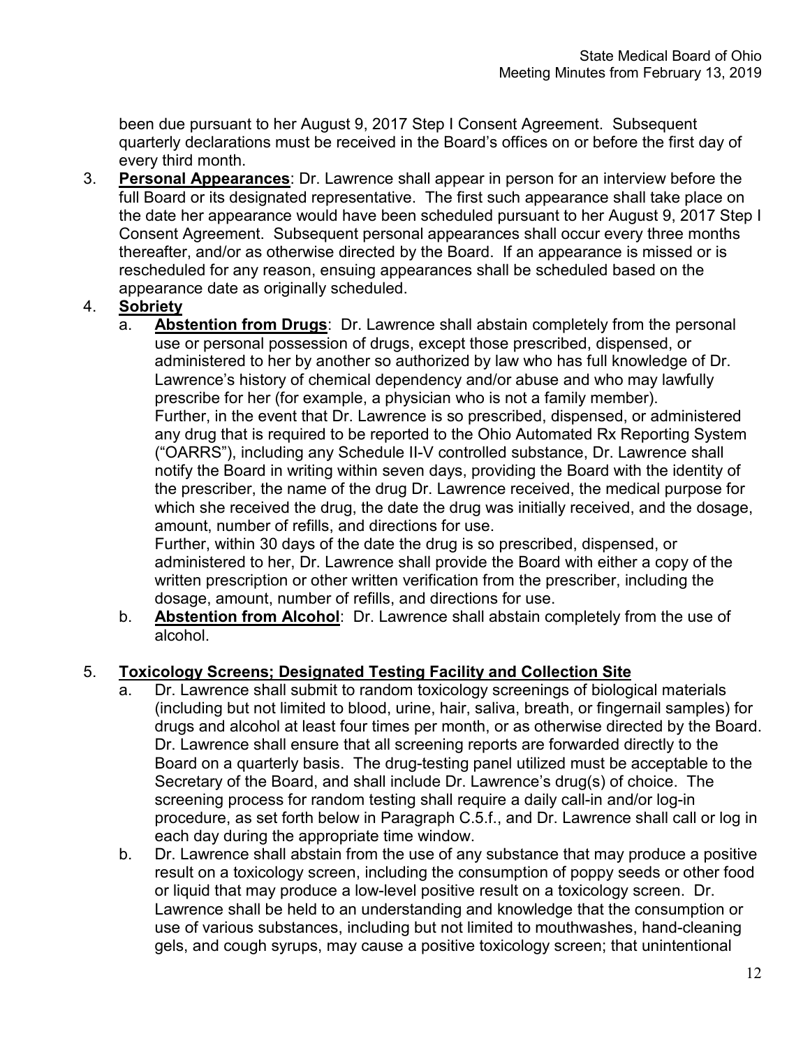been due pursuant to her August 9, 2017 Step I Consent Agreement. Subsequent quarterly declarations must be received in the Board's offices on or before the first day of every third month.

3. **Personal Appearances**: Dr. Lawrence shall appear in person for an interview before the full Board or its designated representative. The first such appearance shall take place on the date her appearance would have been scheduled pursuant to her August 9, 2017 Step I Consent Agreement. Subsequent personal appearances shall occur every three months thereafter, and/or as otherwise directed by the Board. If an appearance is missed or is rescheduled for any reason, ensuing appearances shall be scheduled based on the appearance date as originally scheduled.

4. **Sobriety**
   a. **Abstention from Drugs**: Dr. Lawrence shall abstain completely from the personal use or personal possession of drugs, except those prescribed, dispensed, or administered to her by another so authorized by law who has full knowledge of Dr. Lawrence's history of chemical dependency and/or abuse and who may lawfully prescribe for her (for example, a physician who is not a family member).
   Further, in the event that Dr. Lawrence is so prescribed, dispensed, or administered any drug that is required to be reported to the Ohio Automated Rx Reporting System ("OARRS"), including any Schedule II-V controlled substance, Dr. Lawrence shall notify the Board in writing within seven days, providing the Board with the identity of the prescriber, the name of the drug Dr. Lawrence received, the medical purpose for which she received the drug, the date the drug was initially received, and the dosage, amount, number of refills, and directions for use.
   Further, within 30 days of the date the drug is so prescribed, dispensed, or administered to her, Dr. Lawrence shall provide the Board with either a copy of the written prescription or other written verification from the prescriber, including the dosage, amount, number of refills, and directions for use.
   b. **Abstention from Alcohol**: Dr. Lawrence shall abstain completely from the use of alcohol.

5. **Toxicology Screens; Designated Testing Facility and Collection Site**
   a. Dr. Lawrence shall submit to random toxicology screenings of biological materials (including but not limited to blood, urine, hair, saliva, breath, or fingernail samples) for drugs and alcohol at least four times per month, or as otherwise directed by the Board. Dr. Lawrence shall ensure that all screening reports are forwarded directly to the Board on a quarterly basis. The drug-testing panel utilized must be acceptable to the Secretary of the Board, and shall include Dr. Lawrence's drug(s) of choice. The screening process for random testing shall require a daily call-in and/or log-in procedure, as set forth below in Paragraph C.5.f., and Dr. Lawrence shall call or log in each day during the appropriate time window.
   b. Dr. Lawrence shall abstain from the use of any substance that may produce a positive result on a toxicology screen, including the consumption of poppy seeds or other food or liquid that may produce a low-level positive result on a toxicology screen. Dr. Lawrence shall be held to an understanding and knowledge that the consumption or use of various substances, including but not limited to mouthwashes, hand-cleaning gels, and cough syrups, may cause a positive toxicology screen; that unintentional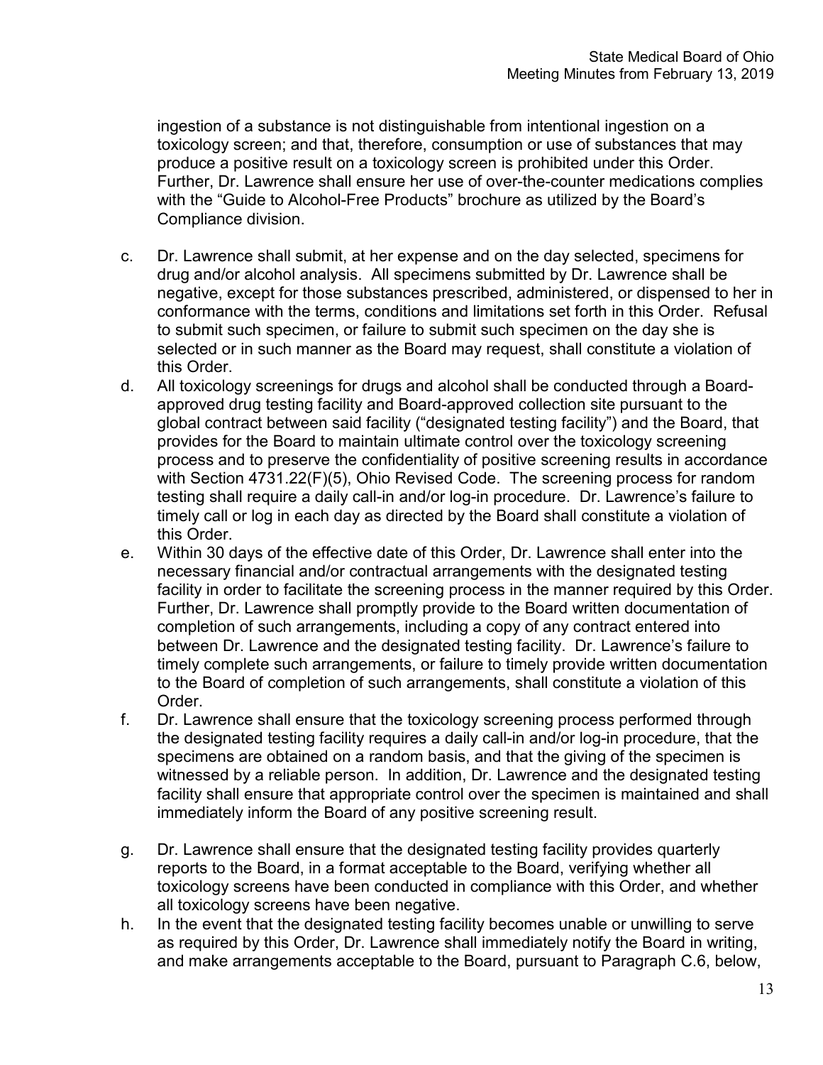ingestion of a substance is not distinguishable from intentional ingestion on a toxicology screen; and that, therefore, consumption or use of substances that may produce a positive result on a toxicology screen is prohibited under this Order. Further, Dr. Lawrence shall ensure her use of over-the-counter medications complies with the "Guide to Alcohol-Free Products" brochure as utilized by the Board's Compliance division.

c. Dr. Lawrence shall submit, at her expense and on the day selected, specimens for drug and/or alcohol analysis. All specimens submitted by Dr. Lawrence shall be negative, except for those substances prescribed, administered, or dispensed to her in conformance with the terms, conditions and limitations set forth in this Order. Refusal to submit such specimen, or failure to submit such specimen on the day she is selected or in such manner as the Board may request, shall constitute a violation of this Order.

d. All toxicology screenings for drugs and alcohol shall be conducted through a Board-approved drug testing facility and Board-approved collection site pursuant to the global contract between said facility ("designated testing facility") and the Board, that provides for the Board to maintain ultimate control over the toxicology screening process and to preserve the confidentiality of positive screening results in accordance with Section 4731.22(F)(5), Ohio Revised Code. The screening process for random testing shall require a daily call-in and/or log-in procedure. Dr. Lawrence's failure to timely call or log in each day as directed by the Board shall constitute a violation of this Order.

e. Within 30 days of the effective date of this Order, Dr. Lawrence shall enter into the necessary financial and/or contractual arrangements with the designated testing facility in order to facilitate the screening process in the manner required by this Order. Further, Dr. Lawrence shall promptly provide to the Board written documentation of completion of such arrangements, including a copy of any contract entered into between Dr. Lawrence and the designated testing facility. Dr. Lawrence's failure to timely complete such arrangements, or failure to timely provide written documentation to the Board of completion of such arrangements, shall constitute a violation of this Order.

f. Dr. Lawrence shall ensure that the toxicology screening process performed through the designated testing facility requires a daily call-in and/or log-in procedure, that the specimens are obtained on a random basis, and that the giving of the specimen is witnessed by a reliable person. In addition, Dr. Lawrence and the designated testing facility shall ensure that appropriate control over the specimen is maintained and shall immediately inform the Board of any positive screening result.

g. Dr. Lawrence shall ensure that the designated testing facility provides quarterly reports to the Board, in a format acceptable to the Board, verifying whether all toxicology screens have been conducted in compliance with this Order, and whether all toxicology screens have been negative.

h. In the event that the designated testing facility becomes unable or unwilling to serve as required by this Order, Dr. Lawrence shall immediately notify the Board in writing, and make arrangements acceptable to the Board, pursuant to Paragraph C.6, below,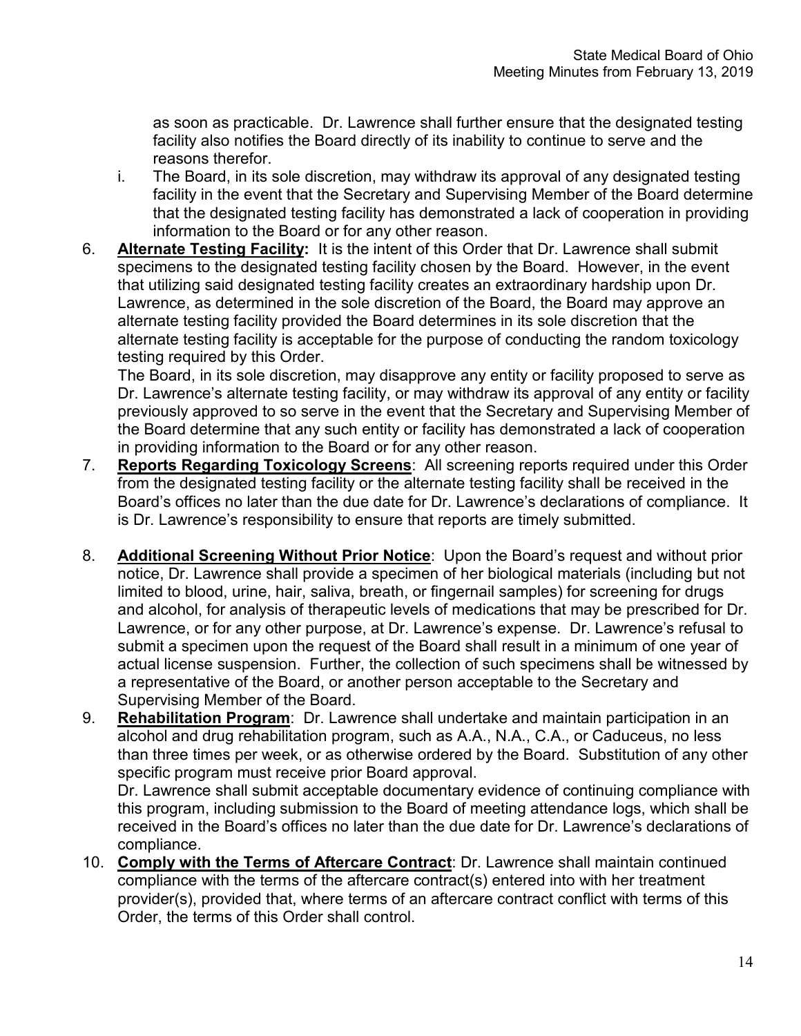as soon as practicable. Dr. Lawrence shall further ensure that the designated testing facility also notifies the Board directly of its inability to continue to serve and the reasons therefor.

i. The Board, in its sole discretion, may withdraw its approval of any designated testing facility in the event that the Secretary and Supervising Member of the Board determine that the designated testing facility has demonstrated a lack of cooperation in providing information to the Board or for any other reason.

6. **Alternate Testing Facility:** It is the intent of this Order that Dr. Lawrence shall submit specimens to the designated testing facility chosen by the Board. However, in the event that utilizing said designated testing facility creates an extraordinary hardship upon Dr. Lawrence, as determined in the sole discretion of the Board, the Board may approve an alternate testing facility provided the Board determines in its sole discretion that the alternate testing facility is acceptable for the purpose of conducting the random toxicology testing required by this Order.

   The Board, in its sole discretion, may disapprove any entity or facility proposed to serve as Dr. Lawrence's alternate testing facility, or may withdraw its approval of any entity or facility previously approved to so serve in the event that the Secretary and Supervising Member of the Board determine that any such entity or facility has demonstrated a lack of cooperation in providing information to the Board or for any other reason.

7. **Reports Regarding Toxicology Screens**: All screening reports required under this Order from the designated testing facility or the alternate testing facility shall be received in the Board's offices no later than the due date for Dr. Lawrence's declarations of compliance. It is Dr. Lawrence's responsibility to ensure that reports are timely submitted.

8. **Additional Screening Without Prior Notice**: Upon the Board's request and without prior notice, Dr. Lawrence shall provide a specimen of her biological materials (including but not limited to blood, urine, hair, saliva, breath, or fingernail samples) for screening for drugs and alcohol, for analysis of therapeutic levels of medications that may be prescribed for Dr. Lawrence, or for any other purpose, at Dr. Lawrence's expense. Dr. Lawrence's refusal to submit a specimen upon the request of the Board shall result in a minimum of one year of actual license suspension. Further, the collection of such specimens shall be witnessed by a representative of the Board, or another person acceptable to the Secretary and Supervising Member of the Board.

9. **Rehabilitation Program**: Dr. Lawrence shall undertake and maintain participation in an alcohol and drug rehabilitation program, such as A.A., N.A., C.A., or Caduceus, no less than three times per week, or as otherwise ordered by the Board. Substitution of any other specific program must receive prior Board approval.

   Dr. Lawrence shall submit acceptable documentary evidence of continuing compliance with this program, including submission to the Board of meeting attendance logs, which shall be received in the Board's offices no later than the due date for Dr. Lawrence's declarations of compliance.

10. **Comply with the Terms of Aftercare Contract**: Dr. Lawrence shall maintain continued compliance with the terms of the aftercare contract(s) entered into with her treatment provider(s), provided that, where terms of an aftercare contract conflict with terms of this Order, the terms of this Order shall control.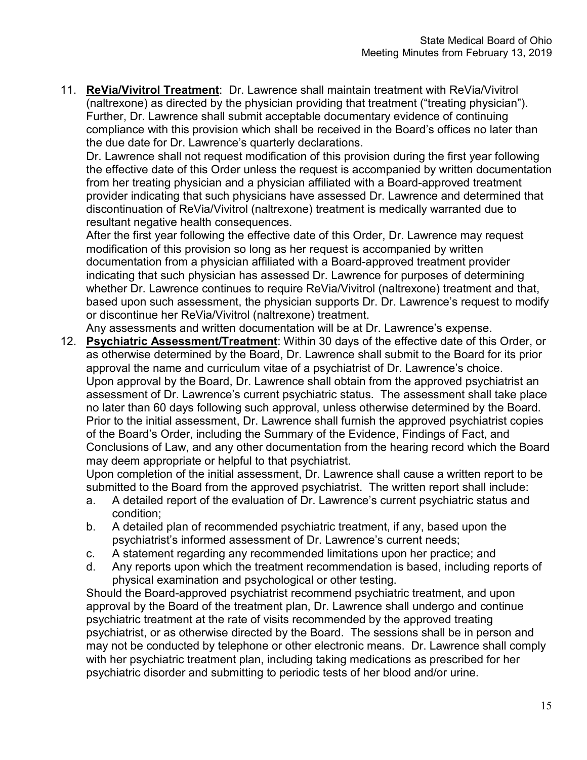11. **ReVia/Vivitrol Treatment**: Dr. Lawrence shall maintain treatment with ReVia/Vivitrol (naltrexone) as directed by the physician providing that treatment ("treating physician"). Further, Dr. Lawrence shall submit acceptable documentary evidence of continuing compliance with this provision which shall be received in the Board's offices no later than the due date for Dr. Lawrence's quarterly declarations.

    Dr. Lawrence shall not request modification of this provision during the first year following the effective date of this Order unless the request is accompanied by written documentation from her treating physician and a physician affiliated with a Board-approved treatment provider indicating that such physicians have assessed Dr. Lawrence and determined that discontinuation of ReVia/Vivitrol (naltrexone) treatment is medically warranted due to resultant negative health consequences.

    After the first year following the effective date of this Order, Dr. Lawrence may request modification of this provision so long as her request is accompanied by written documentation from a physician affiliated with a Board-approved treatment provider indicating that such physician has assessed Dr. Lawrence for purposes of determining whether Dr. Lawrence continues to require ReVia/Vivitrol (naltrexone) treatment and that, based upon such assessment, the physician supports Dr. Dr. Lawrence's request to modify or discontinue her ReVia/Vivitrol (naltrexone) treatment.

    Any assessments and written documentation will be at Dr. Lawrence's expense.

12. **Psychiatric Assessment/Treatment**: Within 30 days of the effective date of this Order, or as otherwise determined by the Board, Dr. Lawrence shall submit to the Board for its prior approval the name and curriculum vitae of a psychiatrist of Dr. Lawrence's choice.

    Upon approval by the Board, Dr. Lawrence shall obtain from the approved psychiatrist an assessment of Dr. Lawrence's current psychiatric status. The assessment shall take place no later than 60 days following such approval, unless otherwise determined by the Board. Prior to the initial assessment, Dr. Lawrence shall furnish the approved psychiatrist copies of the Board's Order, including the Summary of the Evidence, Findings of Fact, and Conclusions of Law, and any other documentation from the hearing record which the Board may deem appropriate or helpful to that psychiatrist.

    Upon completion of the initial assessment, Dr. Lawrence shall cause a written report to be submitted to the Board from the approved psychiatrist. The written report shall include:

    a. A detailed report of the evaluation of Dr. Lawrence's current psychiatric status and condition;
    b. A detailed plan of recommended psychiatric treatment, if any, based upon the psychiatrist's informed assessment of Dr. Lawrence's current needs;
    c. A statement regarding any recommended limitations upon her practice; and
    d. Any reports upon which the treatment recommendation is based, including reports of physical examination and psychological or other testing.

    Should the Board-approved psychiatrist recommend psychiatric treatment, and upon approval by the Board of the treatment plan, Dr. Lawrence shall undergo and continue psychiatric treatment at the rate of visits recommended by the approved treating psychiatrist, or as otherwise directed by the Board. The sessions shall be in person and may not be conducted by telephone or other electronic means. Dr. Lawrence shall comply with her psychiatric treatment plan, including taking medications as prescribed for her psychiatric disorder and submitting to periodic tests of her blood and/or urine.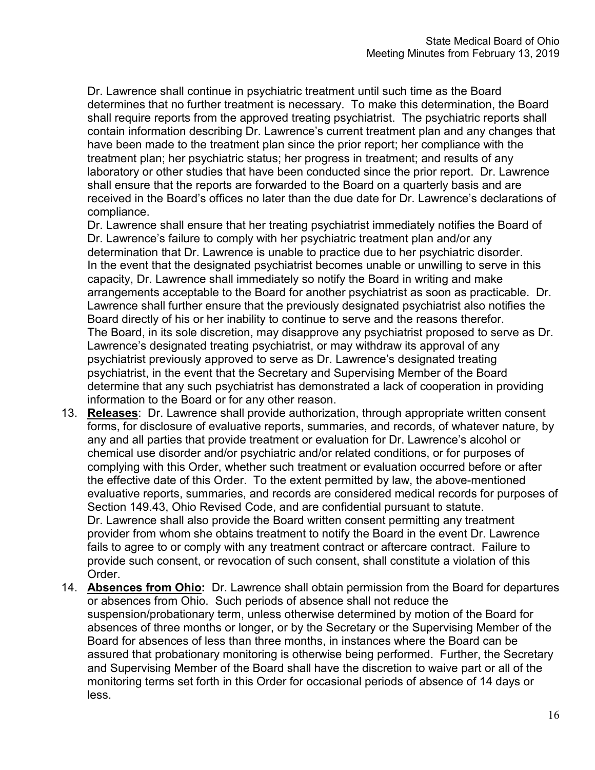Dr. Lawrence shall continue in psychiatric treatment until such time as the Board determines that no further treatment is necessary. To make this determination, the Board shall require reports from the approved treating psychiatrist. The psychiatric reports shall contain information describing Dr. Lawrence's current treatment plan and any changes that have been made to the treatment plan since the prior report; her compliance with the treatment plan; her psychiatric status; her progress in treatment; and results of any laboratory or other studies that have been conducted since the prior report. Dr. Lawrence shall ensure that the reports are forwarded to the Board on a quarterly basis and are received in the Board's offices no later than the due date for Dr. Lawrence's declarations of compliance.

Dr. Lawrence shall ensure that her treating psychiatrist immediately notifies the Board of Dr. Lawrence's failure to comply with her psychiatric treatment plan and/or any determination that Dr. Lawrence is unable to practice due to her psychiatric disorder.

In the event that the designated psychiatrist becomes unable or unwilling to serve in this capacity, Dr. Lawrence shall immediately so notify the Board in writing and make arrangements acceptable to the Board for another psychiatrist as soon as practicable. Dr. Lawrence shall further ensure that the previously designated psychiatrist also notifies the Board directly of his or her inability to continue to serve and the reasons therefor.

The Board, in its sole discretion, may disapprove any psychiatrist proposed to serve as Dr. Lawrence's designated treating psychiatrist, or may withdraw its approval of any psychiatrist previously approved to serve as Dr. Lawrence's designated treating psychiatrist, in the event that the Secretary and Supervising Member of the Board determine that any such psychiatrist has demonstrated a lack of cooperation in providing information to the Board or for any other reason.

13. **Releases**: Dr. Lawrence shall provide authorization, through appropriate written consent forms, for disclosure of evaluative reports, summaries, and records, of whatever nature, by any and all parties that provide treatment or evaluation for Dr. Lawrence's alcohol or chemical use disorder and/or psychiatric and/or related conditions, or for purposes of complying with this Order, whether such treatment or evaluation occurred before or after the effective date of this Order. To the extent permitted by law, the above-mentioned evaluative reports, summaries, and records are considered medical records for purposes of Section 149.43, Ohio Revised Code, and are confidential pursuant to statute.

    Dr. Lawrence shall also provide the Board written consent permitting any treatment provider from whom she obtains treatment to notify the Board in the event Dr. Lawrence fails to agree to or comply with any treatment contract or aftercare contract. Failure to provide such consent, or revocation of such consent, shall constitute a violation of this Order.

14. **Absences from Ohio:** Dr. Lawrence shall obtain permission from the Board for departures or absences from Ohio. Such periods of absence shall not reduce the suspension/probationary term, unless otherwise determined by motion of the Board for absences of three months or longer, or by the Secretary or the Supervising Member of the Board for absences of less than three months, in instances where the Board can be assured that probationary monitoring is otherwise being performed. Further, the Secretary and Supervising Member of the Board shall have the discretion to waive part or all of the monitoring terms set forth in this Order for occasional periods of absence of 14 days or less.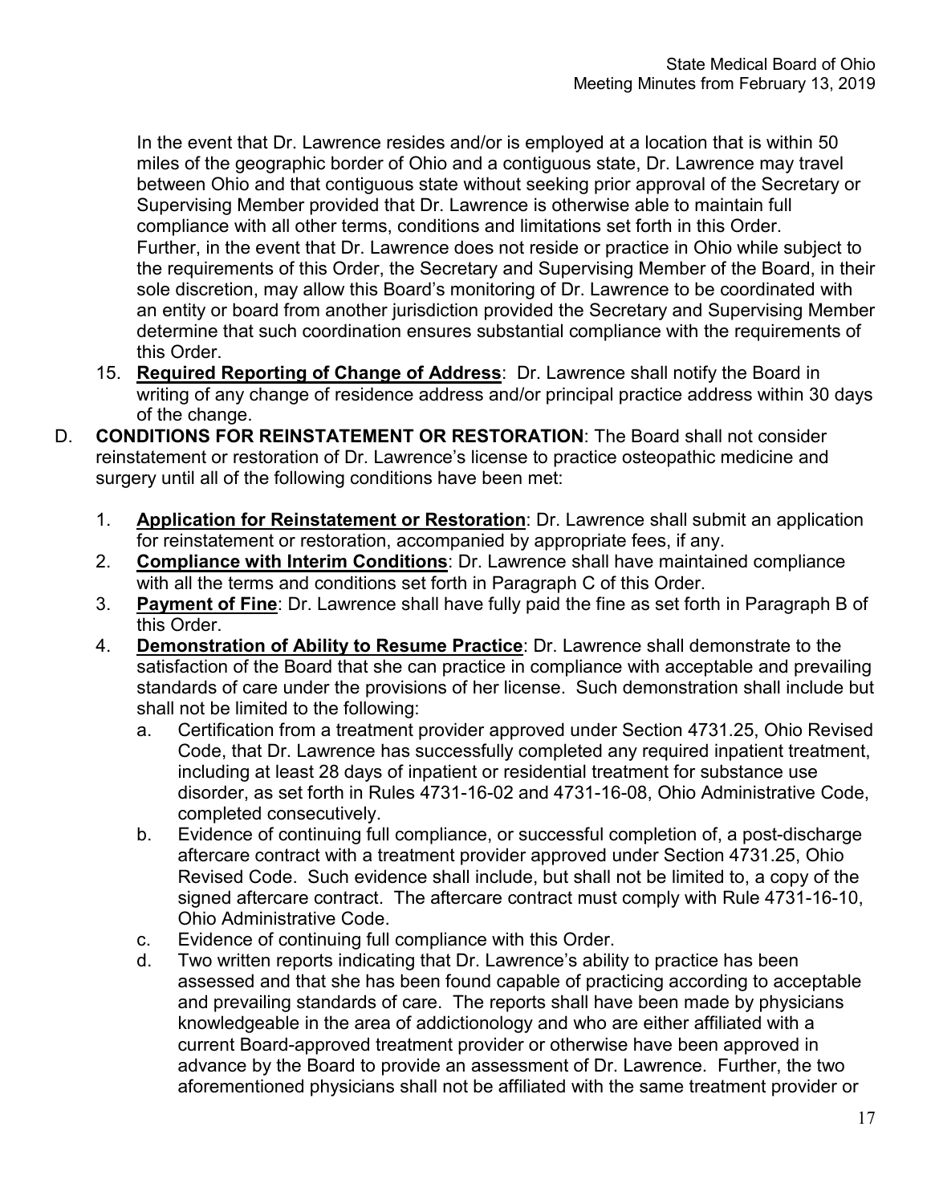In the event that Dr. Lawrence resides and/or is employed at a location that is within 50 miles of the geographic border of Ohio and a contiguous state, Dr. Lawrence may travel between Ohio and that contiguous state without seeking prior approval of the Secretary or Supervising Member provided that Dr. Lawrence is otherwise able to maintain full compliance with all other terms, conditions and limitations set forth in this Order. Further, in the event that Dr. Lawrence does not reside or practice in Ohio while subject to the requirements of this Order, the Secretary and Supervising Member of the Board, in their sole discretion, may allow this Board's monitoring of Dr. Lawrence to be coordinated with an entity or board from another jurisdiction provided the Secretary and Supervising Member determine that such coordination ensures substantial compliance with the requirements of this Order.

15. **Required Reporting of Change of Address**: Dr. Lawrence shall notify the Board in writing of any change of residence address and/or principal practice address within 30 days of the change.

D. **CONDITIONS FOR REINSTATEMENT OR RESTORATION**: The Board shall not consider reinstatement or restoration of Dr. Lawrence's license to practice osteopathic medicine and surgery until all of the following conditions have been met:

1. **Application for Reinstatement or Restoration**: Dr. Lawrence shall submit an application for reinstatement or restoration, accompanied by appropriate fees, if any.
2. **Compliance with Interim Conditions**: Dr. Lawrence shall have maintained compliance with all the terms and conditions set forth in Paragraph C of this Order.
3. **Payment of Fine**: Dr. Lawrence shall have fully paid the fine as set forth in Paragraph B of this Order.
4. **Demonstration of Ability to Resume Practice**: Dr. Lawrence shall demonstrate to the satisfaction of the Board that she can practice in compliance with acceptable and prevailing standards of care under the provisions of her license. Such demonstration shall include but shall not be limited to the following:
   a. Certification from a treatment provider approved under Section 4731.25, Ohio Revised Code, that Dr. Lawrence has successfully completed any required inpatient treatment, including at least 28 days of inpatient or residential treatment for substance use disorder, as set forth in Rules 4731-16-02 and 4731-16-08, Ohio Administrative Code, completed consecutively.
   b. Evidence of continuing full compliance, or successful completion of, a post-discharge aftercare contract with a treatment provider approved under Section 4731.25, Ohio Revised Code. Such evidence shall include, but shall not be limited to, a copy of the signed aftercare contract. The aftercare contract must comply with Rule 4731-16-10, Ohio Administrative Code.
   c. Evidence of continuing full compliance with this Order.
   d. Two written reports indicating that Dr. Lawrence's ability to practice has been assessed and that she has been found capable of practicing according to acceptable and prevailing standards of care. The reports shall have been made by physicians knowledgeable in the area of addictionology and who are either affiliated with a current Board-approved treatment provider or otherwise have been approved in advance by the Board to provide an assessment of Dr. Lawrence. Further, the two aforementioned physicians shall not be affiliated with the same treatment provider or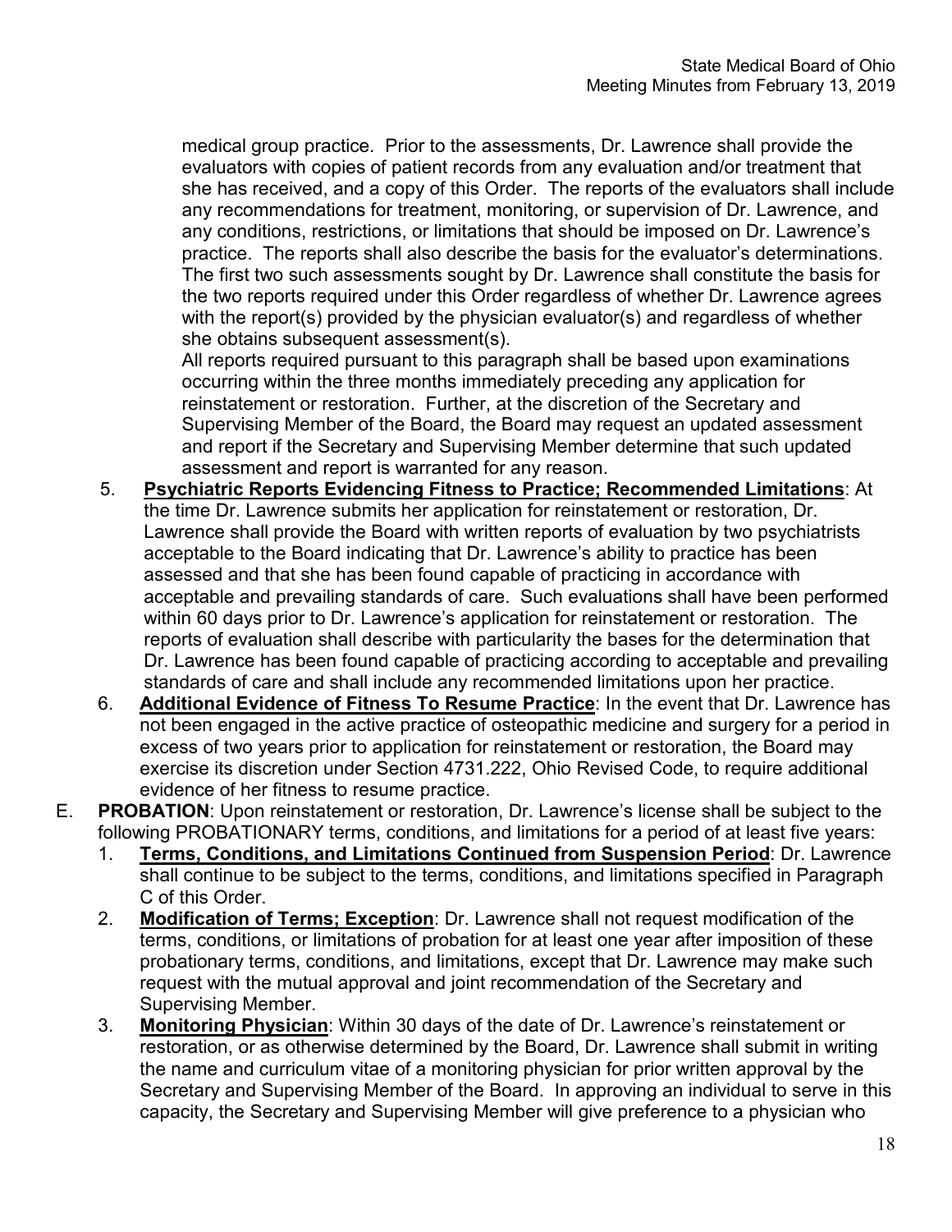medical group practice. Prior to the assessments, Dr. Lawrence shall provide the evaluators with copies of patient records from any evaluation and/or treatment that she has received, and a copy of this Order. The reports of the evaluators shall include any recommendations for treatment, monitoring, or supervision of Dr. Lawrence, and any conditions, restrictions, or limitations that should be imposed on Dr. Lawrence's practice. The reports shall also describe the basis for the evaluator's determinations. The first two such assessments sought by Dr. Lawrence shall constitute the basis for the two reports required under this Order regardless of whether Dr. Lawrence agrees with the report(s) provided by the physician evaluator(s) and regardless of whether she obtains subsequent assessment(s).

All reports required pursuant to this paragraph shall be based upon examinations occurring within the three months immediately preceding any application for reinstatement or restoration. Further, at the discretion of the Secretary and Supervising Member of the Board, the Board may request an updated assessment and report if the Secretary and Supervising Member determine that such updated assessment and report is warranted for any reason.

5. **Psychiatric Reports Evidencing Fitness to Practice; Recommended Limitations**: At the time Dr. Lawrence submits her application for reinstatement or restoration, Dr. Lawrence shall provide the Board with written reports of evaluation by two psychiatrists acceptable to the Board indicating that Dr. Lawrence's ability to practice has been assessed and that she has been found capable of practicing in accordance with acceptable and prevailing standards of care. Such evaluations shall have been performed within 60 days prior to Dr. Lawrence's application for reinstatement or restoration. The reports of evaluation shall describe with particularity the bases for the determination that Dr. Lawrence has been found capable of practicing according to acceptable and prevailing standards of care and shall include any recommended limitations upon her practice.
6. **Additional Evidence of Fitness To Resume Practice**: In the event that Dr. Lawrence has not been engaged in the active practice of osteopathic medicine and surgery for a period in excess of two years prior to application for reinstatement or restoration, the Board may exercise its discretion under Section 4731.222, Ohio Revised Code, to require additional evidence of her fitness to resume practice.

E. **PROBATION**: Upon reinstatement or restoration, Dr. Lawrence's license shall be subject to the following PROBATIONARY terms, conditions, and limitations for a period of at least five years:

1. **Terms, Conditions, and Limitations Continued from Suspension Period**: Dr. Lawrence shall continue to be subject to the terms, conditions, and limitations specified in Paragraph C of this Order.
2. **Modification of Terms; Exception**: Dr. Lawrence shall not request modification of the terms, conditions, or limitations of probation for at least one year after imposition of these probationary terms, conditions, and limitations, except that Dr. Lawrence may make such request with the mutual approval and joint recommendation of the Secretary and Supervising Member.
3. **Monitoring Physician**: Within 30 days of the date of Dr. Lawrence's reinstatement or restoration, or as otherwise determined by the Board, Dr. Lawrence shall submit in writing the name and curriculum vitae of a monitoring physician for prior written approval by the Secretary and Supervising Member of the Board. In approving an individual to serve in this capacity, the Secretary and Supervising Member will give preference to a physician who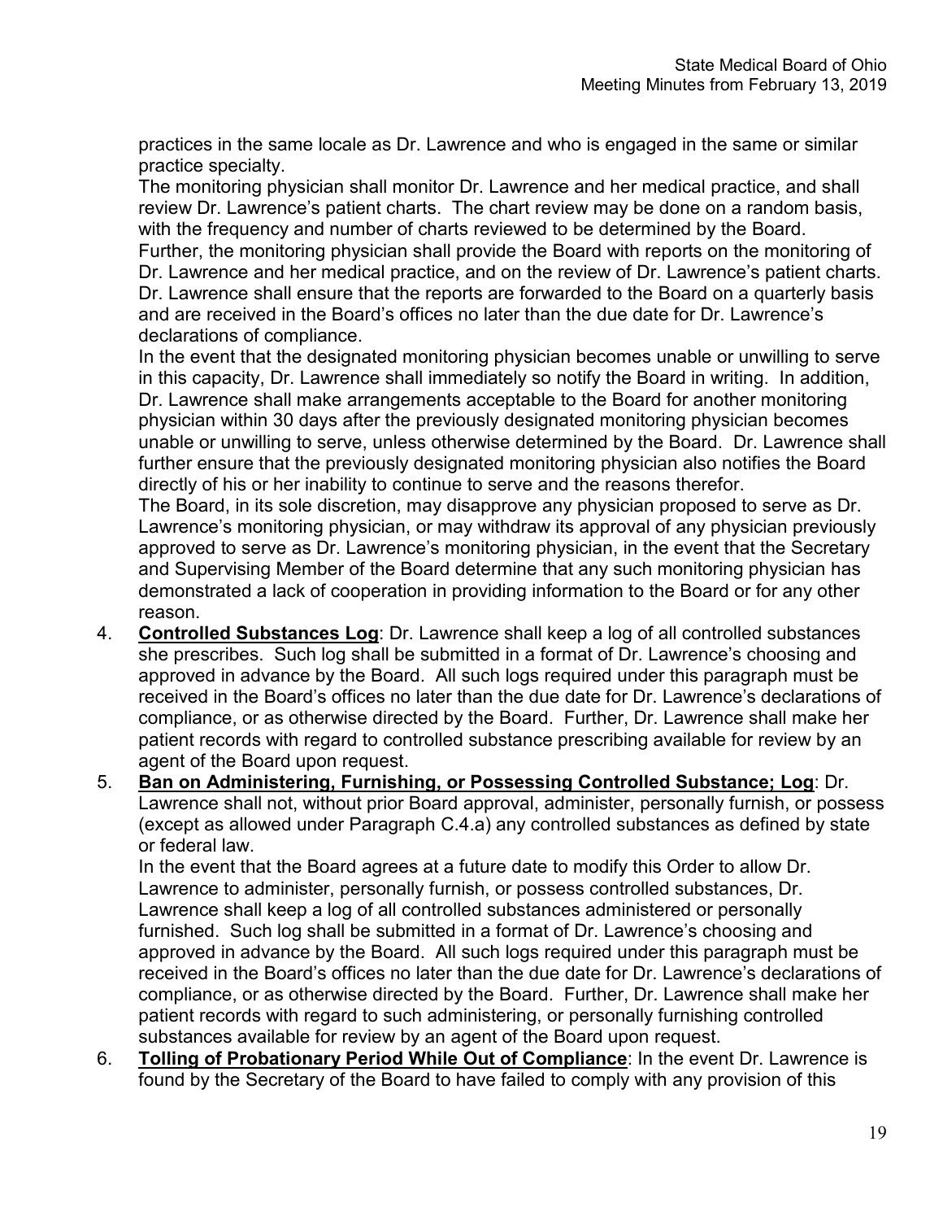practices in the same locale as Dr. Lawrence and who is engaged in the same or similar practice specialty.

The monitoring physician shall monitor Dr. Lawrence and her medical practice, and shall review Dr. Lawrence's patient charts. The chart review may be done on a random basis, with the frequency and number of charts reviewed to be determined by the Board.

Further, the monitoring physician shall provide the Board with reports on the monitoring of Dr. Lawrence and her medical practice, and on the review of Dr. Lawrence's patient charts. Dr. Lawrence shall ensure that the reports are forwarded to the Board on a quarterly basis and are received in the Board's offices no later than the due date for Dr. Lawrence's declarations of compliance.

In the event that the designated monitoring physician becomes unable or unwilling to serve in this capacity, Dr. Lawrence shall immediately so notify the Board in writing. In addition, Dr. Lawrence shall make arrangements acceptable to the Board for another monitoring physician within 30 days after the previously designated monitoring physician becomes unable or unwilling to serve, unless otherwise determined by the Board. Dr. Lawrence shall further ensure that the previously designated monitoring physician also notifies the Board directly of his or her inability to continue to serve and the reasons therefor.

The Board, in its sole discretion, may disapprove any physician proposed to serve as Dr. Lawrence's monitoring physician, or may withdraw its approval of any physician previously approved to serve as Dr. Lawrence's monitoring physician, in the event that the Secretary and Supervising Member of the Board determine that any such monitoring physician has demonstrated a lack of cooperation in providing information to the Board or for any other reason.

4. **Controlled Substances Log**: Dr. Lawrence shall keep a log of all controlled substances she prescribes. Such log shall be submitted in a format of Dr. Lawrence's choosing and approved in advance by the Board. All such logs required under this paragraph must be received in the Board's offices no later than the due date for Dr. Lawrence's declarations of compliance, or as otherwise directed by the Board. Further, Dr. Lawrence shall make her patient records with regard to controlled substance prescribing available for review by an agent of the Board upon request.

5. **Ban on Administering, Furnishing, or Possessing Controlled Substance; Log**: Dr. Lawrence shall not, without prior Board approval, administer, personally furnish, or possess (except as allowed under Paragraph C.4.a) any controlled substances as defined by state or federal law.

   In the event that the Board agrees at a future date to modify this Order to allow Dr. Lawrence to administer, personally furnish, or possess controlled substances, Dr. Lawrence shall keep a log of all controlled substances administered or personally furnished. Such log shall be submitted in a format of Dr. Lawrence's choosing and approved in advance by the Board. All such logs required under this paragraph must be received in the Board's offices no later than the due date for Dr. Lawrence's declarations of compliance, or as otherwise directed by the Board. Further, Dr. Lawrence shall make her patient records with regard to such administering, or personally furnishing controlled substances available for review by an agent of the Board upon request.

6. **Tolling of Probationary Period While Out of Compliance**: In the event Dr. Lawrence is found by the Secretary of the Board to have failed to comply with any provision of this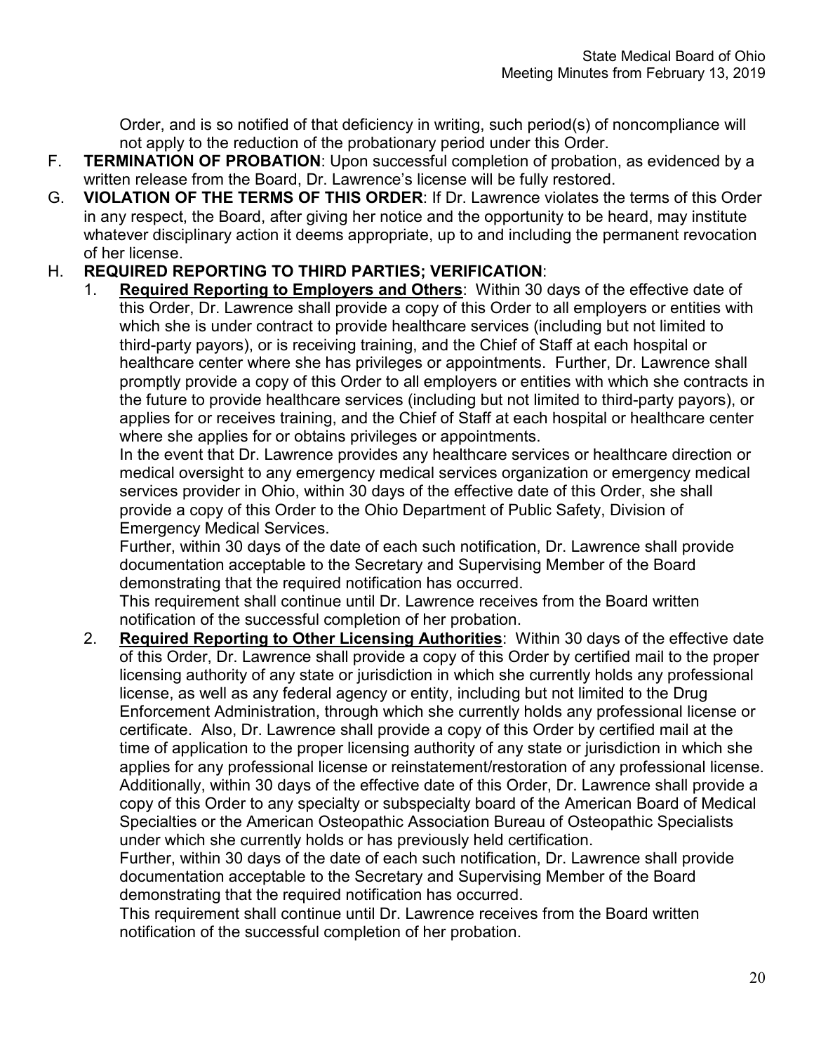Order, and is so notified of that deficiency in writing, such period(s) of noncompliance will not apply to the reduction of the probationary period under this Order.

F. **TERMINATION OF PROBATION**: Upon successful completion of probation, as evidenced by a written release from the Board, Dr. Lawrence's license will be fully restored.

G. **VIOLATION OF THE TERMS OF THIS ORDER**: If Dr. Lawrence violates the terms of this Order in any respect, the Board, after giving her notice and the opportunity to be heard, may institute whatever disciplinary action it deems appropriate, up to and including the permanent revocation of her license.

H. **REQUIRED REPORTING TO THIRD PARTIES; VERIFICATION**:

1. **Required Reporting to Employers and Others**: Within 30 days of the effective date of this Order, Dr. Lawrence shall provide a copy of this Order to all employers or entities with which she is under contract to provide healthcare services (including but not limited to third-party payors), or is receiving training, and the Chief of Staff at each hospital or healthcare center where she has privileges or appointments. Further, Dr. Lawrence shall promptly provide a copy of this Order to all employers or entities with which she contracts in the future to provide healthcare services (including but not limited to third-party payors), or applies for or receives training, and the Chief of Staff at each hospital or healthcare center where she applies for or obtains privileges or appointments.

   In the event that Dr. Lawrence provides any healthcare services or healthcare direction or medical oversight to any emergency medical services organization or emergency medical services provider in Ohio, within 30 days of the effective date of this Order, she shall provide a copy of this Order to the Ohio Department of Public Safety, Division of Emergency Medical Services.

   Further, within 30 days of the date of each such notification, Dr. Lawrence shall provide documentation acceptable to the Secretary and Supervising Member of the Board demonstrating that the required notification has occurred.

   This requirement shall continue until Dr. Lawrence receives from the Board written notification of the successful completion of her probation.

2. **Required Reporting to Other Licensing Authorities**: Within 30 days of the effective date of this Order, Dr. Lawrence shall provide a copy of this Order by certified mail to the proper licensing authority of any state or jurisdiction in which she currently holds any professional license, as well as any federal agency or entity, including but not limited to the Drug Enforcement Administration, through which she currently holds any professional license or certificate. Also, Dr. Lawrence shall provide a copy of this Order by certified mail at the time of application to the proper licensing authority of any state or jurisdiction in which she applies for any professional license or reinstatement/restoration of any professional license. Additionally, within 30 days of the effective date of this Order, Dr. Lawrence shall provide a copy of this Order to any specialty or subspecialty board of the American Board of Medical Specialties or the American Osteopathic Association Bureau of Osteopathic Specialists under which she currently holds or has previously held certification.

   Further, within 30 days of the date of each such notification, Dr. Lawrence shall provide documentation acceptable to the Secretary and Supervising Member of the Board demonstrating that the required notification has occurred.

   This requirement shall continue until Dr. Lawrence receives from the Board written notification of the successful completion of her probation.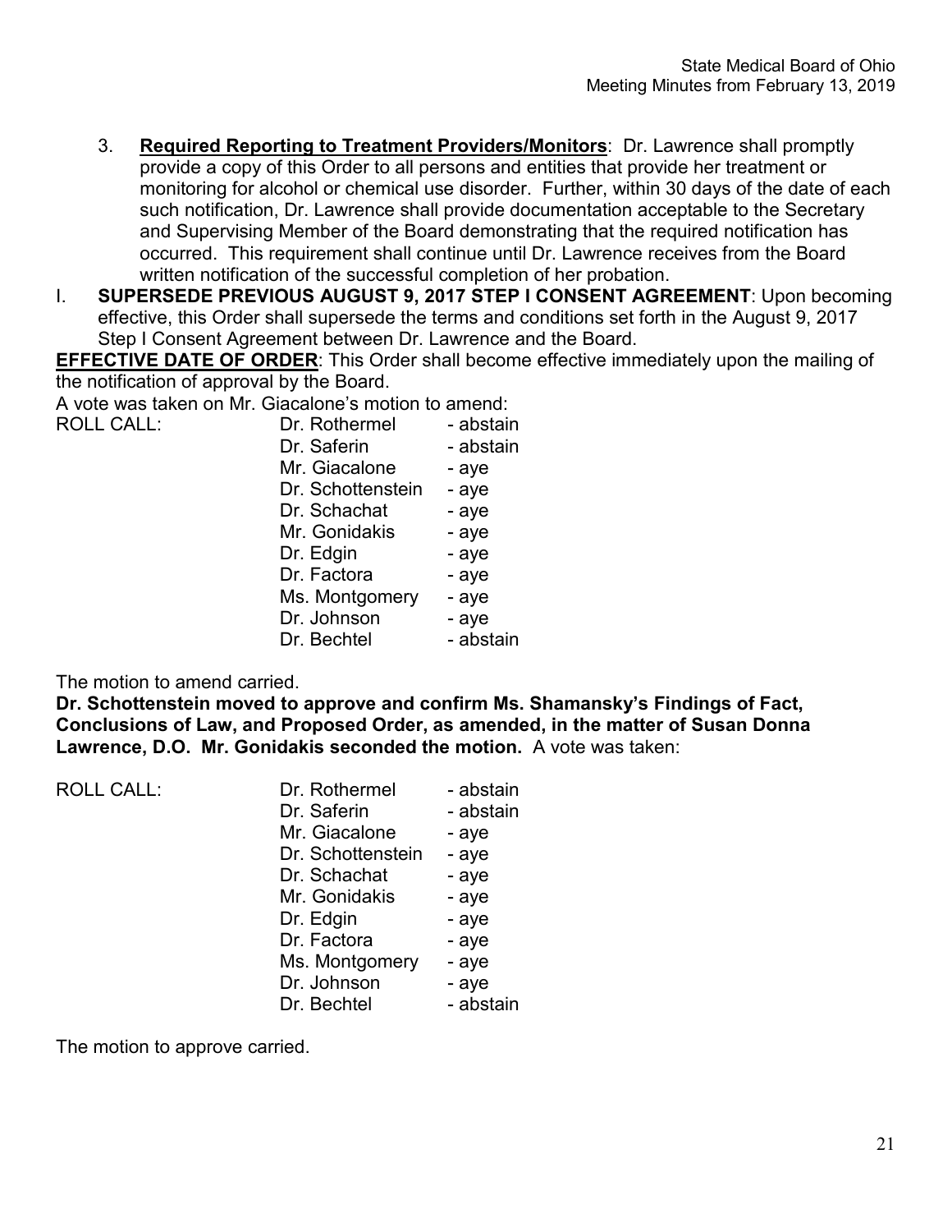3. **Required Reporting to Treatment Providers/Monitors**: Dr. Lawrence shall promptly provide a copy of this Order to all persons and entities that provide her treatment or monitoring for alcohol or chemical use disorder. Further, within 30 days of the date of each such notification, Dr. Lawrence shall provide documentation acceptable to the Secretary and Supervising Member of the Board demonstrating that the required notification has occurred. This requirement shall continue until Dr. Lawrence receives from the Board written notification of the successful completion of her probation.

I. **SUPERSEDE PREVIOUS AUGUST 9, 2017 STEP I CONSENT AGREEMENT**: Upon becoming effective, this Order shall supersede the terms and conditions set forth in the August 9, 2017 Step I Consent Agreement between Dr. Lawrence and the Board.

**EFFECTIVE DATE OF ORDER**: This Order shall become effective immediately upon the mailing of the notification of approval by the Board.

A vote was taken on Mr. Giacalone's motion to amend:

| ROLL CALL: | Dr. Rothermel | - abstain |
|---|---|---|
| | Dr. Saferin | - abstain |
| | Mr. Giacalone | - aye |
| | Dr. Schottenstein | - aye |
| | Dr. Schachat | - aye |
| | Mr. Gonidakis | - aye |
| | Dr. Edgin | - aye |
| | Dr. Factora | - aye |
| | Ms. Montgomery | - aye |
| | Dr. Johnson | - aye |
| | Dr. Bechtel | - abstain |

The motion to amend carried.

**Dr. Schottenstein moved to approve and confirm Ms. Shamansky's Findings of Fact, Conclusions of Law, and Proposed Order, as amended, in the matter of Susan Donna Lawrence, D.O. Mr. Gonidakis seconded the motion.** A vote was taken:

| ROLL CALL: | Dr. Rothermel | - abstain |
|---|---|---|
| | Dr. Saferin | - abstain |
| | Mr. Giacalone | - aye |
| | Dr. Schottenstein | - aye |
| | Dr. Schachat | - aye |
| | Mr. Gonidakis | - aye |
| | Dr. Edgin | - aye |
| | Dr. Factora | - aye |
| | Ms. Montgomery | - aye |
| | Dr. Johnson | - aye |
| | Dr. Bechtel | - abstain |

The motion to approve carried.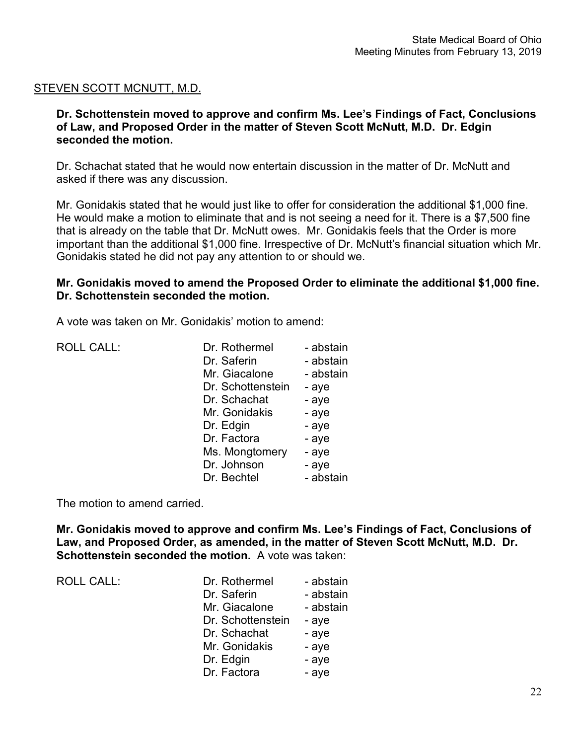STEVEN SCOTT MCNUTT, M.D.

**Dr. Schottenstein moved to approve and confirm Ms. Lee's Findings of Fact, Conclusions of Law, and Proposed Order in the matter of Steven Scott McNutt, M.D. Dr. Edgin seconded the motion.**

Dr. Schachat stated that he would now entertain discussion in the matter of Dr. McNutt and asked if there was any discussion.

Mr. Gonidakis stated that he would just like to offer for consideration the additional $1,000 fine. He would make a motion to eliminate that and is not seeing a need for it. There is a $7,500 fine that is already on the table that Dr. McNutt owes. Mr. Gonidakis feels that the Order is more important than the additional $1,000 fine. Irrespective of Dr. McNutt's financial situation which Mr. Gonidakis stated he did not pay any attention to or should we.

**Mr. Gonidakis moved to amend the Proposed Order to eliminate the additional $1,000 fine. Dr. Schottenstein seconded the motion.**

A vote was taken on Mr. Gonidakis' motion to amend:

| ROLL CALL: | Dr. Rothermel | - abstain |
|---|---|---|
| | Dr. Saferin | - abstain |
| | Mr. Giacalone | - abstain |
| | Dr. Schottenstein | - aye |
| | Dr. Schachat | - aye |
| | Mr. Gonidakis | - aye |
| | Dr. Edgin | - aye |
| | Dr. Factora | - aye |
| | Ms. Mongtomery | - aye |
| | Dr. Johnson | - aye |
| | Dr. Bechtel | - abstain |

The motion to amend carried.

**Mr. Gonidakis moved to approve and confirm Ms. Lee's Findings of Fact, Conclusions of Law, and Proposed Order, as amended, in the matter of Steven Scott McNutt, M.D. Dr. Schottenstein seconded the motion.** A vote was taken:

| ROLL CALL: | Dr. Rothermel | - abstain |
|---|---|---|
| | Dr. Saferin | - abstain |
| | Mr. Giacalone | - abstain |
| | Dr. Schottenstein | - aye |
| | Dr. Schachat | - aye |
| | Mr. Gonidakis | - aye |
| | Dr. Edgin | - aye |
| | Dr. Factora | - aye |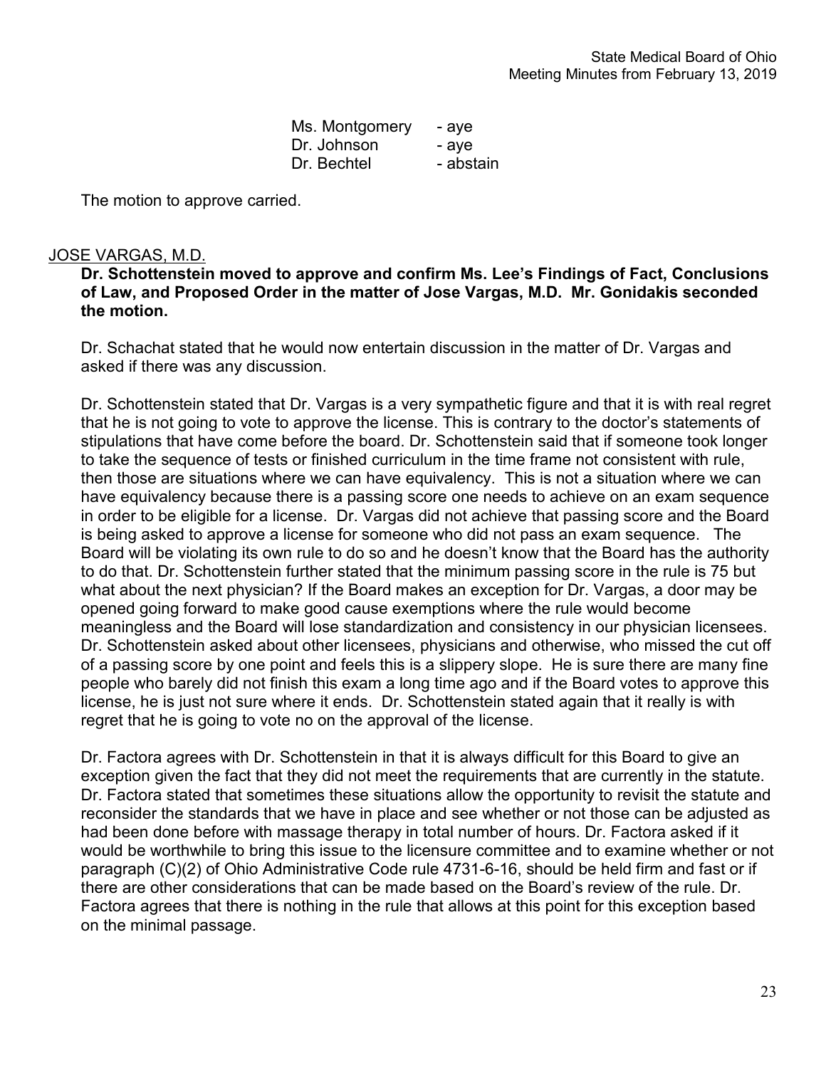| | |
|---|---|
| Ms. Montgomery | - aye |
| Dr. Johnson | - aye |
| Dr. Bechtel | - abstain |

The motion to approve carried.

## JOSE VARGAS, M.D.

**Dr. Schottenstein moved to approve and confirm Ms. Lee's Findings of Fact, Conclusions of Law, and Proposed Order in the matter of Jose Vargas, M.D. Mr. Gonidakis seconded the motion.**

Dr. Schachat stated that he would now entertain discussion in the matter of Dr. Vargas and asked if there was any discussion.

Dr. Schottenstein stated that Dr. Vargas is a very sympathetic figure and that it is with real regret that he is not going to vote to approve the license. This is contrary to the doctor's statements of stipulations that have come before the board. Dr. Schottenstein said that if someone took longer to take the sequence of tests or finished curriculum in the time frame not consistent with rule, then those are situations where we can have equivalency. This is not a situation where we can have equivalency because there is a passing score one needs to achieve on an exam sequence in order to be eligible for a license. Dr. Vargas did not achieve that passing score and the Board is being asked to approve a license for someone who did not pass an exam sequence. The Board will be violating its own rule to do so and he doesn't know that the Board has the authority to do that. Dr. Schottenstein further stated that the minimum passing score in the rule is 75 but what about the next physician? If the Board makes an exception for Dr. Vargas, a door may be opened going forward to make good cause exemptions where the rule would become meaningless and the Board will lose standardization and consistency in our physician licensees. Dr. Schottenstein asked about other licensees, physicians and otherwise, who missed the cut off of a passing score by one point and feels this is a slippery slope. He is sure there are many fine people who barely did not finish this exam a long time ago and if the Board votes to approve this license, he is just not sure where it ends. Dr. Schottenstein stated again that it really is with regret that he is going to vote no on the approval of the license.

Dr. Factora agrees with Dr. Schottenstein in that it is always difficult for this Board to give an exception given the fact that they did not meet the requirements that are currently in the statute. Dr. Factora stated that sometimes these situations allow the opportunity to revisit the statute and reconsider the standards that we have in place and see whether or not those can be adjusted as had been done before with massage therapy in total number of hours. Dr. Factora asked if it would be worthwhile to bring this issue to the licensure committee and to examine whether or not paragraph (C)(2) of Ohio Administrative Code rule 4731-6-16, should be held firm and fast or if there are other considerations that can be made based on the Board's review of the rule. Dr. Factora agrees that there is nothing in the rule that allows at this point for this exception based on the minimal passage.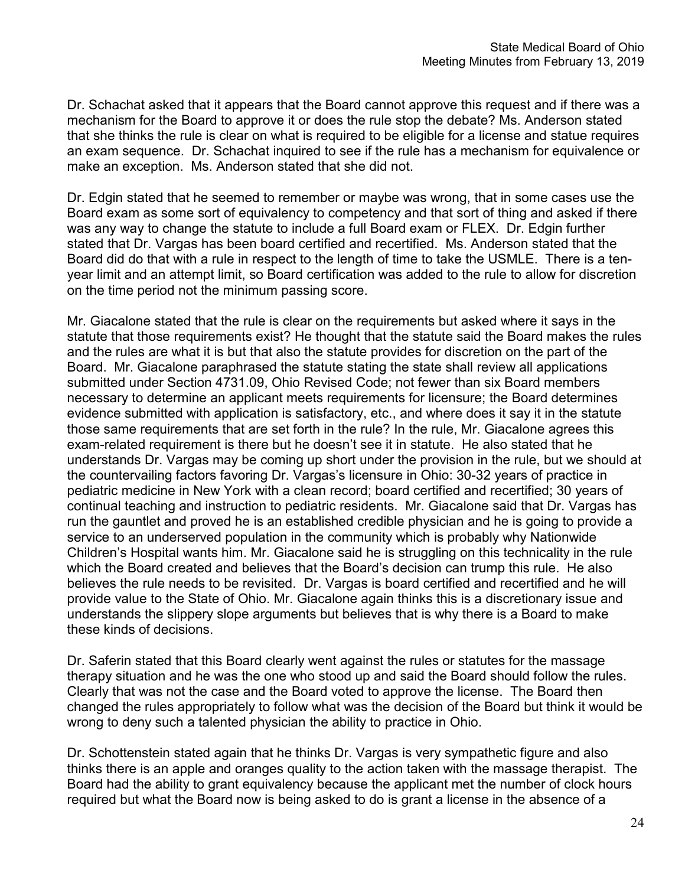Dr. Schachat asked that it appears that the Board cannot approve this request and if there was a mechanism for the Board to approve it or does the rule stop the debate? Ms. Anderson stated that she thinks the rule is clear on what is required to be eligible for a license and statue requires an exam sequence. Dr. Schachat inquired to see if the rule has a mechanism for equivalence or make an exception. Ms. Anderson stated that she did not.

Dr. Edgin stated that he seemed to remember or maybe was wrong, that in some cases use the Board exam as some sort of equivalency to competency and that sort of thing and asked if there was any way to change the statute to include a full Board exam or FLEX. Dr. Edgin further stated that Dr. Vargas has been board certified and recertified. Ms. Anderson stated that the Board did do that with a rule in respect to the length of time to take the USMLE. There is a ten-year limit and an attempt limit, so Board certification was added to the rule to allow for discretion on the time period not the minimum passing score.

Mr. Giacalone stated that the rule is clear on the requirements but asked where it says in the statute that those requirements exist? He thought that the statute said the Board makes the rules and the rules are what it is but that also the statute provides for discretion on the part of the Board. Mr. Giacalone paraphrased the statute stating the state shall review all applications submitted under Section 4731.09, Ohio Revised Code; not fewer than six Board members necessary to determine an applicant meets requirements for licensure; the Board determines evidence submitted with application is satisfactory, etc., and where does it say it in the statute those same requirements that are set forth in the rule? In the rule, Mr. Giacalone agrees this exam-related requirement is there but he doesn't see it in statute. He also stated that he understands Dr. Vargas may be coming up short under the provision in the rule, but we should at the countervailing factors favoring Dr. Vargas's licensure in Ohio: 30-32 years of practice in pediatric medicine in New York with a clean record; board certified and recertified; 30 years of continual teaching and instruction to pediatric residents. Mr. Giacalone said that Dr. Vargas has run the gauntlet and proved he is an established credible physician and he is going to provide a service to an underserved population in the community which is probably why Nationwide Children's Hospital wants him. Mr. Giacalone said he is struggling on this technicality in the rule which the Board created and believes that the Board's decision can trump this rule. He also believes the rule needs to be revisited. Dr. Vargas is board certified and recertified and he will provide value to the State of Ohio. Mr. Giacalone again thinks this is a discretionary issue and understands the slippery slope arguments but believes that is why there is a Board to make these kinds of decisions.

Dr. Saferin stated that this Board clearly went against the rules or statutes for the massage therapy situation and he was the one who stood up and said the Board should follow the rules. Clearly that was not the case and the Board voted to approve the license. The Board then changed the rules appropriately to follow what was the decision of the Board but think it would be wrong to deny such a talented physician the ability to practice in Ohio.

Dr. Schottenstein stated again that he thinks Dr. Vargas is very sympathetic figure and also thinks there is an apple and oranges quality to the action taken with the massage therapist. The Board had the ability to grant equivalency because the applicant met the number of clock hours required but what the Board now is being asked to do is grant a license in the absence of a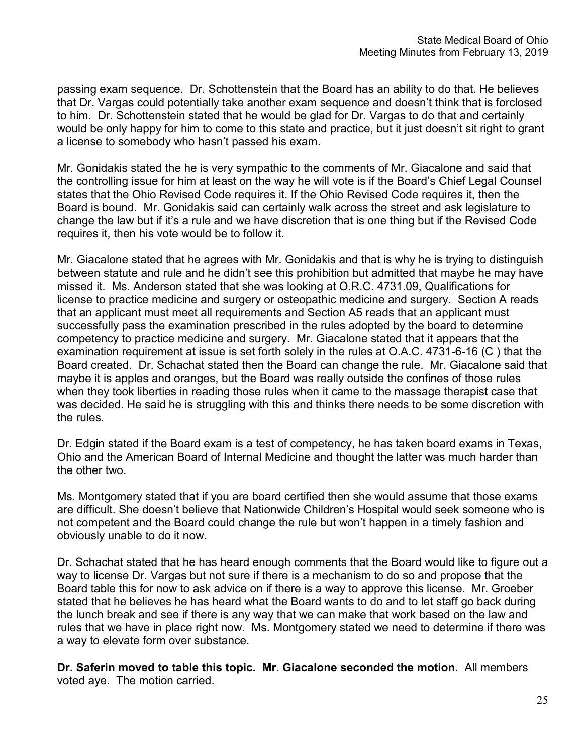passing exam sequence. Dr. Schottenstein that the Board has an ability to do that. He believes that Dr. Vargas could potentially take another exam sequence and doesn't think that is forclosed to him. Dr. Schottenstein stated that he would be glad for Dr. Vargas to do that and certainly would be only happy for him to come to this state and practice, but it just doesn't sit right to grant a license to somebody who hasn't passed his exam.

Mr. Gonidakis stated the he is very sympathic to the comments of Mr. Giacalone and said that the controlling issue for him at least on the way he will vote is if the Board's Chief Legal Counsel states that the Ohio Revised Code requires it. If the Ohio Revised Code requires it, then the Board is bound. Mr. Gonidakis said can certainly walk across the street and ask legislature to change the law but if it's a rule and we have discretion that is one thing but if the Revised Code requires it, then his vote would be to follow it.

Mr. Giacalone stated that he agrees with Mr. Gonidakis and that is why he is trying to distinguish between statute and rule and he didn't see this prohibition but admitted that maybe he may have missed it. Ms. Anderson stated that she was looking at O.R.C. 4731.09, Qualifications for license to practice medicine and surgery or osteopathic medicine and surgery. Section A reads that an applicant must meet all requirements and Section A5 reads that an applicant must successfully pass the examination prescribed in the rules adopted by the board to determine competency to practice medicine and surgery. Mr. Giacalone stated that it appears that the examination requirement at issue is set forth solely in the rules at O.A.C. 4731-6-16 (C ) that the Board created. Dr. Schachat stated then the Board can change the rule. Mr. Giacalone said that maybe it is apples and oranges, but the Board was really outside the confines of those rules when they took liberties in reading those rules when it came to the massage therapist case that was decided. He said he is struggling with this and thinks there needs to be some discretion with the rules.

Dr. Edgin stated if the Board exam is a test of competency, he has taken board exams in Texas, Ohio and the American Board of Internal Medicine and thought the latter was much harder than the other two.

Ms. Montgomery stated that if you are board certified then she would assume that those exams are difficult. She doesn't believe that Nationwide Children's Hospital would seek someone who is not competent and the Board could change the rule but won't happen in a timely fashion and obviously unable to do it now.

Dr. Schachat stated that he has heard enough comments that the Board would like to figure out a way to license Dr. Vargas but not sure if there is a mechanism to do so and propose that the Board table this for now to ask advice on if there is a way to approve this license. Mr. Groeber stated that he believes he has heard what the Board wants to do and to let staff go back during the lunch break and see if there is any way that we can make that work based on the law and rules that we have in place right now. Ms. Montgomery stated we need to determine if there was a way to elevate form over substance.

**Dr. Saferin moved to table this topic. Mr. Giacalone seconded the motion.** All members voted aye. The motion carried.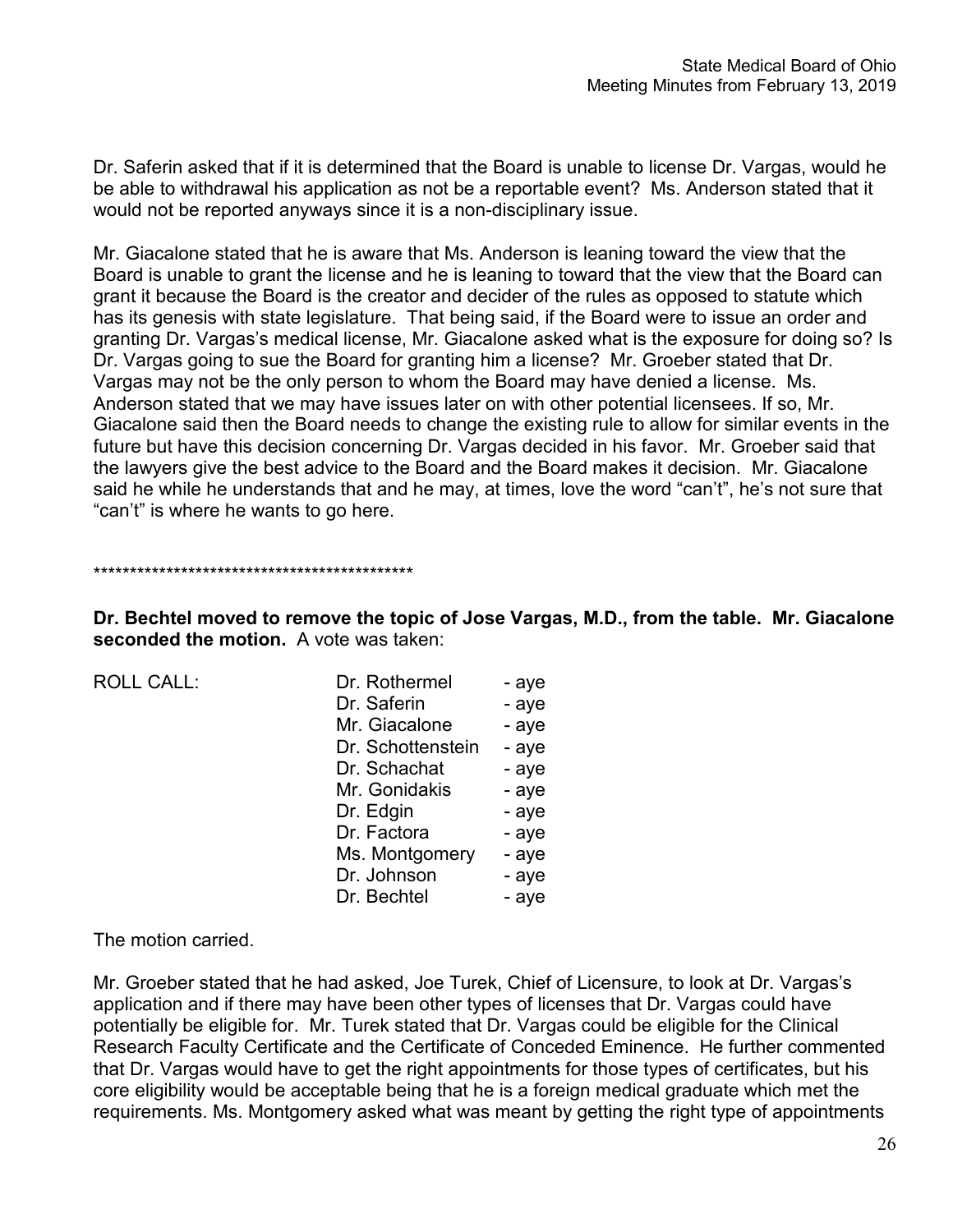Dr. Saferin asked that if it is determined that the Board is unable to license Dr. Vargas, would he be able to withdrawal his application as not be a reportable event? Ms. Anderson stated that it would not be reported anyways since it is a non-disciplinary issue.

Mr. Giacalone stated that he is aware that Ms. Anderson is leaning toward the view that the Board is unable to grant the license and he is leaning to toward that the view that the Board can grant it because the Board is the creator and decider of the rules as opposed to statute which has its genesis with state legislature. That being said, if the Board were to issue an order and granting Dr. Vargas's medical license, Mr. Giacalone asked what is the exposure for doing so? Is Dr. Vargas going to sue the Board for granting him a license? Mr. Groeber stated that Dr. Vargas may not be the only person to whom the Board may have denied a license. Ms. Anderson stated that we may have issues later on with other potential licensees. If so, Mr. Giacalone said then the Board needs to change the existing rule to allow for similar events in the future but have this decision concerning Dr. Vargas decided in his favor. Mr. Groeber said that the lawyers give the best advice to the Board and the Board makes it decision. Mr. Giacalone said he while he understands that and he may, at times, love the word "can't", he's not sure that "can't" is where he wants to go here.

*********************************************

**Dr. Bechtel moved to remove the topic of Jose Vargas, M.D., from the table. Mr. Giacalone seconded the motion.** A vote was taken:

| ROLL CALL: | Dr. Rothermel | - aye |
|---|---|---|
| | Dr. Saferin | - aye |
| | Mr. Giacalone | - aye |
| | Dr. Schottenstein | - aye |
| | Dr. Schachat | - aye |
| | Mr. Gonidakis | - aye |
| | Dr. Edgin | - aye |
| | Dr. Factora | - aye |
| | Ms. Montgomery | - aye |
| | Dr. Johnson | - aye |
| | Dr. Bechtel | - aye |

The motion carried.

Mr. Groeber stated that he had asked, Joe Turek, Chief of Licensure, to look at Dr. Vargas's application and if there may have been other types of licenses that Dr. Vargas could have potentially be eligible for. Mr. Turek stated that Dr. Vargas could be eligible for the Clinical Research Faculty Certificate and the Certificate of Conceded Eminence. He further commented that Dr. Vargas would have to get the right appointments for those types of certificates, but his core eligibility would be acceptable being that he is a foreign medical graduate which met the requirements. Ms. Montgomery asked what was meant by getting the right type of appointments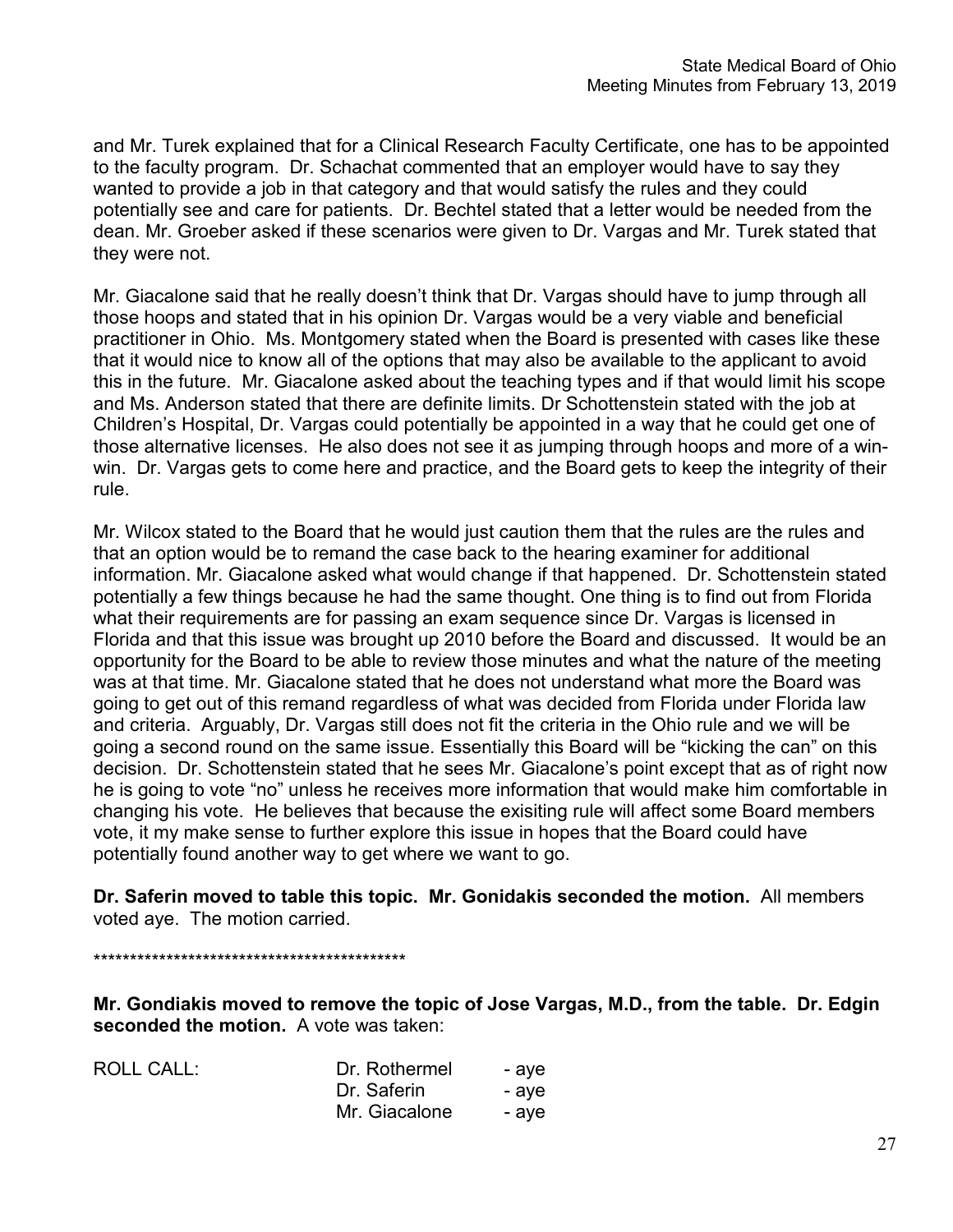and Mr. Turek explained that for a Clinical Research Faculty Certificate, one has to be appointed to the faculty program. Dr. Schachat commented that an employer would have to say they wanted to provide a job in that category and that would satisfy the rules and they could potentially see and care for patients. Dr. Bechtel stated that a letter would be needed from the dean. Mr. Groeber asked if these scenarios were given to Dr. Vargas and Mr. Turek stated that they were not.

Mr. Giacalone said that he really doesn't think that Dr. Vargas should have to jump through all those hoops and stated that in his opinion Dr. Vargas would be a very viable and beneficial practitioner in Ohio. Ms. Montgomery stated when the Board is presented with cases like these that it would nice to know all of the options that may also be available to the applicant to avoid this in the future. Mr. Giacalone asked about the teaching types and if that would limit his scope and Ms. Anderson stated that there are definite limits. Dr Schottenstein stated with the job at Children's Hospital, Dr. Vargas could potentially be appointed in a way that he could get one of those alternative licenses. He also does not see it as jumping through hoops and more of a win-win. Dr. Vargas gets to come here and practice, and the Board gets to keep the integrity of their rule.

Mr. Wilcox stated to the Board that he would just caution them that the rules are the rules and that an option would be to remand the case back to the hearing examiner for additional information. Mr. Giacalone asked what would change if that happened. Dr. Schottenstein stated potentially a few things because he had the same thought. One thing is to find out from Florida what their requirements are for passing an exam sequence since Dr. Vargas is licensed in Florida and that this issue was brought up 2010 before the Board and discussed. It would be an opportunity for the Board to be able to review those minutes and what the nature of the meeting was at that time. Mr. Giacalone stated that he does not understand what more the Board was going to get out of this remand regardless of what was decided from Florida under Florida law and criteria. Arguably, Dr. Vargas still does not fit the criteria in the Ohio rule and we will be going a second round on the same issue. Essentially this Board will be "kicking the can" on this decision. Dr. Schottenstein stated that he sees Mr. Giacalone's point except that as of right now he is going to vote "no" unless he receives more information that would make him comfortable in changing his vote. He believes that because the exisiting rule will affect some Board members vote, it my make sense to further explore this issue in hopes that the Board could have potentially found another way to get where we want to go.

**Dr. Saferin moved to table this topic. Mr. Gonidakis seconded the motion.** All members voted aye. The motion carried.

*********************************************

**Mr. Gondiakis moved to remove the topic of Jose Vargas, M.D., from the table. Dr. Edgin seconded the motion.** A vote was taken:

| ROLL CALL: | Dr. Rothermel | - aye |
|---|---|---|
| | Dr. Saferin | - aye |
| | Mr. Giacalone | - aye |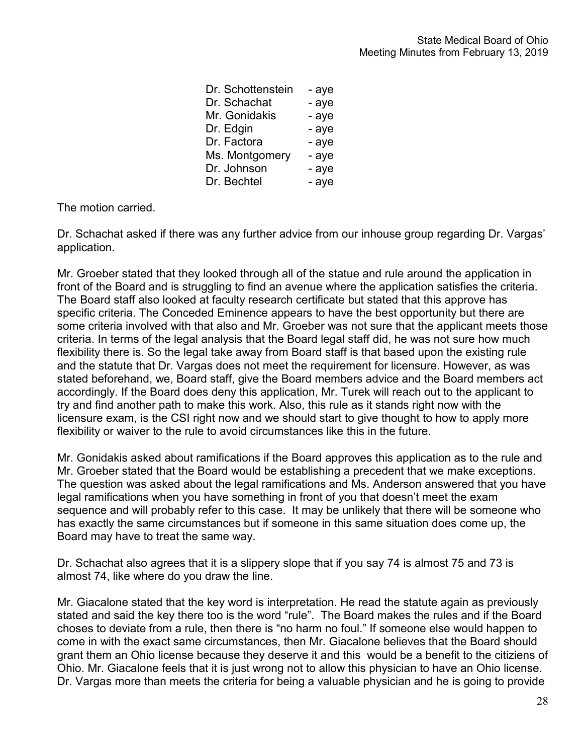| | |
|---|---|
| Dr. Schottenstein | - aye |
| Dr. Schachat | - aye |
| Mr. Gonidakis | - aye |
| Dr. Edgin | - aye |
| Dr. Factora | - aye |
| Ms. Montgomery | - aye |
| Dr. Johnson | - aye |
| Dr. Bechtel | - aye |

The motion carried.

Dr. Schachat asked if there was any further advice from our inhouse group regarding Dr. Vargas' application.

Mr. Groeber stated that they looked through all of the statue and rule around the application in front of the Board and is struggling to find an avenue where the application satisfies the criteria. The Board staff also looked at faculty research certificate but stated that this approve has specific criteria. The Conceded Eminence appears to have the best opportunity but there are some criteria involved with that also and Mr. Groeber was not sure that the applicant meets those criteria. In terms of the legal analysis that the Board legal staff did, he was not sure how much flexibility there is. So the legal take away from Board staff is that based upon the existing rule and the statute that Dr. Vargas does not meet the requirement for licensure. However, as was stated beforehand, we, Board staff, give the Board members advice and the Board members act accordingly. If the Board does deny this application, Mr. Turek will reach out to the applicant to try and find another path to make this work. Also, this rule as it stands right now with the licensure exam, is the CSI right now and we should start to give thought to how to apply more flexibility or waiver to the rule to avoid circumstances like this in the future.

Mr. Gonidakis asked about ramifications if the Board approves this application as to the rule and Mr. Groeber stated that the Board would be establishing a precedent that we make exceptions. The question was asked about the legal ramifications and Ms. Anderson answered that you have legal ramifications when you have something in front of you that doesn't meet the exam sequence and will probably refer to this case. It may be unlikely that there will be someone who has exactly the same circumstances but if someone in this same situation does come up, the Board may have to treat the same way.

Dr. Schachat also agrees that it is a slippery slope that if you say 74 is almost 75 and 73 is almost 74, like where do you draw the line.

Mr. Giacalone stated that the key word is interpretation. He read the statute again as previously stated and said the key there too is the word "rule". The Board makes the rules and if the Board choses to deviate from a rule, then there is "no harm no foul." If someone else would happen to come in with the exact same circumstances, then Mr. Giacalone believes that the Board should grant them an Ohio license because they deserve it and this would be a benefit to the citiziens of Ohio. Mr. Giacalone feels that it is just wrong not to allow this physician to have an Ohio license. Dr. Vargas more than meets the criteria for being a valuable physician and he is going to provide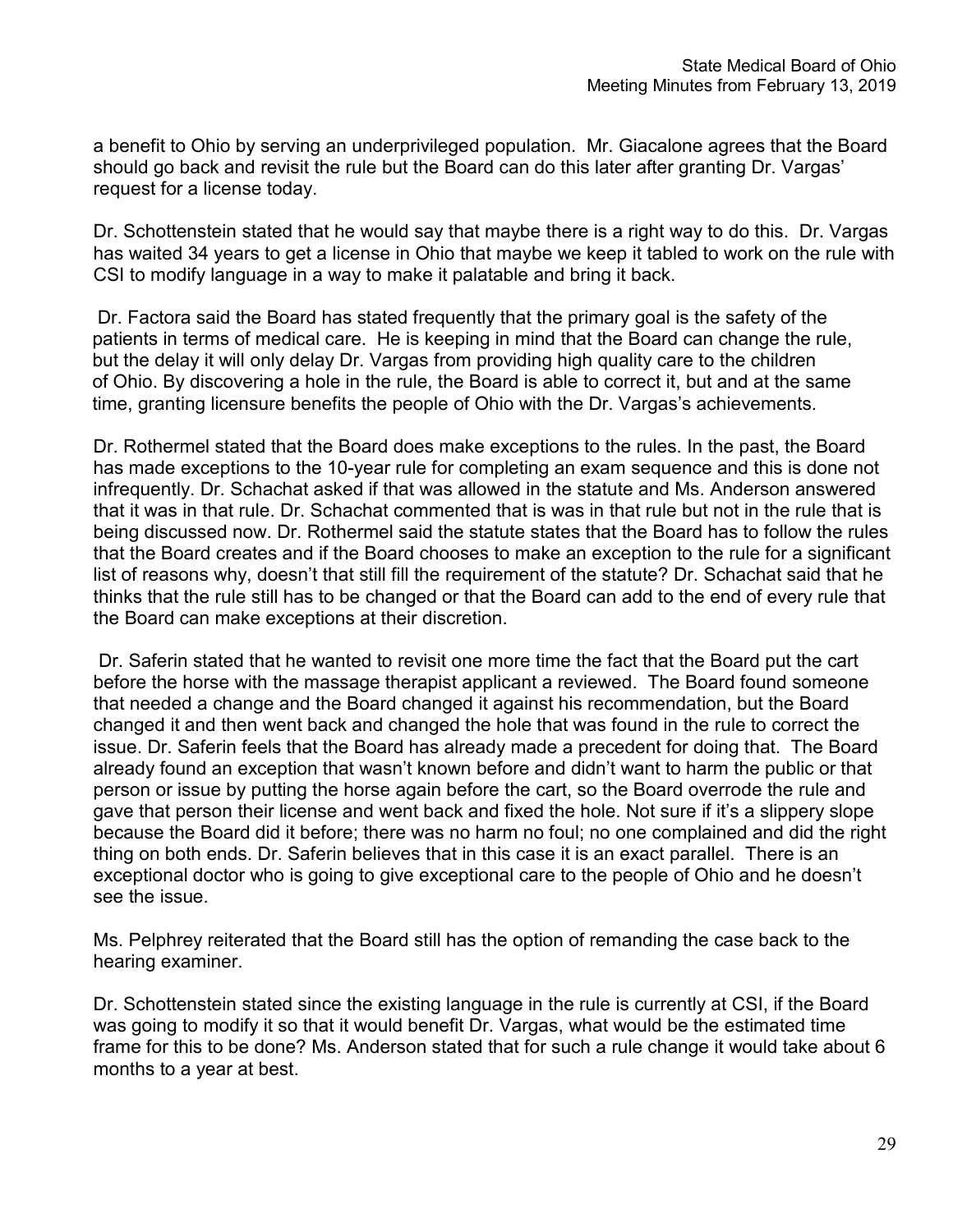a benefit to Ohio by serving an underprivileged population. Mr. Giacalone agrees that the Board should go back and revisit the rule but the Board can do this later after granting Dr. Vargas' request for a license today.

Dr. Schottenstein stated that he would say that maybe there is a right way to do this. Dr. Vargas has waited 34 years to get a license in Ohio that maybe we keep it tabled to work on the rule with CSI to modify language in a way to make it palatable and bring it back.

Dr. Factora said the Board has stated frequently that the primary goal is the safety of the patients in terms of medical care. He is keeping in mind that the Board can change the rule, but the delay it will only delay Dr. Vargas from providing high quality care to the children of Ohio. By discovering a hole in the rule, the Board is able to correct it, but and at the same time, granting licensure benefits the people of Ohio with the Dr. Vargas's achievements.

Dr. Rothermel stated that the Board does make exceptions to the rules. In the past, the Board has made exceptions to the 10-year rule for completing an exam sequence and this is done not infrequently. Dr. Schachat asked if that was allowed in the statute and Ms. Anderson answered that it was in that rule. Dr. Schachat commented that is was in that rule but not in the rule that is being discussed now. Dr. Rothermel said the statute states that the Board has to follow the rules that the Board creates and if the Board chooses to make an exception to the rule for a significant list of reasons why, doesn't that still fill the requirement of the statute? Dr. Schachat said that he thinks that the rule still has to be changed or that the Board can add to the end of every rule that the Board can make exceptions at their discretion.

Dr. Saferin stated that he wanted to revisit one more time the fact that the Board put the cart before the horse with the massage therapist applicant a reviewed. The Board found someone that needed a change and the Board changed it against his recommendation, but the Board changed it and then went back and changed the hole that was found in the rule to correct the issue. Dr. Saferin feels that the Board has already made a precedent for doing that. The Board already found an exception that wasn't known before and didn't want to harm the public or that person or issue by putting the horse again before the cart, so the Board overrode the rule and gave that person their license and went back and fixed the hole. Not sure if it's a slippery slope because the Board did it before; there was no harm no foul; no one complained and did the right thing on both ends. Dr. Saferin believes that in this case it is an exact parallel. There is an exceptional doctor who is going to give exceptional care to the people of Ohio and he doesn't see the issue.

Ms. Pelphrey reiterated that the Board still has the option of remanding the case back to the hearing examiner.

Dr. Schottenstein stated since the existing language in the rule is currently at CSI, if the Board was going to modify it so that it would benefit Dr. Vargas, what would be the estimated time frame for this to be done? Ms. Anderson stated that for such a rule change it would take about 6 months to a year at best.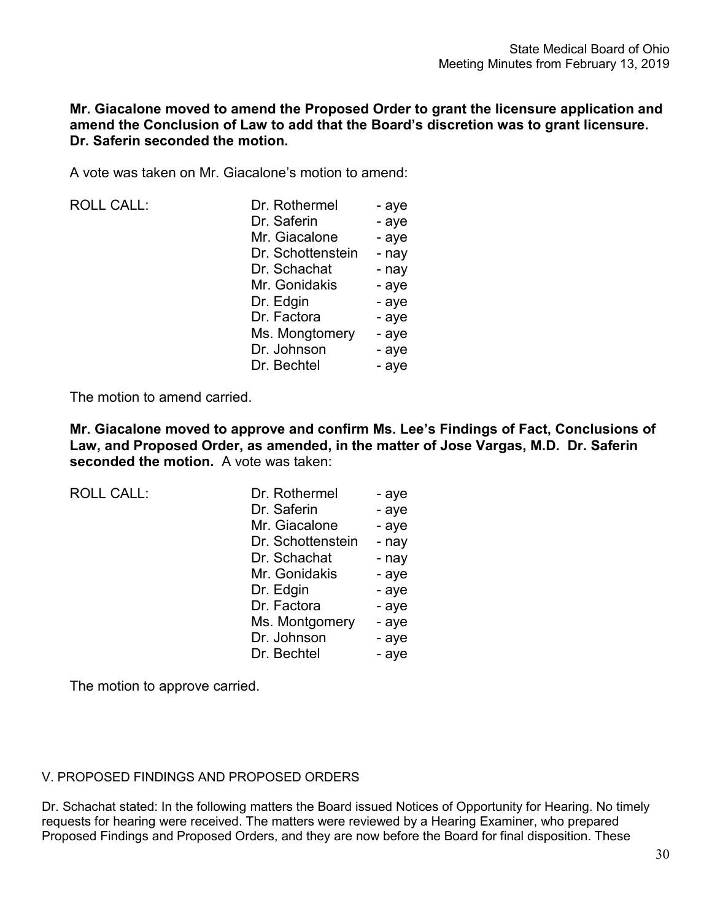**Mr. Giacalone moved to amend the Proposed Order to grant the licensure application and amend the Conclusion of Law to add that the Board's discretion was to grant licensure. Dr. Saferin seconded the motion.**

A vote was taken on Mr. Giacalone's motion to amend:

| ROLL CALL: | Dr. Rothermel | - aye |
|---|---|---|
| | Dr. Saferin | - aye |
| | Mr. Giacalone | - aye |
| | Dr. Schottenstein | - nay |
| | Dr. Schachat | - nay |
| | Mr. Gonidakis | - aye |
| | Dr. Edgin | - aye |
| | Dr. Factora | - aye |
| | Ms. Mongtomery | - aye |
| | Dr. Johnson | - aye |
| | Dr. Bechtel | - aye |

The motion to amend carried.

**Mr. Giacalone moved to approve and confirm Ms. Lee's Findings of Fact, Conclusions of Law, and Proposed Order, as amended, in the matter of Jose Vargas, M.D. Dr. Saferin seconded the motion.** A vote was taken:

| ROLL CALL: | Dr. Rothermel | - aye |
|---|---|---|
| | Dr. Saferin | - aye |
| | Mr. Giacalone | - aye |
| | Dr. Schottenstein | - nay |
| | Dr. Schachat | - nay |
| | Mr. Gonidakis | - aye |
| | Dr. Edgin | - aye |
| | Dr. Factora | - aye |
| | Ms. Montgomery | - aye |
| | Dr. Johnson | - aye |
| | Dr. Bechtel | - aye |

The motion to approve carried.

V. PROPOSED FINDINGS AND PROPOSED ORDERS

Dr. Schachat stated: In the following matters the Board issued Notices of Opportunity for Hearing. No timely requests for hearing were received. The matters were reviewed by a Hearing Examiner, who prepared Proposed Findings and Proposed Orders, and they are now before the Board for final disposition. These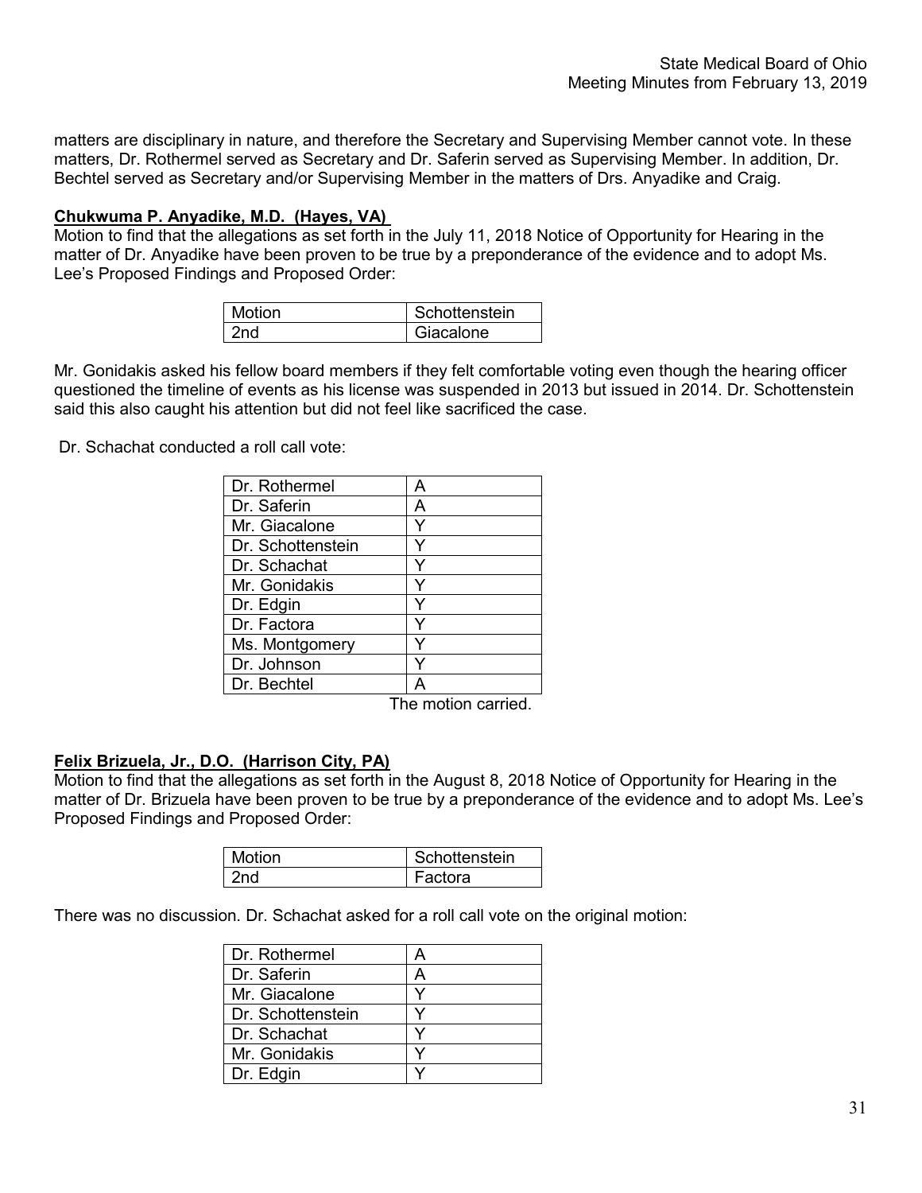matters are disciplinary in nature, and therefore the Secretary and Supervising Member cannot vote. In these matters, Dr. Rothermel served as Secretary and Dr. Saferin served as Supervising Member. In addition, Dr. Bechtel served as Secretary and/or Supervising Member in the matters of Drs. Anyadike and Craig.

**Chukwuma P. Anyadike, M.D. (Hayes, VA)**

Motion to find that the allegations as set forth in the July 11, 2018 Notice of Opportunity for Hearing in the matter of Dr. Anyadike have been proven to be true by a preponderance of the evidence and to adopt Ms. Lee's Proposed Findings and Proposed Order:

| Motion | Schottenstein |
|---|---|
| 2nd | Giacalone |

Mr. Gonidakis asked his fellow board members if they felt comfortable voting even though the hearing officer questioned the timeline of events as his license was suspended in 2013 but issued in 2014. Dr. Schottenstein said this also caught his attention but did not feel like sacrificed the case.

Dr. Schachat conducted a roll call vote:

| Dr. Rothermel | A |
|---|---|
| Dr. Saferin | A |
| Mr. Giacalone | Y |
| Dr. Schottenstein | Y |
| Dr. Schachat | Y |
| Mr. Gonidakis | Y |
| Dr. Edgin | Y |
| Dr. Factora | Y |
| Ms. Montgomery | Y |
| Dr. Johnson | Y |
| Dr. Bechtel | A |

The motion carried.

**Felix Brizuela, Jr., D.O. (Harrison City, PA)**

Motion to find that the allegations as set forth in the August 8, 2018 Notice of Opportunity for Hearing in the matter of Dr. Brizuela have been proven to be true by a preponderance of the evidence and to adopt Ms. Lee's Proposed Findings and Proposed Order:

| Motion | Schottenstein |
|---|---|
| 2nd | Factora |

There was no discussion. Dr. Schachat asked for a roll call vote on the original motion:

| Dr. Rothermel | A |
|---|---|
| Dr. Saferin | A |
| Mr. Giacalone | Y |
| Dr. Schottenstein | Y |
| Dr. Schachat | Y |
| Mr. Gonidakis | Y |
| Dr. Edgin | Y |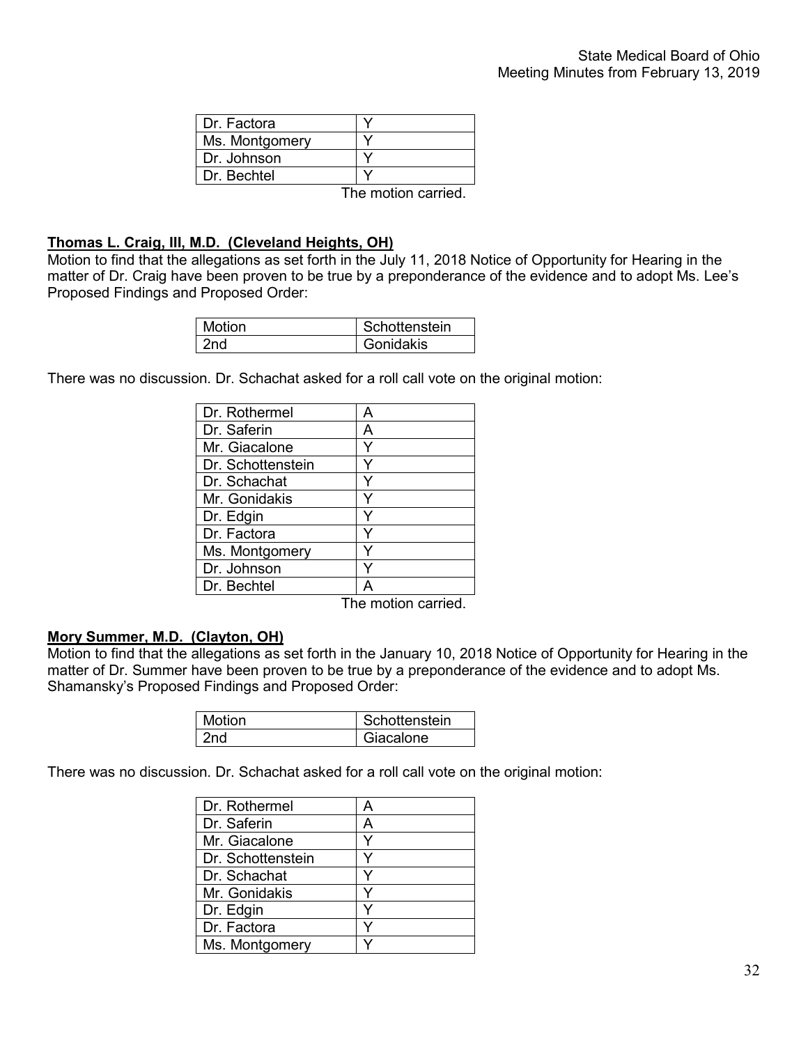| Dr. Factora | Y |
|---|---|
| Ms. Montgomery | Y |
| Dr. Johnson | Y |
| Dr. Bechtel | Y |

The motion carried.

**Thomas L. Craig, III, M.D. (Cleveland Heights, OH)**

Motion to find that the allegations as set forth in the July 11, 2018 Notice of Opportunity for Hearing in the matter of Dr. Craig have been proven to be true by a preponderance of the evidence and to adopt Ms. Lee's Proposed Findings and Proposed Order:

| Motion | Schottenstein |
|---|---|
| 2nd | Gonidakis |

There was no discussion. Dr. Schachat asked for a roll call vote on the original motion:

| Dr. Rothermel | A |
|---|---|
| Dr. Saferin | A |
| Mr. Giacalone | Y |
| Dr. Schottenstein | Y |
| Dr. Schachat | Y |
| Mr. Gonidakis | Y |
| Dr. Edgin | Y |
| Dr. Factora | Y |
| Ms. Montgomery | Y |
| Dr. Johnson | Y |
| Dr. Bechtel | A |

The motion carried.

**Mory Summer, M.D. (Clayton, OH)**

Motion to find that the allegations as set forth in the January 10, 2018 Notice of Opportunity for Hearing in the matter of Dr. Summer have been proven to be true by a preponderance of the evidence and to adopt Ms. Shamansky's Proposed Findings and Proposed Order:

| Motion | Schottenstein |
|---|---|
| 2nd | Giacalone |

There was no discussion. Dr. Schachat asked for a roll call vote on the original motion:

| Dr. Rothermel | A |
|---|---|
| Dr. Saferin | A |
| Mr. Giacalone | Y |
| Dr. Schottenstein | Y |
| Dr. Schachat | Y |
| Mr. Gonidakis | Y |
| Dr. Edgin | Y |
| Dr. Factora | Y |
| Ms. Montgomery | Y |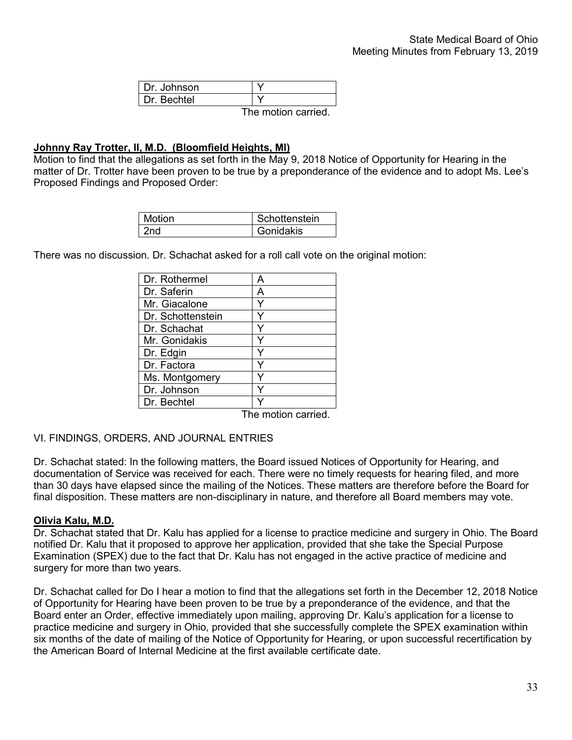| | |
|---|---|
| Dr. Johnson | Y |
| Dr. Bechtel | Y |

The motion carried.

**Johnny Ray Trotter, II, M.D. (Bloomfield Heights, MI)**

Motion to find that the allegations as set forth in the May 9, 2018 Notice of Opportunity for Hearing in the matter of Dr. Trotter have been proven to be true by a preponderance of the evidence and to adopt Ms. Lee's Proposed Findings and Proposed Order:

| | |
|---|---|
| Motion | Schottenstein |
| 2nd | Gonidakis |

There was no discussion. Dr. Schachat asked for a roll call vote on the original motion:

| | |
|---|---|
| Dr. Rothermel | A |
| Dr. Saferin | A |
| Mr. Giacalone | Y |
| Dr. Schottenstein | Y |
| Dr. Schachat | Y |
| Mr. Gonidakis | Y |
| Dr. Edgin | Y |
| Dr. Factora | Y |
| Ms. Montgomery | Y |
| Dr. Johnson | Y |
| Dr. Bechtel | Y |

The motion carried.

VI. FINDINGS, ORDERS, AND JOURNAL ENTRIES

Dr. Schachat stated: In the following matters, the Board issued Notices of Opportunity for Hearing, and documentation of Service was received for each. There were no timely requests for hearing filed, and more than 30 days have elapsed since the mailing of the Notices. These matters are therefore before the Board for final disposition. These matters are non-disciplinary in nature, and therefore all Board members may vote.

**Olivia Kalu, M.D.**

Dr. Schachat stated that Dr. Kalu has applied for a license to practice medicine and surgery in Ohio. The Board notified Dr. Kalu that it proposed to approve her application, provided that she take the Special Purpose Examination (SPEX) due to the fact that Dr. Kalu has not engaged in the active practice of medicine and surgery for more than two years.

Dr. Schachat called for Do I hear a motion to find that the allegations set forth in the December 12, 2018 Notice of Opportunity for Hearing have been proven to be true by a preponderance of the evidence, and that the Board enter an Order, effective immediately upon mailing, approving Dr. Kalu's application for a license to practice medicine and surgery in Ohio, provided that she successfully complete the SPEX examination within six months of the date of mailing of the Notice of Opportunity for Hearing, or upon successful recertification by the American Board of Internal Medicine at the first available certificate date.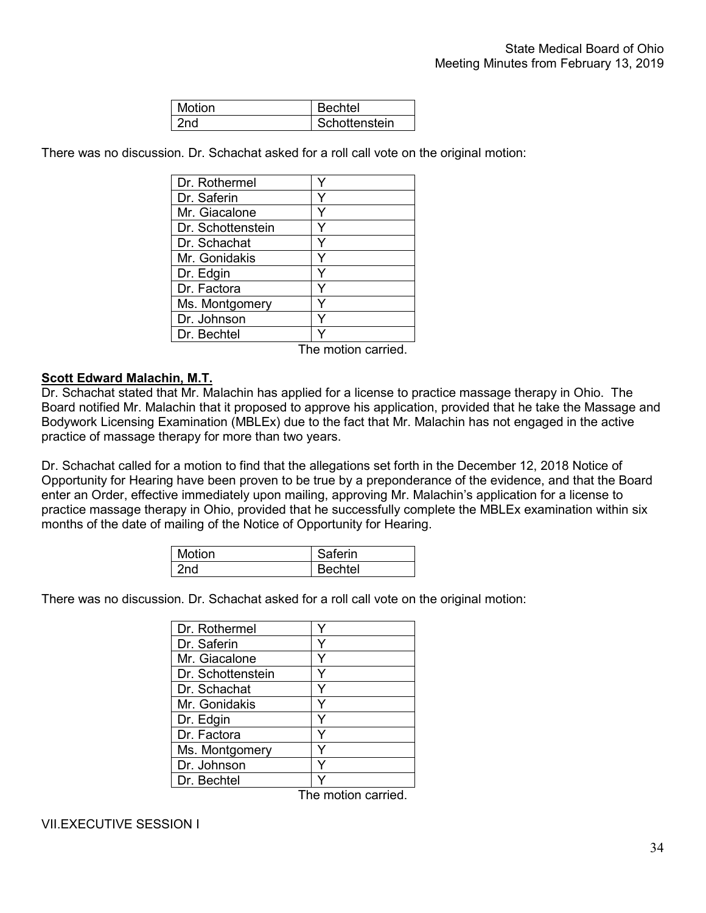| Motion | Bechtel |
|---|---|
| 2nd | Schottenstein |

There was no discussion. Dr. Schachat asked for a roll call vote on the original motion:

| Dr. Rothermel | Y |
|---|---|
| Dr. Saferin | Y |
| Mr. Giacalone | Y |
| Dr. Schottenstein | Y |
| Dr. Schachat | Y |
| Mr. Gonidakis | Y |
| Dr. Edgin | Y |
| Dr. Factora | Y |
| Ms. Montgomery | Y |
| Dr. Johnson | Y |
| Dr. Bechtel | Y |

The motion carried.

**Scott Edward Malachin, M.T.**

Dr. Schachat stated that Mr. Malachin has applied for a license to practice massage therapy in Ohio. The Board notified Mr. Malachin that it proposed to approve his application, provided that he take the Massage and Bodywork Licensing Examination (MBLEx) due to the fact that Mr. Malachin has not engaged in the active practice of massage therapy for more than two years.

Dr. Schachat called for a motion to find that the allegations set forth in the December 12, 2018 Notice of Opportunity for Hearing have been proven to be true by a preponderance of the evidence, and that the Board enter an Order, effective immediately upon mailing, approving Mr. Malachin's application for a license to practice massage therapy in Ohio, provided that he successfully complete the MBLEx examination within six months of the date of mailing of the Notice of Opportunity for Hearing.

| Motion | Saferin |
|---|---|
| 2nd | Bechtel |

There was no discussion. Dr. Schachat asked for a roll call vote on the original motion:

| Dr. Rothermel | Y |
|---|---|
| Dr. Saferin | Y |
| Mr. Giacalone | Y |
| Dr. Schottenstein | Y |
| Dr. Schachat | Y |
| Mr. Gonidakis | Y |
| Dr. Edgin | Y |
| Dr. Factora | Y |
| Ms. Montgomery | Y |
| Dr. Johnson | Y |
| Dr. Bechtel | Y |

The motion carried.

VII.EXECUTIVE SESSION I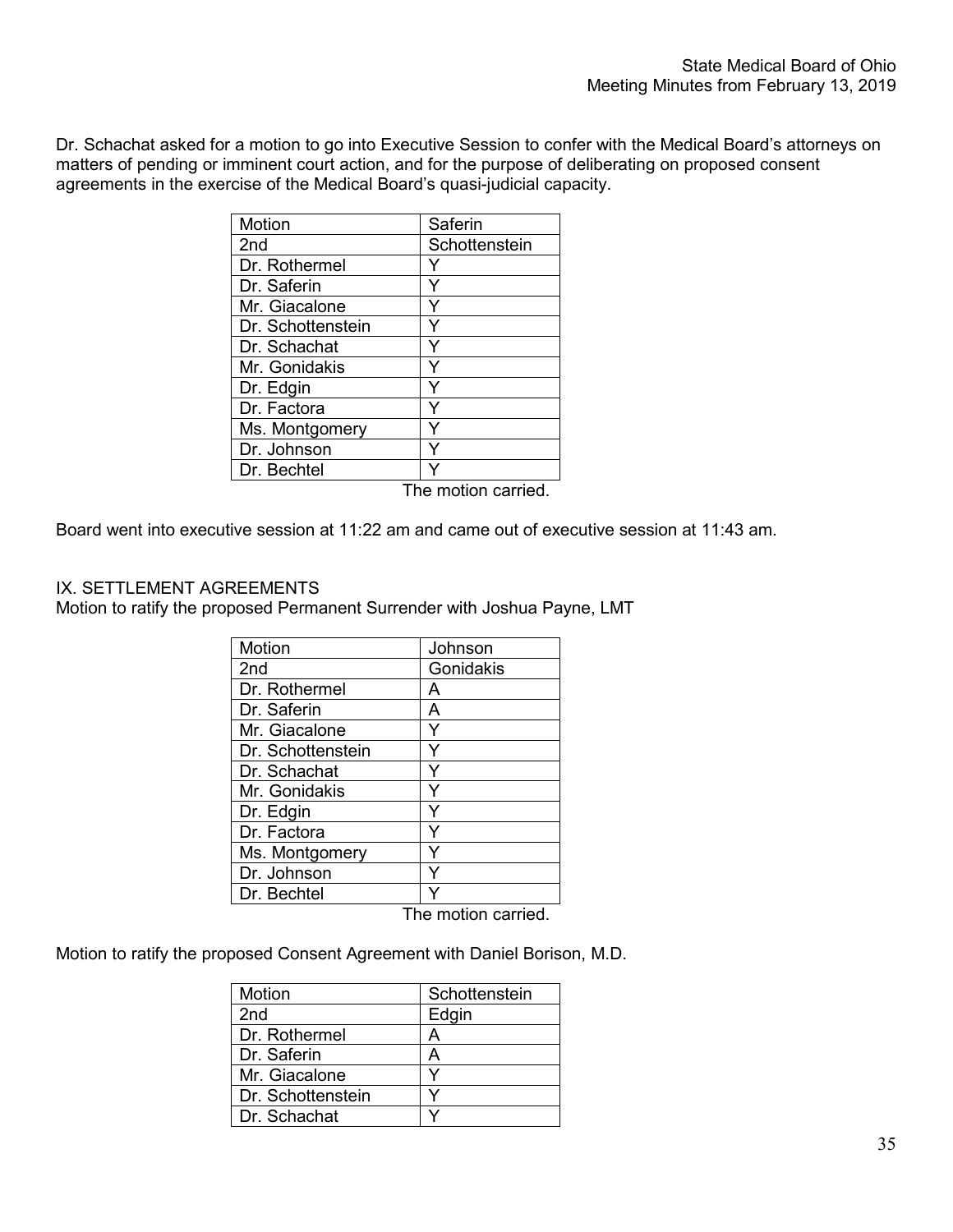Dr. Schachat asked for a motion to go into Executive Session to confer with the Medical Board's attorneys on matters of pending or imminent court action, and for the purpose of deliberating on proposed consent agreements in the exercise of the Medical Board's quasi-judicial capacity.

| Motion | Saferin |
|---|---|
| 2nd | Schottenstein |
| Dr. Rothermel | Y |
| Dr. Saferin | Y |
| Mr. Giacalone | Y |
| Dr. Schottenstein | Y |
| Dr. Schachat | Y |
| Mr. Gonidakis | Y |
| Dr. Edgin | Y |
| Dr. Factora | Y |
| Ms. Montgomery | Y |
| Dr. Johnson | Y |
| Dr. Bechtel | Y |

The motion carried.

Board went into executive session at 11:22 am and came out of executive session at 11:43 am.

## IX. SETTLEMENT AGREEMENTS

Motion to ratify the proposed Permanent Surrender with Joshua Payne, LMT

| Motion | Johnson |
|---|---|
| 2nd | Gonidakis |
| Dr. Rothermel | A |
| Dr. Saferin | A |
| Mr. Giacalone | Y |
| Dr. Schottenstein | Y |
| Dr. Schachat | Y |
| Mr. Gonidakis | Y |
| Dr. Edgin | Y |
| Dr. Factora | Y |
| Ms. Montgomery | Y |
| Dr. Johnson | Y |
| Dr. Bechtel | Y |

The motion carried.

Motion to ratify the proposed Consent Agreement with Daniel Borison, M.D.

| Motion | Schottenstein |
|---|---|
| 2nd | Edgin |
| Dr. Rothermel | A |
| Dr. Saferin | A |
| Mr. Giacalone | Y |
| Dr. Schottenstein | Y |
| Dr. Schachat | Y |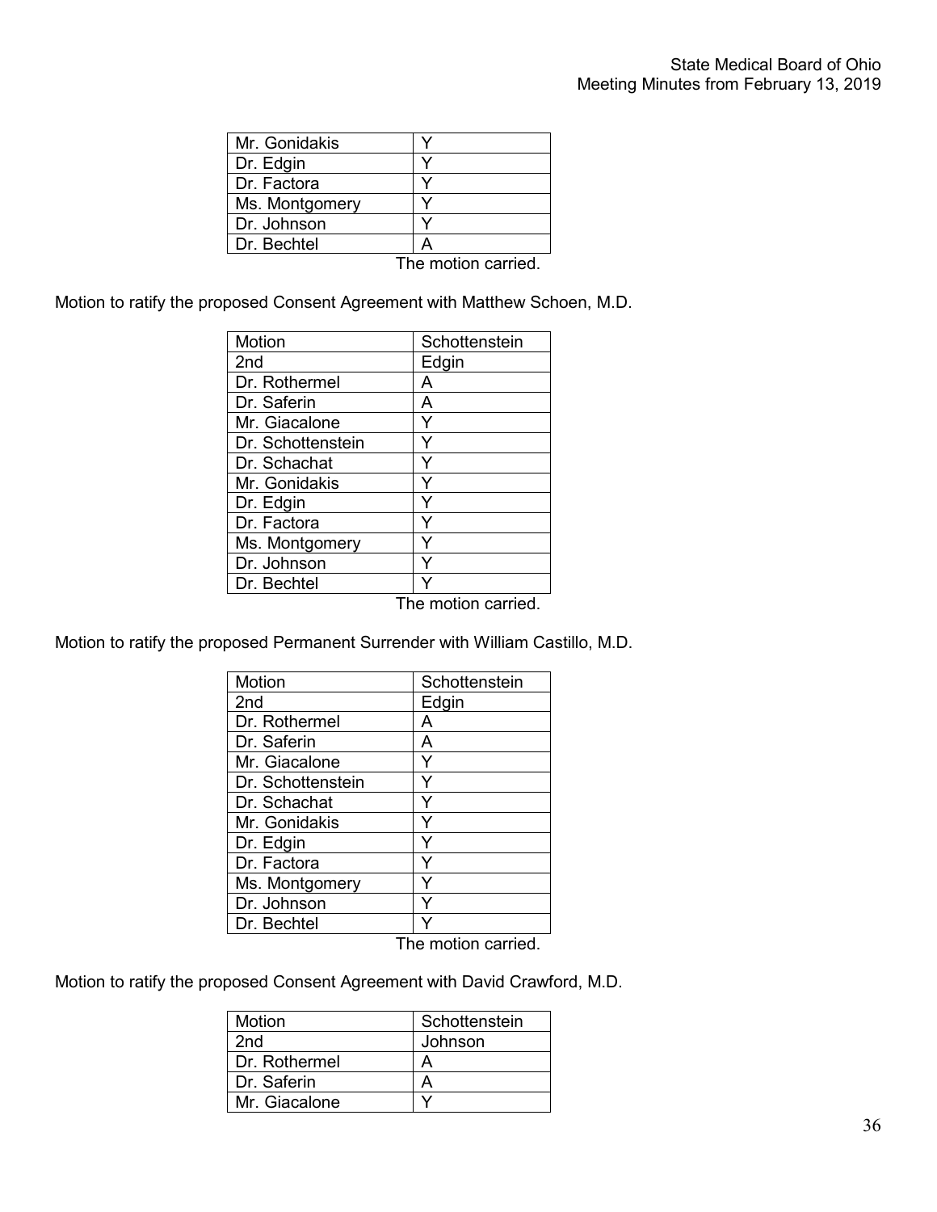| | |
|---|---|
| Mr. Gonidakis | Y |
| Dr. Edgin | Y |
| Dr. Factora | Y |
| Ms. Montgomery | Y |
| Dr. Johnson | Y |
| Dr. Bechtel | A |

The motion carried.

Motion to ratify the proposed Consent Agreement with Matthew Schoen, M.D.

| Motion | Schottenstein |
|---|---|
| 2nd | Edgin |
| Dr. Rothermel | A |
| Dr. Saferin | A |
| Mr. Giacalone | Y |
| Dr. Schottenstein | Y |
| Dr. Schachat | Y |
| Mr. Gonidakis | Y |
| Dr. Edgin | Y |
| Dr. Factora | Y |
| Ms. Montgomery | Y |
| Dr. Johnson | Y |
| Dr. Bechtel | Y |

The motion carried.

Motion to ratify the proposed Permanent Surrender with William Castillo, M.D.

| Motion | Schottenstein |
|---|---|
| 2nd | Edgin |
| Dr. Rothermel | A |
| Dr. Saferin | A |
| Mr. Giacalone | Y |
| Dr. Schottenstein | Y |
| Dr. Schachat | Y |
| Mr. Gonidakis | Y |
| Dr. Edgin | Y |
| Dr. Factora | Y |
| Ms. Montgomery | Y |
| Dr. Johnson | Y |
| Dr. Bechtel | Y |

The motion carried.

Motion to ratify the proposed Consent Agreement with David Crawford, M.D.

| Motion | Schottenstein |
|---|---|
| 2nd | Johnson |
| Dr. Rothermel | A |
| Dr. Saferin | A |
| Mr. Giacalone | Y |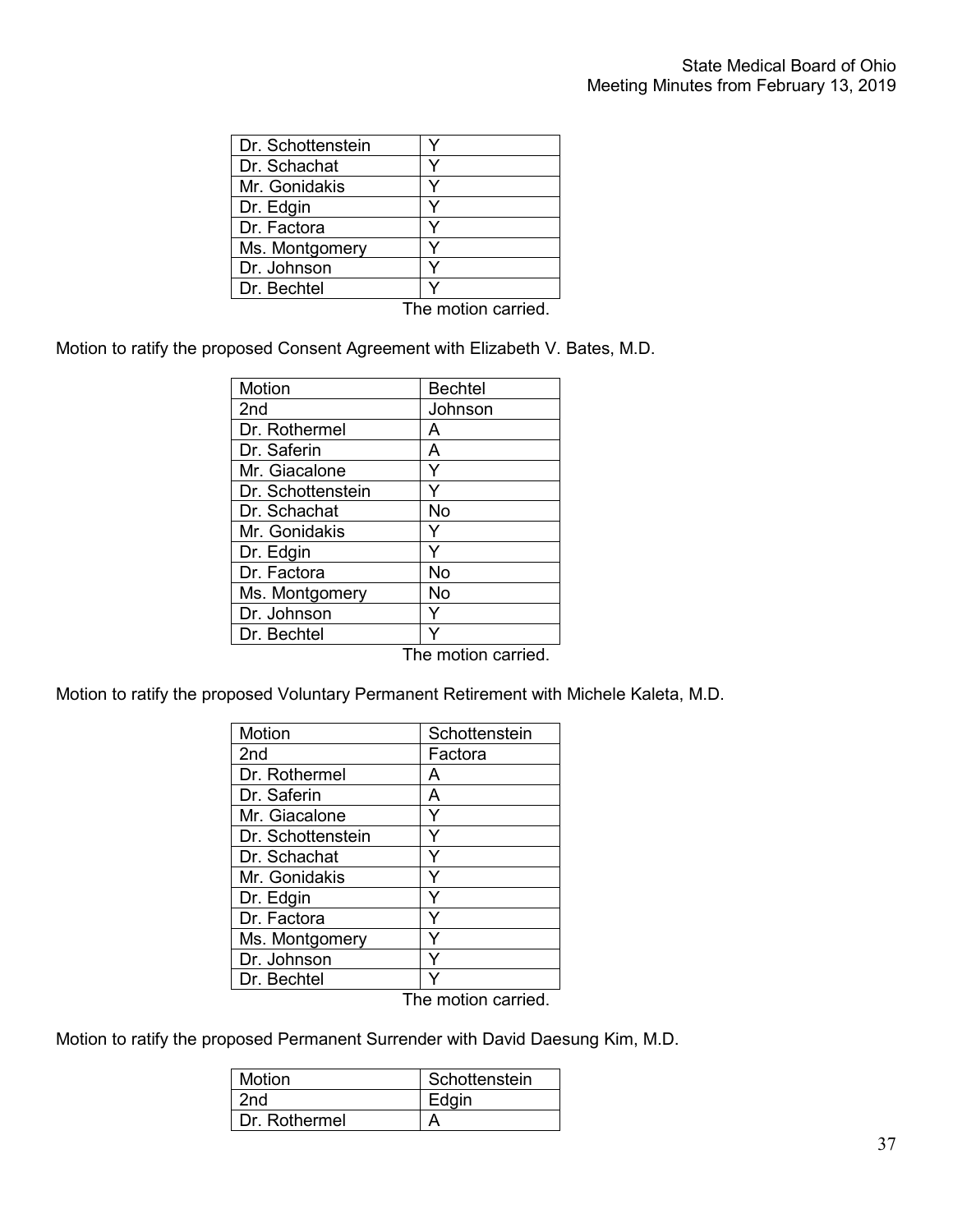| | |
|---|---|
| Dr. Schottenstein | Y |
| Dr. Schachat | Y |
| Mr. Gonidakis | Y |
| Dr. Edgin | Y |
| Dr. Factora | Y |
| Ms. Montgomery | Y |
| Dr. Johnson | Y |
| Dr. Bechtel | Y |

The motion carried.

Motion to ratify the proposed Consent Agreement with Elizabeth V. Bates, M.D.

| Motion | Bechtel |
|---|---|
| 2nd | Johnson |
| Dr. Rothermel | A |
| Dr. Saferin | A |
| Mr. Giacalone | Y |
| Dr. Schottenstein | Y |
| Dr. Schachat | No |
| Mr. Gonidakis | Y |
| Dr. Edgin | Y |
| Dr. Factora | No |
| Ms. Montgomery | No |
| Dr. Johnson | Y |
| Dr. Bechtel | Y |

The motion carried.

Motion to ratify the proposed Voluntary Permanent Retirement with Michele Kaleta, M.D.

| Motion | Schottenstein |
|---|---|
| 2nd | Factora |
| Dr. Rothermel | A |
| Dr. Saferin | A |
| Mr. Giacalone | Y |
| Dr. Schottenstein | Y |
| Dr. Schachat | Y |
| Mr. Gonidakis | Y |
| Dr. Edgin | Y |
| Dr. Factora | Y |
| Ms. Montgomery | Y |
| Dr. Johnson | Y |
| Dr. Bechtel | Y |

The motion carried.

Motion to ratify the proposed Permanent Surrender with David Daesung Kim, M.D.

| Motion | Schottenstein |
|---|---|
| 2nd | Edgin |
| Dr. Rothermel | A |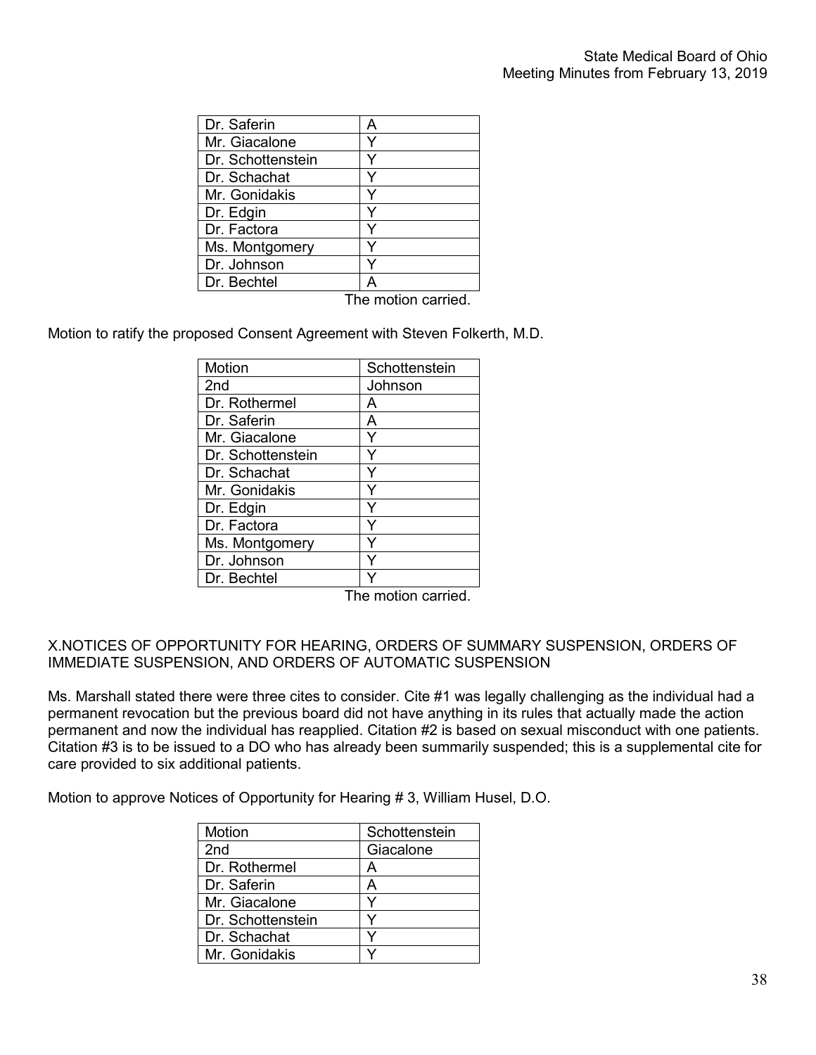| Dr. Saferin | A |
|---|---|
| Mr. Giacalone | Y |
| Dr. Schottenstein | Y |
| Dr. Schachat | Y |
| Mr. Gonidakis | Y |
| Dr. Edgin | Y |
| Dr. Factora | Y |
| Ms. Montgomery | Y |
| Dr. Johnson | Y |
| Dr. Bechtel | A |

The motion carried.

Motion to ratify the proposed Consent Agreement with Steven Folkerth, M.D.

| Motion | Schottenstein |
|---|---|
| 2nd | Johnson |
| Dr. Rothermel | A |
| Dr. Saferin | A |
| Mr. Giacalone | Y |
| Dr. Schottenstein | Y |
| Dr. Schachat | Y |
| Mr. Gonidakis | Y |
| Dr. Edgin | Y |
| Dr. Factora | Y |
| Ms. Montgomery | Y |
| Dr. Johnson | Y |
| Dr. Bechtel | Y |

The motion carried.

## X.NOTICES OF OPPORTUNITY FOR HEARING, ORDERS OF SUMMARY SUSPENSION, ORDERS OF IMMEDIATE SUSPENSION, AND ORDERS OF AUTOMATIC SUSPENSION

Ms. Marshall stated there were three cites to consider. Cite #1 was legally challenging as the individual had a permanent revocation but the previous board did not have anything in its rules that actually made the action permanent and now the individual has reapplied. Citation #2 is based on sexual misconduct with one patients. Citation #3 is to be issued to a DO who has already been summarily suspended; this is a supplemental cite for care provided to six additional patients.

Motion to approve Notices of Opportunity for Hearing # 3, William Husel, D.O.

| Motion | Schottenstein |
|---|---|
| 2nd | Giacalone |
| Dr. Rothermel | A |
| Dr. Saferin | A |
| Mr. Giacalone | Y |
| Dr. Schottenstein | Y |
| Dr. Schachat | Y |
| Mr. Gonidakis | Y |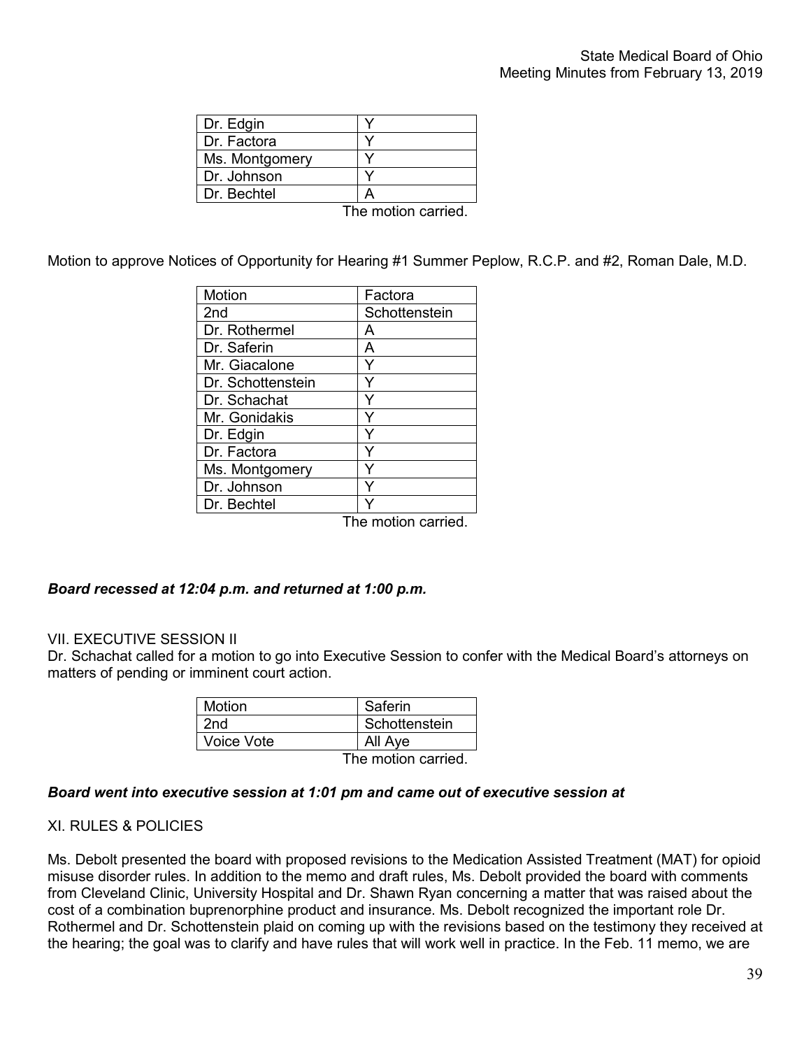| Dr. Edgin | Y |
|---|---|
| Dr. Factora | Y |
| Ms. Montgomery | Y |
| Dr. Johnson | Y |
| Dr. Bechtel | A |

The motion carried.

Motion to approve Notices of Opportunity for Hearing #1 Summer Peplow, R.C.P. and #2, Roman Dale, M.D.

| Motion | Factora |
|---|---|
| 2nd | Schottenstein |
| Dr. Rothermel | A |
| Dr. Saferin | A |
| Mr. Giacalone | Y |
| Dr. Schottenstein | Y |
| Dr. Schachat | Y |
| Mr. Gonidakis | Y |
| Dr. Edgin | Y |
| Dr. Factora | Y |
| Ms. Montgomery | Y |
| Dr. Johnson | Y |
| Dr. Bechtel | Y |

The motion carried.

***Board recessed at 12:04 p.m. and returned at 1:00 p.m.***

VII. EXECUTIVE SESSION II

Dr. Schachat called for a motion to go into Executive Session to confer with the Medical Board's attorneys on matters of pending or imminent court action.

| Motion | Saferin |
|---|---|
| 2nd | Schottenstein |
| Voice Vote | All Aye |

The motion carried.

***Board went into executive session at 1:01 pm and came out of executive session at***

XI. RULES & POLICIES

Ms. Debolt presented the board with proposed revisions to the Medication Assisted Treatment (MAT) for opioid misuse disorder rules. In addition to the memo and draft rules, Ms. Debolt provided the board with comments from Cleveland Clinic, University Hospital and Dr. Shawn Ryan concerning a matter that was raised about the cost of a combination buprenorphine product and insurance. Ms. Debolt recognized the important role Dr. Rothermel and Dr. Schottenstein plaid on coming up with the revisions based on the testimony they received at the hearing; the goal was to clarify and have rules that will work well in practice. In the Feb. 11 memo, we are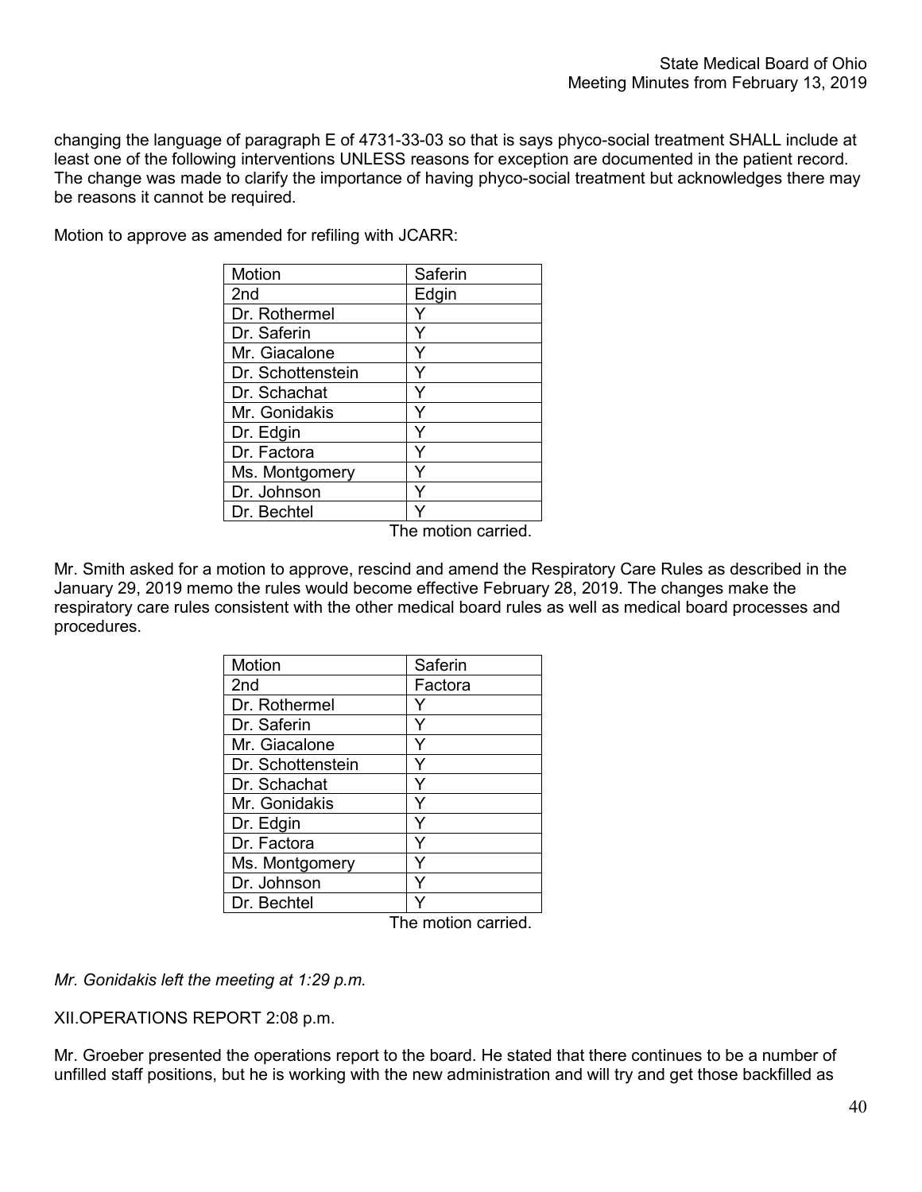changing the language of paragraph E of 4731-33-03 so that is says phyco-social treatment SHALL include at least one of the following interventions UNLESS reasons for exception are documented in the patient record. The change was made to clarify the importance of having phyco-social treatment but acknowledges there may be reasons it cannot be required.

Motion to approve as amended for refiling with JCARR:

| Motion | Saferin |
|---|---|
| 2nd | Edgin |
| Dr. Rothermel | Y |
| Dr. Saferin | Y |
| Mr. Giacalone | Y |
| Dr. Schottenstein | Y |
| Dr. Schachat | Y |
| Mr. Gonidakis | Y |
| Dr. Edgin | Y |
| Dr. Factora | Y |
| Ms. Montgomery | Y |
| Dr. Johnson | Y |
| Dr. Bechtel | Y |

The motion carried.

Mr. Smith asked for a motion to approve, rescind and amend the Respiratory Care Rules as described in the January 29, 2019 memo the rules would become effective February 28, 2019. The changes make the respiratory care rules consistent with the other medical board rules as well as medical board processes and procedures.

| Motion | Saferin |
|---|---|
| 2nd | Factora |
| Dr. Rothermel | Y |
| Dr. Saferin | Y |
| Mr. Giacalone | Y |
| Dr. Schottenstein | Y |
| Dr. Schachat | Y |
| Mr. Gonidakis | Y |
| Dr. Edgin | Y |
| Dr. Factora | Y |
| Ms. Montgomery | Y |
| Dr. Johnson | Y |
| Dr. Bechtel | Y |

The motion carried.

*Mr. Gonidakis left the meeting at 1:29 p.m.*

XII.OPERATIONS REPORT 2:08 p.m.

Mr. Groeber presented the operations report to the board. He stated that there continues to be a number of unfilled staff positions, but he is working with the new administration and will try and get those backfilled as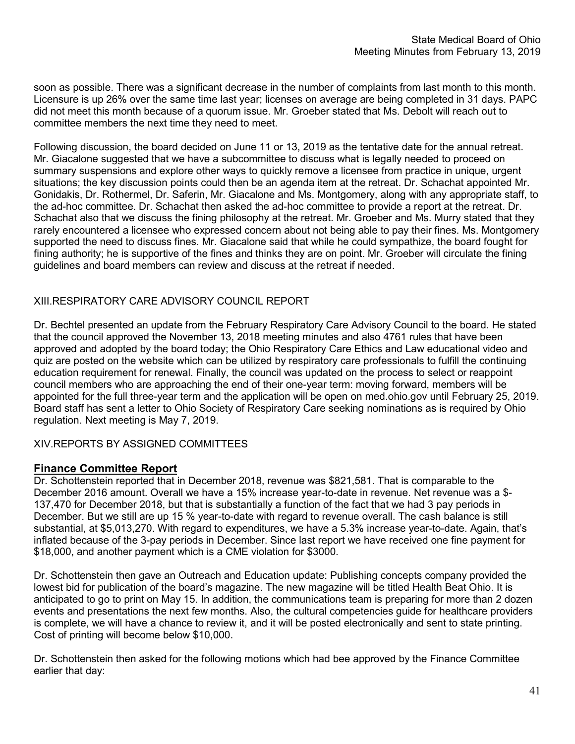soon as possible. There was a significant decrease in the number of complaints from last month to this month. Licensure is up 26% over the same time last year; licenses on average are being completed in 31 days. PAPC did not meet this month because of a quorum issue. Mr. Groeber stated that Ms. Debolt will reach out to committee members the next time they need to meet.

Following discussion, the board decided on June 11 or 13, 2019 as the tentative date for the annual retreat. Mr. Giacalone suggested that we have a subcommittee to discuss what is legally needed to proceed on summary suspensions and explore other ways to quickly remove a licensee from practice in unique, urgent situations; the key discussion points could then be an agenda item at the retreat. Dr. Schachat appointed Mr. Gonidakis, Dr. Rothermel, Dr. Saferin, Mr. Giacalone and Ms. Montgomery, along with any appropriate staff, to the ad-hoc committee. Dr. Schachat then asked the ad-hoc committee to provide a report at the retreat. Dr. Schachat also that we discuss the fining philosophy at the retreat. Mr. Groeber and Ms. Murry stated that they rarely encountered a licensee who expressed concern about not being able to pay their fines. Ms. Montgomery supported the need to discuss fines. Mr. Giacalone said that while he could sympathize, the board fought for fining authority; he is supportive of the fines and thinks they are on point. Mr. Groeber will circulate the fining guidelines and board members can review and discuss at the retreat if needed.

XIII.RESPIRATORY CARE ADVISORY COUNCIL REPORT

Dr. Bechtel presented an update from the February Respiratory Care Advisory Council to the board. He stated that the council approved the November 13, 2018 meeting minutes and also 4761 rules that have been approved and adopted by the board today; the Ohio Respiratory Care Ethics and Law educational video and quiz are posted on the website which can be utilized by respiratory care professionals to fulfill the continuing education requirement for renewal. Finally, the council was updated on the process to select or reappoint council members who are approaching the end of their one-year term: moving forward, members will be appointed for the full three-year term and the application will be open on med.ohio.gov until February 25, 2019. Board staff has sent a letter to Ohio Society of Respiratory Care seeking nominations as is required by Ohio regulation. Next meeting is May 7, 2019.

XIV.REPORTS BY ASSIGNED COMMITTEES

**Finance Committee Report**

Dr. Schottenstein reported that in December 2018, revenue was $821,581. That is comparable to the December 2016 amount. Overall we have a 15% increase year-to-date in revenue. Net revenue was a $-137,470 for December 2018, but that is substantially a function of the fact that we had 3 pay periods in December. But we still are up 15 % year-to-date with regard to revenue overall. The cash balance is still substantial, at $5,013,270. With regard to expenditures, we have a 5.3% increase year-to-date. Again, that's inflated because of the 3-pay periods in December. Since last report we have received one fine payment for $18,000, and another payment which is a CME violation for $3000.

Dr. Schottenstein then gave an Outreach and Education update: Publishing concepts company provided the lowest bid for publication of the board's magazine. The new magazine will be titled Health Beat Ohio. It is anticipated to go to print on May 15. In addition, the communications team is preparing for more than 2 dozen events and presentations the next few months. Also, the cultural competencies guide for healthcare providers is complete, we will have a chance to review it, and it will be posted electronically and sent to state printing. Cost of printing will become below $10,000.

Dr. Schottenstein then asked for the following motions which had bee approved by the Finance Committee earlier that day: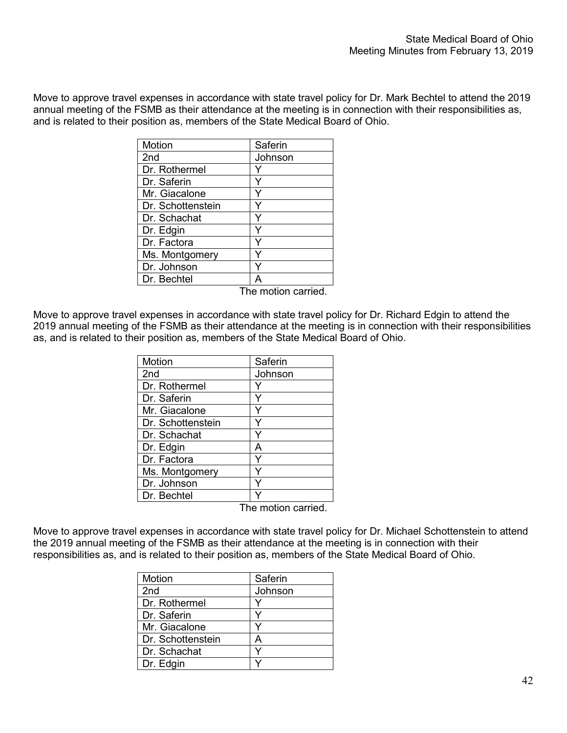Move to approve travel expenses in accordance with state travel policy for Dr. Mark Bechtel to attend the 2019 annual meeting of the FSMB as their attendance at the meeting is in connection with their responsibilities as, and is related to their position as, members of the State Medical Board of Ohio.

| Motion | Saferin |
|---|---|
| 2nd | Johnson |
| Dr. Rothermel | Y |
| Dr. Saferin | Y |
| Mr. Giacalone | Y |
| Dr. Schottenstein | Y |
| Dr. Schachat | Y |
| Dr. Edgin | Y |
| Dr. Factora | Y |
| Ms. Montgomery | Y |
| Dr. Johnson | Y |
| Dr. Bechtel | A |

The motion carried.

Move to approve travel expenses in accordance with state travel policy for Dr. Richard Edgin to attend the 2019 annual meeting of the FSMB as their attendance at the meeting is in connection with their responsibilities as, and is related to their position as, members of the State Medical Board of Ohio.

| Motion | Saferin |
|---|---|
| 2nd | Johnson |
| Dr. Rothermel | Y |
| Dr. Saferin | Y |
| Mr. Giacalone | Y |
| Dr. Schottenstein | Y |
| Dr. Schachat | Y |
| Dr. Edgin | A |
| Dr. Factora | Y |
| Ms. Montgomery | Y |
| Dr. Johnson | Y |
| Dr. Bechtel | Y |

The motion carried.

Move to approve travel expenses in accordance with state travel policy for Dr. Michael Schottenstein to attend the 2019 annual meeting of the FSMB as their attendance at the meeting is in connection with their responsibilities as, and is related to their position as, members of the State Medical Board of Ohio.

| Motion | Saferin |
|---|---|
| 2nd | Johnson |
| Dr. Rothermel | Y |
| Dr. Saferin | Y |
| Mr. Giacalone | Y |
| Dr. Schottenstein | A |
| Dr. Schachat | Y |
| Dr. Edgin | Y |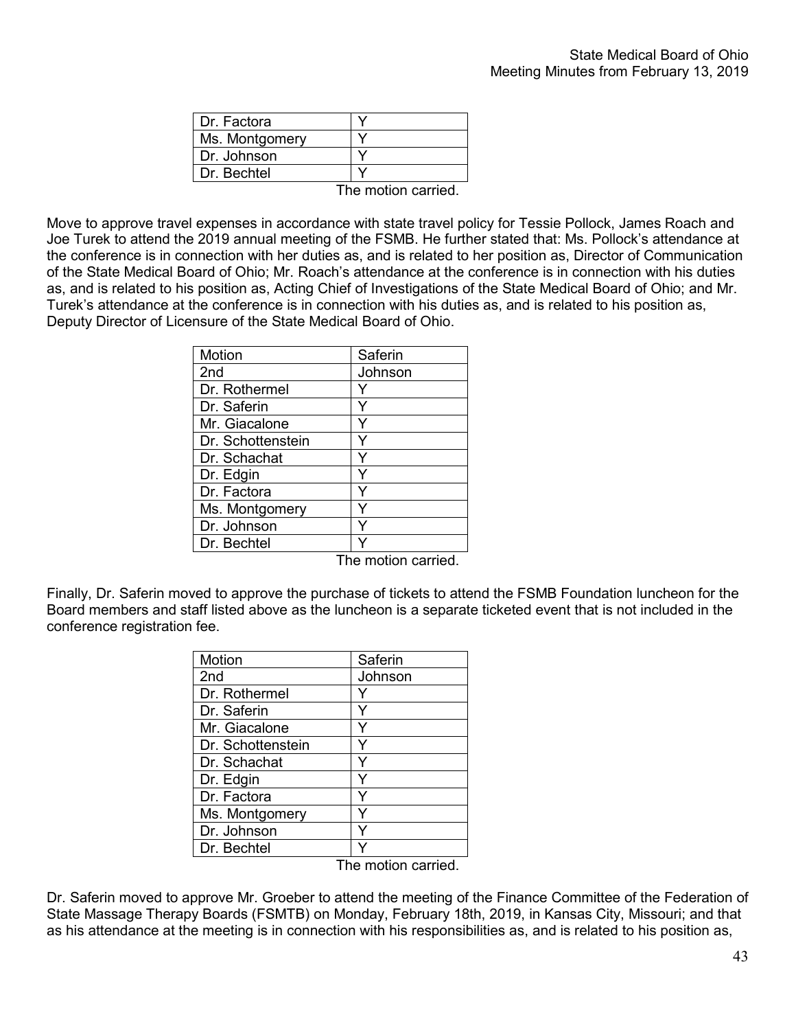| | |
|---|---|
| Dr. Factora | Y |
| Ms. Montgomery | Y |
| Dr. Johnson | Y |
| Dr. Bechtel | Y |

The motion carried.

Move to approve travel expenses in accordance with state travel policy for Tessie Pollock, James Roach and Joe Turek to attend the 2019 annual meeting of the FSMB. He further stated that: Ms. Pollock's attendance at the conference is in connection with her duties as, and is related to her position as, Director of Communication of the State Medical Board of Ohio; Mr. Roach's attendance at the conference is in connection with his duties as, and is related to his position as, Acting Chief of Investigations of the State Medical Board of Ohio; and Mr. Turek's attendance at the conference is in connection with his duties as, and is related to his position as, Deputy Director of Licensure of the State Medical Board of Ohio.

| Motion | Saferin |
|---|---|
| 2nd | Johnson |
| Dr. Rothermel | Y |
| Dr. Saferin | Y |
| Mr. Giacalone | Y |
| Dr. Schottenstein | Y |
| Dr. Schachat | Y |
| Dr. Edgin | Y |
| Dr. Factora | Y |
| Ms. Montgomery | Y |
| Dr. Johnson | Y |
| Dr. Bechtel | Y |

The motion carried.

Finally, Dr. Saferin moved to approve the purchase of tickets to attend the FSMB Foundation luncheon for the Board members and staff listed above as the luncheon is a separate ticketed event that is not included in the conference registration fee.

| Motion | Saferin |
|---|---|
| 2nd | Johnson |
| Dr. Rothermel | Y |
| Dr. Saferin | Y |
| Mr. Giacalone | Y |
| Dr. Schottenstein | Y |
| Dr. Schachat | Y |
| Dr. Edgin | Y |
| Dr. Factora | Y |
| Ms. Montgomery | Y |
| Dr. Johnson | Y |
| Dr. Bechtel | Y |

The motion carried.

Dr. Saferin moved to approve Mr. Groeber to attend the meeting of the Finance Committee of the Federation of State Massage Therapy Boards (FSMTB) on Monday, February 18th, 2019, in Kansas City, Missouri; and that as his attendance at the meeting is in connection with his responsibilities as, and is related to his position as,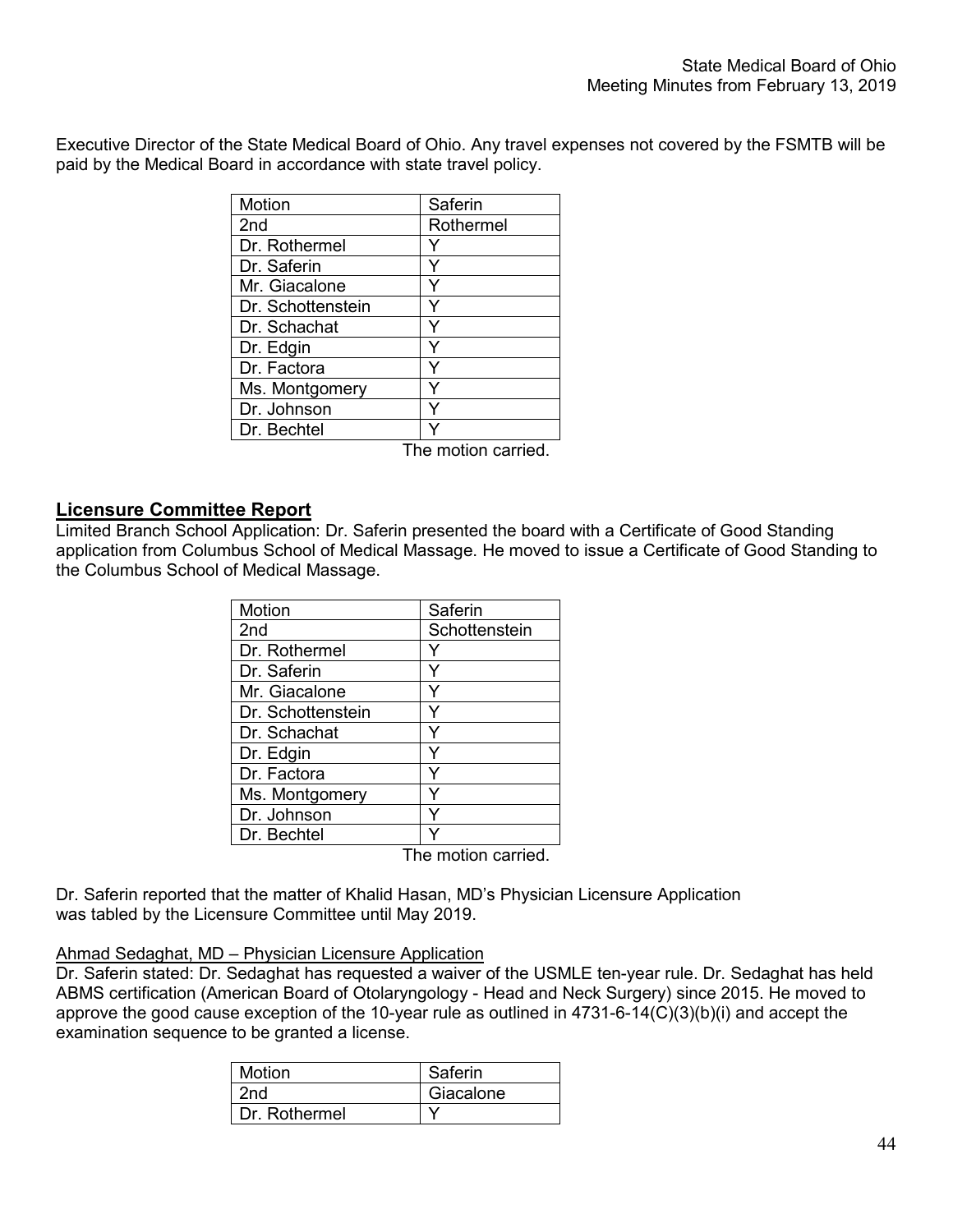Executive Director of the State Medical Board of Ohio. Any travel expenses not covered by the FSMTB will be paid by the Medical Board in accordance with state travel policy.

| Motion | Saferin |
|---|---|
| 2nd | Rothermel |
| Dr. Rothermel | Y |
| Dr. Saferin | Y |
| Mr. Giacalone | Y |
| Dr. Schottenstein | Y |
| Dr. Schachat | Y |
| Dr. Edgin | Y |
| Dr. Factora | Y |
| Ms. Montgomery | Y |
| Dr. Johnson | Y |
| Dr. Bechtel | Y |

The motion carried.

## Licensure Committee Report

Limited Branch School Application: Dr. Saferin presented the board with a Certificate of Good Standing application from Columbus School of Medical Massage. He moved to issue a Certificate of Good Standing to the Columbus School of Medical Massage.

| Motion | Saferin |
|---|---|
| 2nd | Schottenstein |
| Dr. Rothermel | Y |
| Dr. Saferin | Y |
| Mr. Giacalone | Y |
| Dr. Schottenstein | Y |
| Dr. Schachat | Y |
| Dr. Edgin | Y |
| Dr. Factora | Y |
| Ms. Montgomery | Y |
| Dr. Johnson | Y |
| Dr. Bechtel | Y |

The motion carried.

Dr. Saferin reported that the matter of Khalid Hasan, MD's Physician Licensure Application was tabled by the Licensure Committee until May 2019.

Ahmad Sedaghat, MD – Physician Licensure Application

Dr. Saferin stated: Dr. Sedaghat has requested a waiver of the USMLE ten-year rule. Dr. Sedaghat has held ABMS certification (American Board of Otolaryngology - Head and Neck Surgery) since 2015. He moved to approve the good cause exception of the 10-year rule as outlined in 4731-6-14(C)(3)(b)(i) and accept the examination sequence to be granted a license.

| Motion | Saferin |
|---|---|
| 2nd | Giacalone |
| Dr. Rothermel | Y |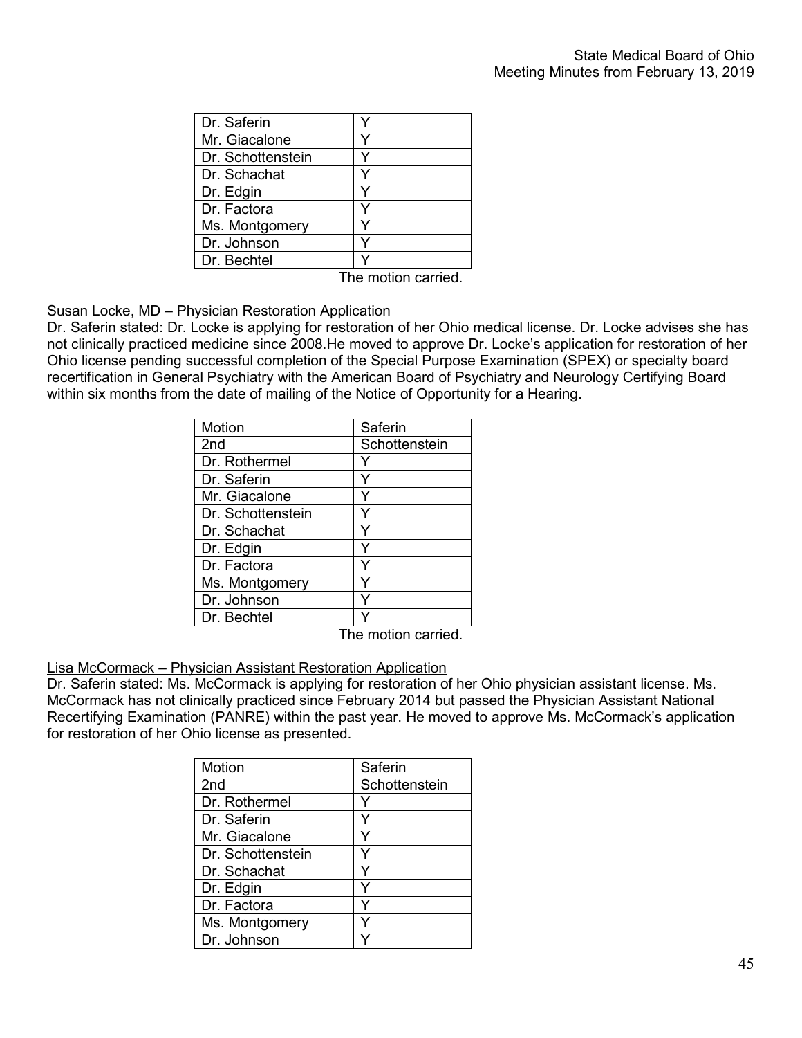| Dr. Saferin | Y |
|---|---|
| Mr. Giacalone | Y |
| Dr. Schottenstein | Y |
| Dr. Schachat | Y |
| Dr. Edgin | Y |
| Dr. Factora | Y |
| Ms. Montgomery | Y |
| Dr. Johnson | Y |
| Dr. Bechtel | Y |

The motion carried.

Susan Locke, MD – Physician Restoration Application

Dr. Saferin stated: Dr. Locke is applying for restoration of her Ohio medical license. Dr. Locke advises she has not clinically practiced medicine since 2008.He moved to approve Dr. Locke's application for restoration of her Ohio license pending successful completion of the Special Purpose Examination (SPEX) or specialty board recertification in General Psychiatry with the American Board of Psychiatry and Neurology Certifying Board within six months from the date of mailing of the Notice of Opportunity for a Hearing.

| Motion | Saferin |
|---|---|
| 2nd | Schottenstein |
| Dr. Rothermel | Y |
| Dr. Saferin | Y |
| Mr. Giacalone | Y |
| Dr. Schottenstein | Y |
| Dr. Schachat | Y |
| Dr. Edgin | Y |
| Dr. Factora | Y |
| Ms. Montgomery | Y |
| Dr. Johnson | Y |
| Dr. Bechtel | Y |

The motion carried.

Lisa McCormack – Physician Assistant Restoration Application

Dr. Saferin stated: Ms. McCormack is applying for restoration of her Ohio physician assistant license. Ms. McCormack has not clinically practiced since February 2014 but passed the Physician Assistant National Recertifying Examination (PANRE) within the past year. He moved to approve Ms. McCormack's application for restoration of her Ohio license as presented.

| Motion | Saferin |
|---|---|
| 2nd | Schottenstein |
| Dr. Rothermel | Y |
| Dr. Saferin | Y |
| Mr. Giacalone | Y |
| Dr. Schottenstein | Y |
| Dr. Schachat | Y |
| Dr. Edgin | Y |
| Dr. Factora | Y |
| Ms. Montgomery | Y |
| Dr. Johnson | Y |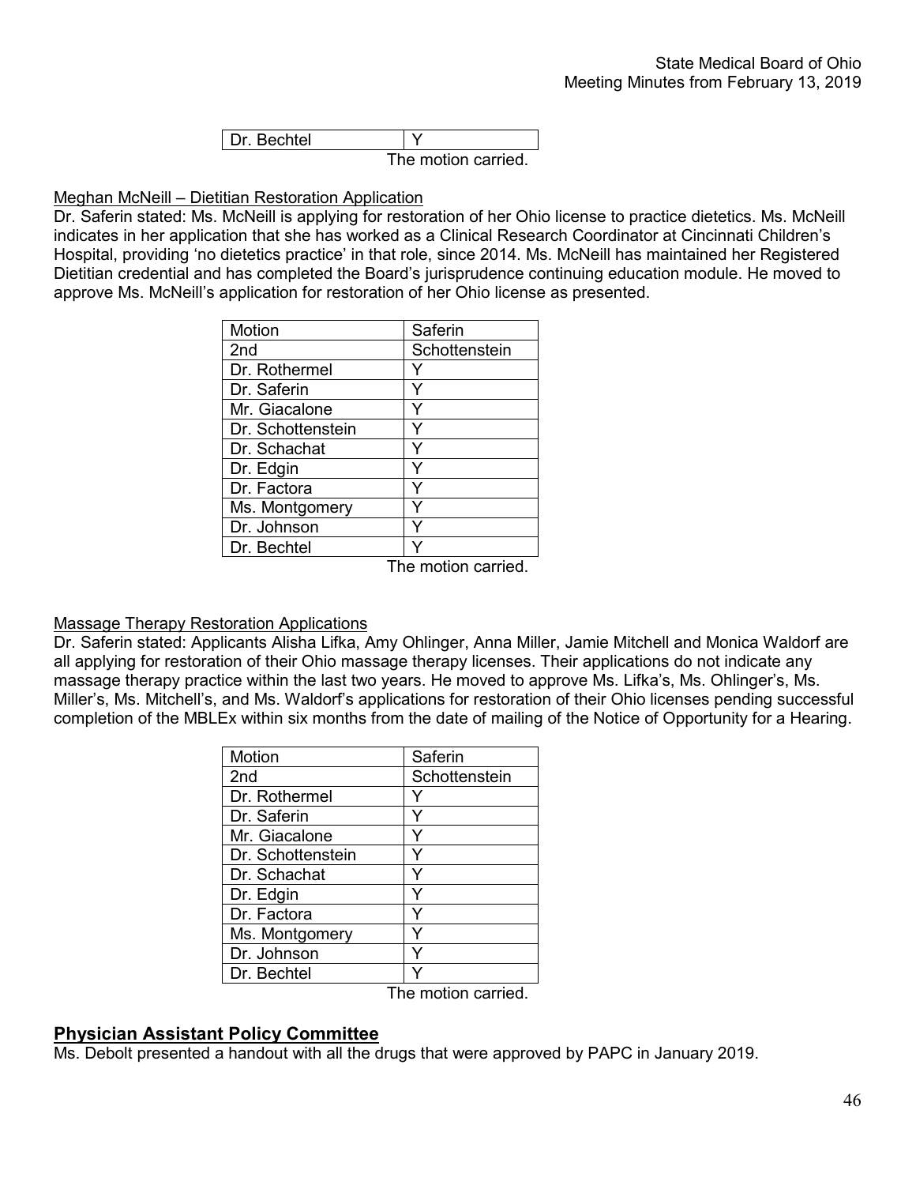| Dr. Bechtel | Y |
|---|---|

The motion carried.

Meghan McNeill – Dietitian Restoration Application

Dr. Saferin stated: Ms. McNeill is applying for restoration of her Ohio license to practice dietetics. Ms. McNeill indicates in her application that she has worked as a Clinical Research Coordinator at Cincinnati Children's Hospital, providing 'no dietetics practice' in that role, since 2014. Ms. McNeill has maintained her Registered Dietitian credential and has completed the Board's jurisprudence continuing education module. He moved to approve Ms. McNeill's application for restoration of her Ohio license as presented.

| Motion | Saferin |
|---|---|
| 2nd | Schottenstein |
| Dr. Rothermel | Y |
| Dr. Saferin | Y |
| Mr. Giacalone | Y |
| Dr. Schottenstein | Y |
| Dr. Schachat | Y |
| Dr. Edgin | Y |
| Dr. Factora | Y |
| Ms. Montgomery | Y |
| Dr. Johnson | Y |
| Dr. Bechtel | Y |

The motion carried.

Massage Therapy Restoration Applications

Dr. Saferin stated: Applicants Alisha Lifka, Amy Ohlinger, Anna Miller, Jamie Mitchell and Monica Waldorf are all applying for restoration of their Ohio massage therapy licenses. Their applications do not indicate any massage therapy practice within the last two years. He moved to approve Ms. Lifka's, Ms. Ohlinger's, Ms. Miller's, Ms. Mitchell's, and Ms. Waldorf's applications for restoration of their Ohio licenses pending successful completion of the MBLEx within six months from the date of mailing of the Notice of Opportunity for a Hearing.

| Motion | Saferin |
|---|---|
| 2nd | Schottenstein |
| Dr. Rothermel | Y |
| Dr. Saferin | Y |
| Mr. Giacalone | Y |
| Dr. Schottenstein | Y |
| Dr. Schachat | Y |
| Dr. Edgin | Y |
| Dr. Factora | Y |
| Ms. Montgomery | Y |
| Dr. Johnson | Y |
| Dr. Bechtel | Y |

The motion carried.

## Physician Assistant Policy Committee

Ms. Debolt presented a handout with all the drugs that were approved by PAPC in January 2019.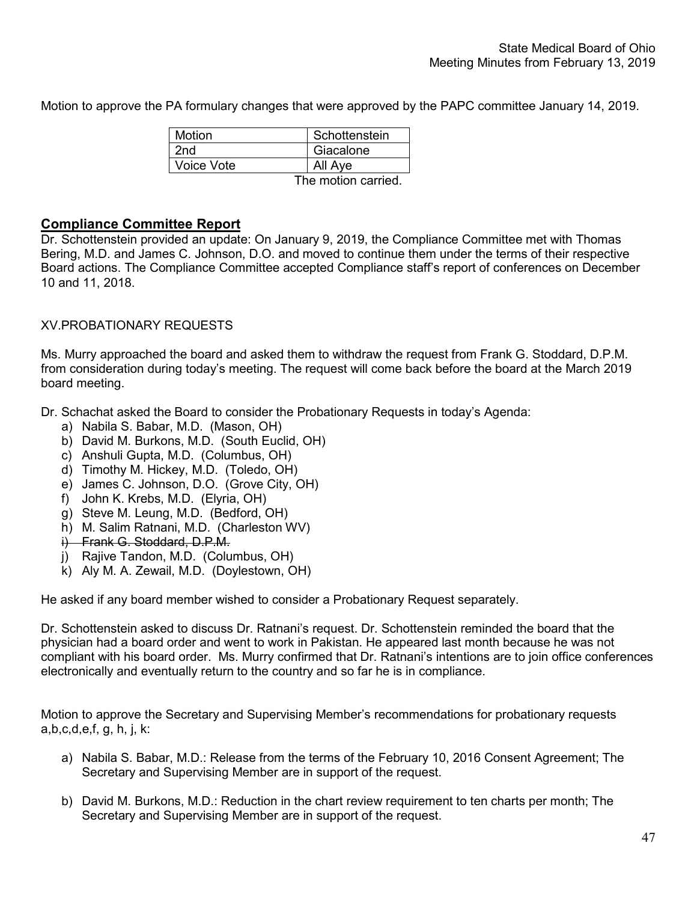Motion to approve the PA formulary changes that were approved by the PAPC committee January 14, 2019.

| Motion | Schottenstein |
|---|---|
| 2nd | Giacalone |
| Voice Vote | All Aye |

The motion carried.

## **Compliance Committee Report**

Dr. Schottenstein provided an update: On January 9, 2019, the Compliance Committee met with Thomas Bering, M.D. and James C. Johnson, D.O. and moved to continue them under the terms of their respective Board actions. The Compliance Committee accepted Compliance staff's report of conferences on December 10 and 11, 2018.

XV.PROBATIONARY REQUESTS

Ms. Murry approached the board and asked them to withdraw the request from Frank G. Stoddard, D.P.M. from consideration during today's meeting. The request will come back before the board at the March 2019 board meeting.

Dr. Schachat asked the Board to consider the Probationary Requests in today's Agenda:

a) Nabila S. Babar, M.D. (Mason, OH)
b) David M. Burkons, M.D. (South Euclid, OH)
c) Anshuli Gupta, M.D. (Columbus, OH)
d) Timothy M. Hickey, M.D. (Toledo, OH)
e) James C. Johnson, D.O. (Grove City, OH)
f) John K. Krebs, M.D. (Elyria, OH)
g) Steve M. Leung, M.D. (Bedford, OH)
h) M. Salim Ratnani, M.D. (Charleston WV)
i) ~~Frank G. Stoddard, D.P.M.~~
j) Rajive Tandon, M.D. (Columbus, OH)
k) Aly M. A. Zewail, M.D. (Doylestown, OH)

He asked if any board member wished to consider a Probationary Request separately.

Dr. Schottenstein asked to discuss Dr. Ratnani's request. Dr. Schottenstein reminded the board that the physician had a board order and went to work in Pakistan. He appeared last month because he was not compliant with his board order. Ms. Murry confirmed that Dr. Ratnani's intentions are to join office conferences electronically and eventually return to the country and so far he is in compliance.

Motion to approve the Secretary and Supervising Member's recommendations for probationary requests a,b,c,d,e,f, g, h, j, k:

a) Nabila S. Babar, M.D.: Release from the terms of the February 10, 2016 Consent Agreement; The Secretary and Supervising Member are in support of the request.

b) David M. Burkons, M.D.: Reduction in the chart review requirement to ten charts per month; The Secretary and Supervising Member are in support of the request.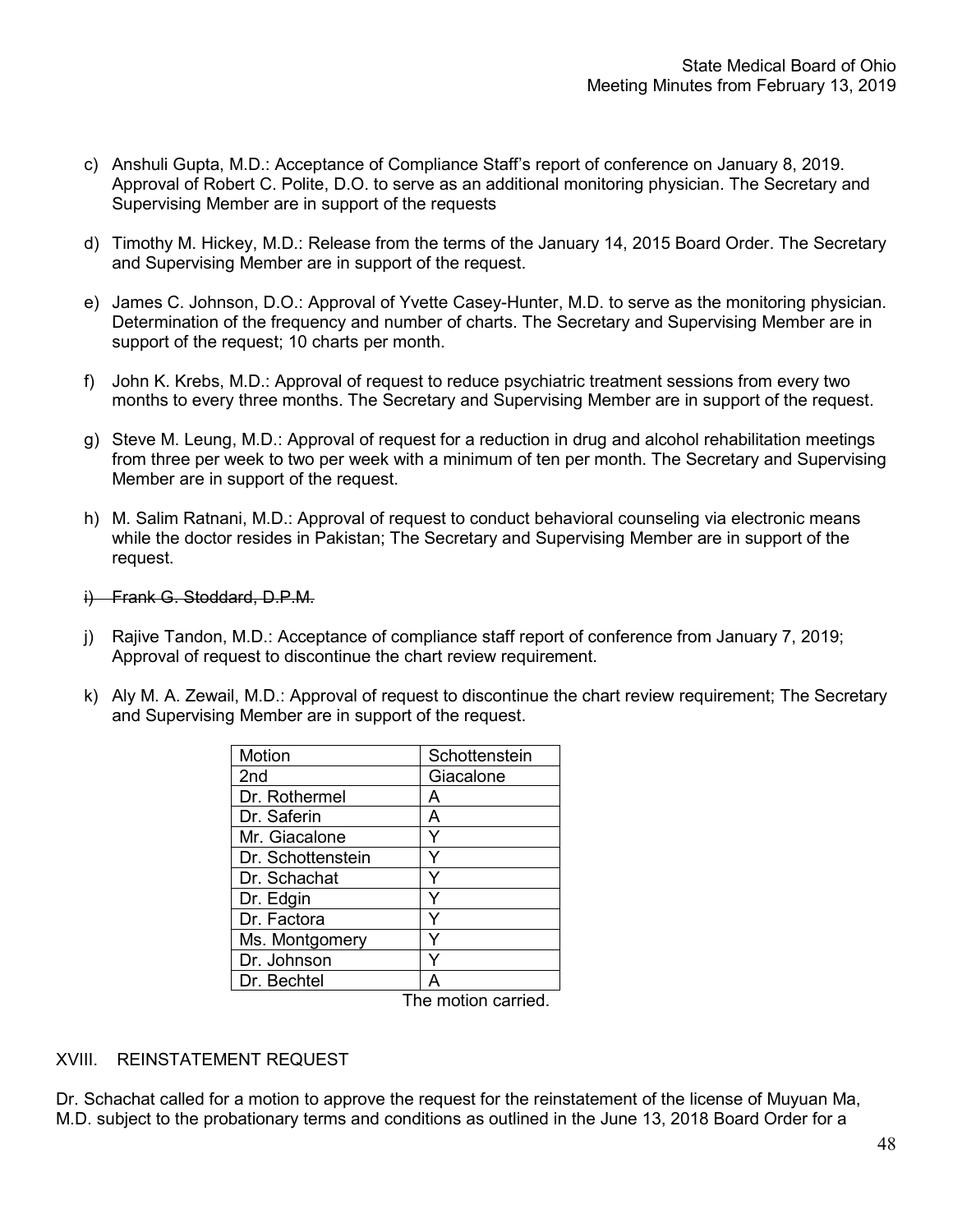c) Anshuli Gupta, M.D.: Acceptance of Compliance Staff's report of conference on January 8, 2019. Approval of Robert C. Polite, D.O. to serve as an additional monitoring physician. The Secretary and Supervising Member are in support of the requests

d) Timothy M. Hickey, M.D.: Release from the terms of the January 14, 2015 Board Order. The Secretary and Supervising Member are in support of the request.

e) James C. Johnson, D.O.: Approval of Yvette Casey-Hunter, M.D. to serve as the monitoring physician. Determination of the frequency and number of charts. The Secretary and Supervising Member are in support of the request; 10 charts per month.

f) John K. Krebs, M.D.: Approval of request to reduce psychiatric treatment sessions from every two months to every three months. The Secretary and Supervising Member are in support of the request.

g) Steve M. Leung, M.D.: Approval of request for a reduction in drug and alcohol rehabilitation meetings from three per week to two per week with a minimum of ten per month. The Secretary and Supervising Member are in support of the request.

h) M. Salim Ratnani, M.D.: Approval of request to conduct behavioral counseling via electronic means while the doctor resides in Pakistan; The Secretary and Supervising Member are in support of the request.

i) ~~Frank G. Stoddard, D.P.M.~~

j) Rajive Tandon, M.D.: Acceptance of compliance staff report of conference from January 7, 2019; Approval of request to discontinue the chart review requirement.

k) Aly M. A. Zewail, M.D.: Approval of request to discontinue the chart review requirement; The Secretary and Supervising Member are in support of the request.

| Motion | Schottenstein |
|---|---|
| 2nd | Giacalone |
| Dr. Rothermel | A |
| Dr. Saferin | A |
| Mr. Giacalone | Y |
| Dr. Schottenstein | Y |
| Dr. Schachat | Y |
| Dr. Edgin | Y |
| Dr. Factora | Y |
| Ms. Montgomery | Y |
| Dr. Johnson | Y |
| Dr. Bechtel | A |

The motion carried.

## XVIII. REINSTATEMENT REQUEST

Dr. Schachat called for a motion to approve the request for the reinstatement of the license of Muyuan Ma, M.D. subject to the probationary terms and conditions as outlined in the June 13, 2018 Board Order for a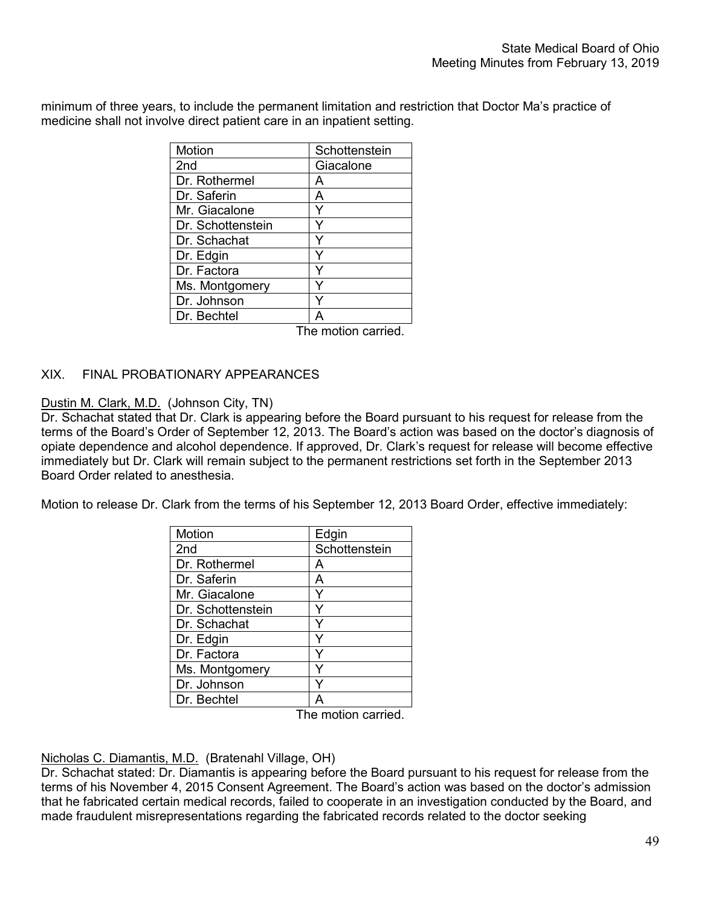minimum of three years, to include the permanent limitation and restriction that Doctor Ma's practice of medicine shall not involve direct patient care in an inpatient setting.

| Motion | Schottenstein |
|---|---|
| 2nd | Giacalone |
| Dr. Rothermel | A |
| Dr. Saferin | A |
| Mr. Giacalone | Y |
| Dr. Schottenstein | Y |
| Dr. Schachat | Y |
| Dr. Edgin | Y |
| Dr. Factora | Y |
| Ms. Montgomery | Y |
| Dr. Johnson | Y |
| Dr. Bechtel | A |

The motion carried.

## XIX. FINAL PROBATIONARY APPEARANCES

Dustin M. Clark, M.D. (Johnson City, TN)

Dr. Schachat stated that Dr. Clark is appearing before the Board pursuant to his request for release from the terms of the Board's Order of September 12, 2013. The Board's action was based on the doctor's diagnosis of opiate dependence and alcohol dependence. If approved, Dr. Clark's request for release will become effective immediately but Dr. Clark will remain subject to the permanent restrictions set forth in the September 2013 Board Order related to anesthesia.

Motion to release Dr. Clark from the terms of his September 12, 2013 Board Order, effective immediately:

| Motion | Edgin |
|---|---|
| 2nd | Schottenstein |
| Dr. Rothermel | A |
| Dr. Saferin | A |
| Mr. Giacalone | Y |
| Dr. Schottenstein | Y |
| Dr. Schachat | Y |
| Dr. Edgin | Y |
| Dr. Factora | Y |
| Ms. Montgomery | Y |
| Dr. Johnson | Y |
| Dr. Bechtel | A |

The motion carried.

Nicholas C. Diamantis, M.D. (Bratenahl Village, OH)

Dr. Schachat stated: Dr. Diamantis is appearing before the Board pursuant to his request for release from the terms of his November 4, 2015 Consent Agreement. The Board's action was based on the doctor's admission that he fabricated certain medical records, failed to cooperate in an investigation conducted by the Board, and made fraudulent misrepresentations regarding the fabricated records related to the doctor seeking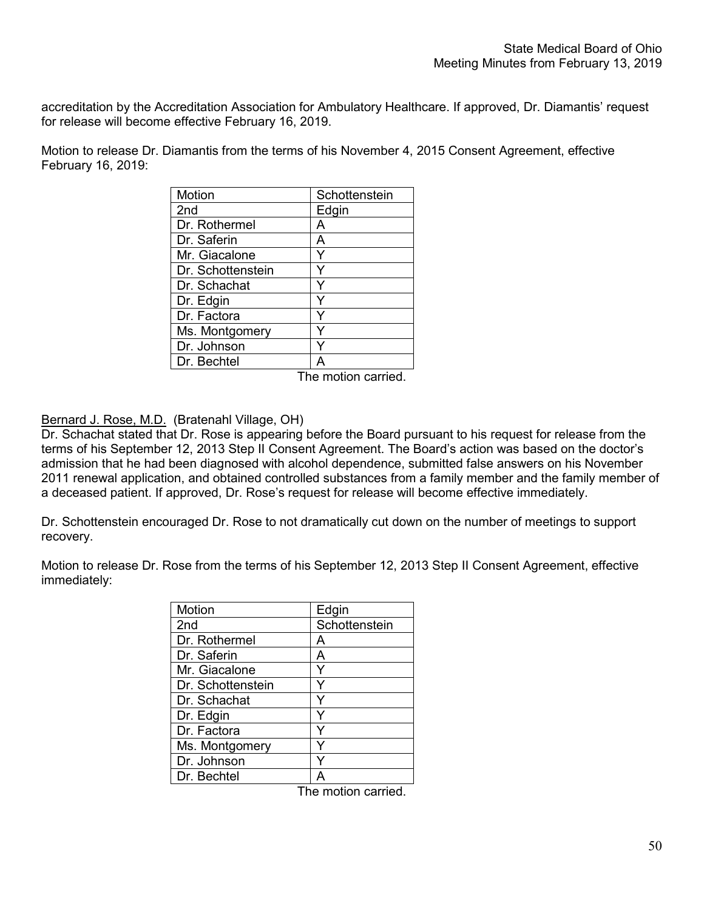accreditation by the Accreditation Association for Ambulatory Healthcare. If approved, Dr. Diamantis' request for release will become effective February 16, 2019.

Motion to release Dr. Diamantis from the terms of his November 4, 2015 Consent Agreement, effective February 16, 2019:

| Motion | Schottenstein |
|---|---|
| 2nd | Edgin |
| Dr. Rothermel | A |
| Dr. Saferin | A |
| Mr. Giacalone | Y |
| Dr. Schottenstein | Y |
| Dr. Schachat | Y |
| Dr. Edgin | Y |
| Dr. Factora | Y |
| Ms. Montgomery | Y |
| Dr. Johnson | Y |
| Dr. Bechtel | A |

The motion carried.

Bernard J. Rose, M.D. (Bratenahl Village, OH)
Dr. Schachat stated that Dr. Rose is appearing before the Board pursuant to his request for release from the terms of his September 12, 2013 Step II Consent Agreement. The Board's action was based on the doctor's admission that he had been diagnosed with alcohol dependence, submitted false answers on his November 2011 renewal application, and obtained controlled substances from a family member and the family member of a deceased patient. If approved, Dr. Rose's request for release will become effective immediately.

Dr. Schottenstein encouraged Dr. Rose to not dramatically cut down on the number of meetings to support recovery.

Motion to release Dr. Rose from the terms of his September 12, 2013 Step II Consent Agreement, effective immediately:

| Motion | Edgin |
|---|---|
| 2nd | Schottenstein |
| Dr. Rothermel | A |
| Dr. Saferin | A |
| Mr. Giacalone | Y |
| Dr. Schottenstein | Y |
| Dr. Schachat | Y |
| Dr. Edgin | Y |
| Dr. Factora | Y |
| Ms. Montgomery | Y |
| Dr. Johnson | Y |
| Dr. Bechtel | A |

The motion carried.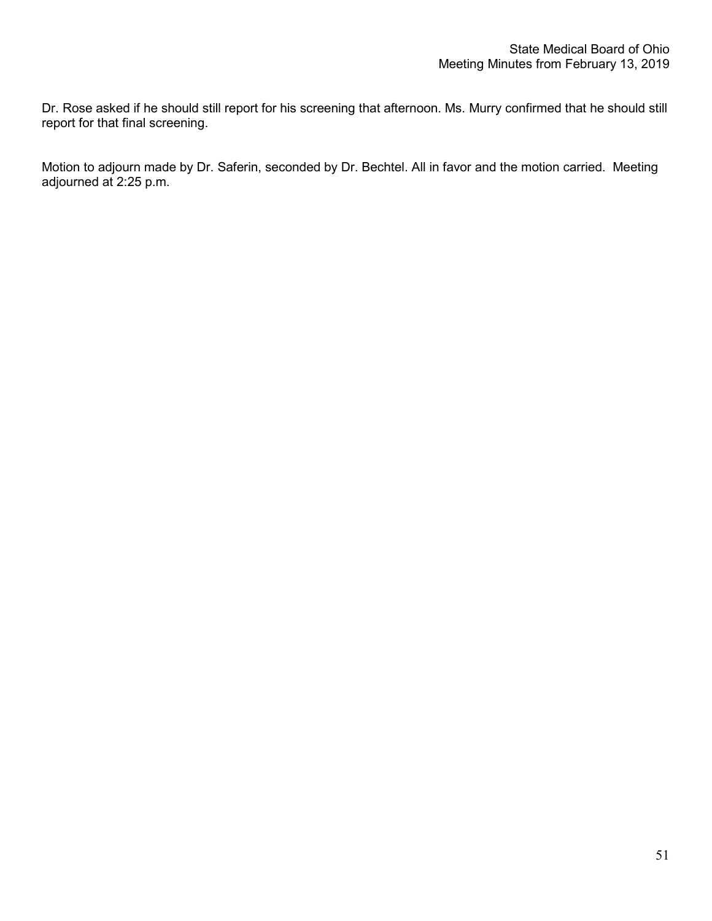Dr. Rose asked if he should still report for his screening that afternoon. Ms. Murry confirmed that he should still report for that final screening.

Motion to adjourn made by Dr. Saferin, seconded by Dr. Bechtel. All in favor and the motion carried. Meeting adjourned at 2:25 p.m.